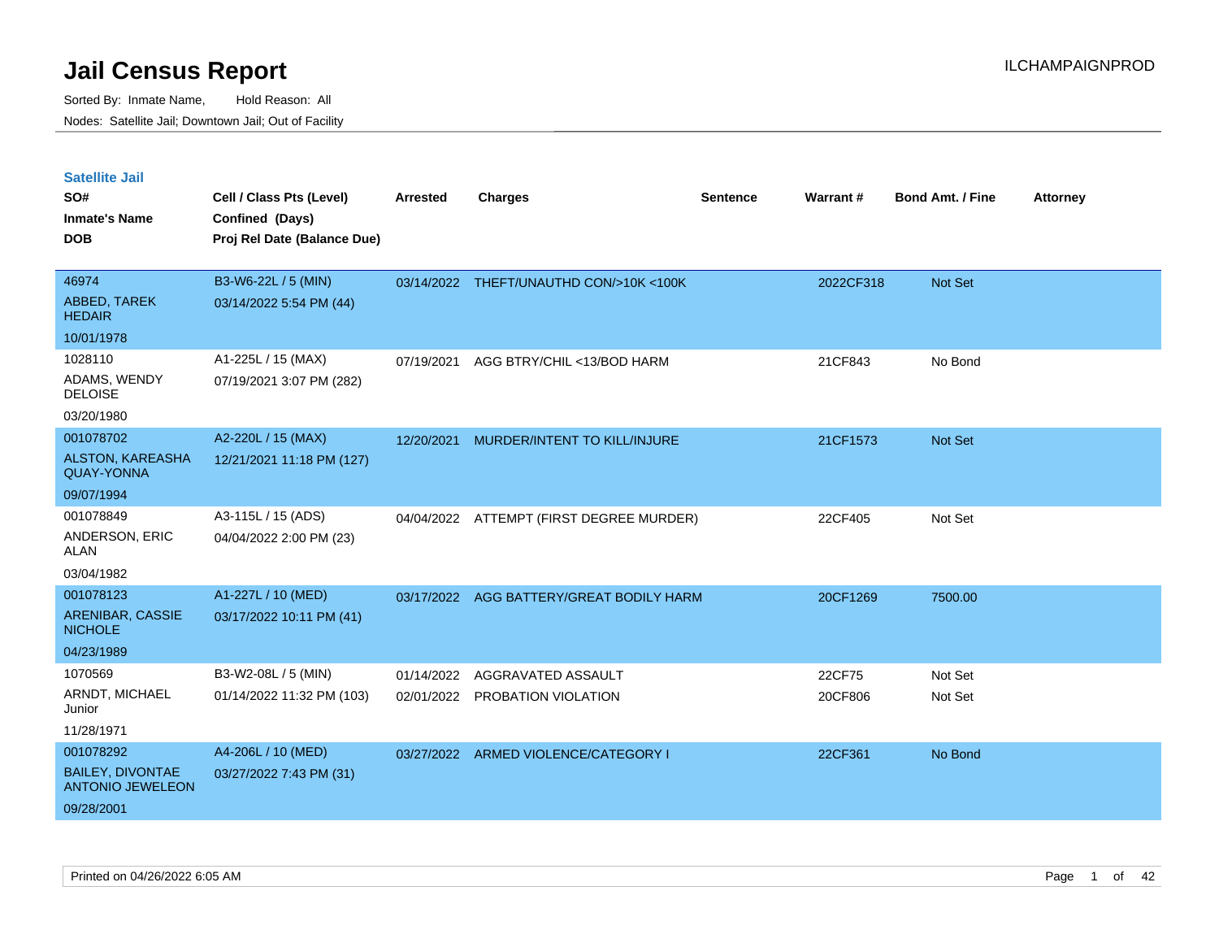# Jail Census Report

Sorted By: Inmate Name, Hold Reason: All

Nodes: Satellite Jail; Downtown Jail; Out of Facility

ILCHAMPAIGNPROD

## Satellite Jail

| SO# / Inmate's Name / DOB | Cell / Class Pts (Level) / Confined (Days) / Proj Rel Date (Balance Due) | Arrested | Charges | Sentence | Warrant # | Bond Amt. / Fine | Attorney |
|---|---|---|---|---|---|---|---|
| 46974<br>ABBED, TAREK HEDAIR<br>10/01/1978 | B3-W6-22L / 5 (MIN)<br>03/14/2022 5:54 PM (44) | 03/14/2022 | THEFT/UNAUTHD CON/>10K <100K | | 2022CF318 | Not Set | |
| 1028110<br>ADAMS, WENDY DELOISE<br>03/20/1980 | A1-225L / 15 (MAX)<br>07/19/2021 3:07 PM (282) | 07/19/2021 | AGG BTRY/CHIL <13/BOD HARM | | 21CF843 | No Bond | |
| 001078702<br>ALSTON, KAREASHA QUAY-YONNA<br>09/07/1994 | A2-220L / 15 (MAX)<br>12/21/2021 11:18 PM (127) | 12/20/2021 | MURDER/INTENT TO KILL/INJURE | | 21CF1573 | Not Set | |
| 001078849<br>ANDERSON, ERIC ALAN<br>03/04/1982 | A3-115L / 15 (ADS)<br>04/04/2022 2:00 PM (23) | 04/04/2022 | ATTEMPT (FIRST DEGREE MURDER) | | 22CF405 | Not Set | |
| 001078123<br>ARENIBAR, CASSIE NICHOLE<br>04/23/1989 | A1-227L / 10 (MED)<br>03/17/2022 10:11 PM (41) | 03/17/2022 | AGG BATTERY/GREAT BODILY HARM | | 20CF1269 | 7500.00 | |
| 1070569<br>ARNDT, MICHAEL Junior<br>11/28/1971 | B3-W2-08L / 5 (MIN)<br>01/14/2022 11:32 PM (103) | 01/14/2022<br>02/01/2022 | AGGRAVATED ASSAULT<br>PROBATION VIOLATION | | 22CF75<br>20CF806 | Not Set<br>Not Set | |
| 001078292<br>BAILEY, DIVONTAE ANTONIO JEWELEON<br>09/28/2001 | A4-206L / 10 (MED)<br>03/27/2022 7:43 PM (31) | 03/27/2022 | ARMED VIOLENCE/CATEGORY I | | 22CF361 | No Bond | |

Printed on 04/26/2022 6:05 AM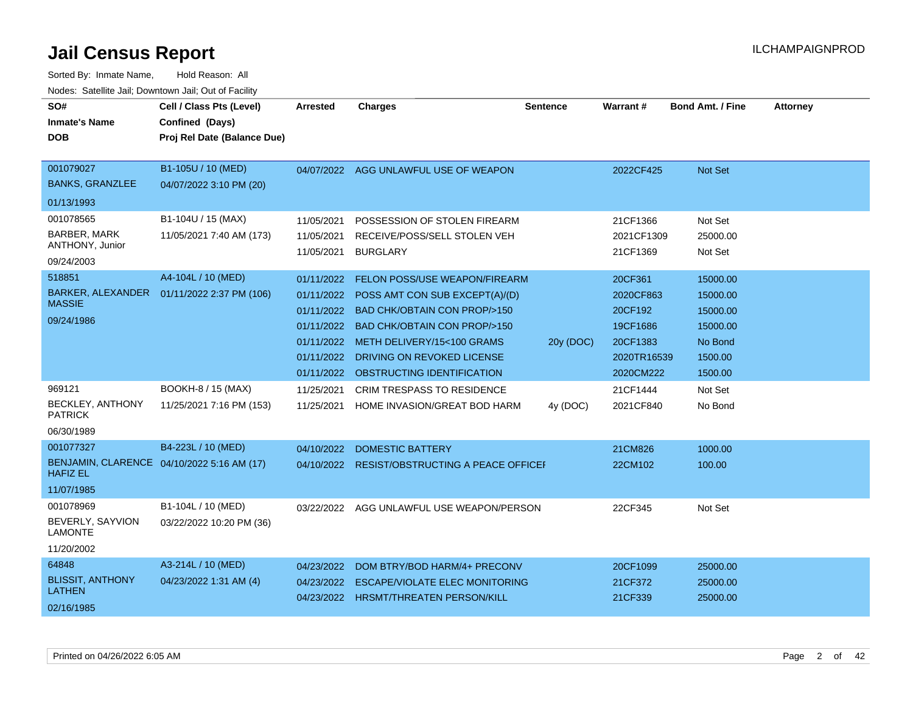# Jail Census Report

ILCHAMPAIGNPROD

Sorted By: Inmate Name, Hold Reason: All

Nodes: Satellite Jail; Downtown Jail; Out of Facility

| SO# / Inmate's Name / DOB | Cell / Class Pts (Level) / Confined (Days) / Proj Rel Date (Balance Due) | Arrested | Charges | Sentence | Warrant # | Bond Amt. / Fine | Attorney |
|---|---|---|---|---|---|---|---|
| 001079027<br>BANKS, GRANZLEE<br>01/13/1993 | B1-105U / 10 (MED)<br>04/07/2022 3:10 PM (20) | 04/07/2022 | AGG UNLAWFUL USE OF WEAPON | | 2022CF425 | Not Set | |
| 001078565<br>BARBER, MARK ANTHONY, Junior<br>09/24/2003 | B1-104U / 15 (MAX)<br>11/05/2021 7:40 AM (173) | 11/05/2021 | POSSESSION OF STOLEN FIREARM | | 21CF1366 | Not Set | |
| | | 11/05/2021 | RECEIVE/POSS/SELL STOLEN VEH | | 2021CF1309 | 25000.00 | |
| | | 11/05/2021 | BURGLARY | | 21CF1369 | Not Set | |
| 518851<br>BARKER, ALEXANDER MASSIE<br>09/24/1986 | A4-104L / 10 (MED)<br>01/11/2022 2:37 PM (106) | 01/11/2022 | FELON POSS/USE WEAPON/FIREARM | | 20CF361 | 15000.00 | |
| | | 01/11/2022 | POSS AMT CON SUB EXCEPT(A)/(D) | | 2020CF863 | 15000.00 | |
| | | 01/11/2022 | BAD CHK/OBTAIN CON PROP/>150 | | 20CF192 | 15000.00 | |
| | | 01/11/2022 | BAD CHK/OBTAIN CON PROP/>150 | | 19CF1686 | 15000.00 | |
| | | 01/11/2022 | METH DELIVERY/15<100 GRAMS | 20y (DOC) | 20CF1383 | No Bond | |
| | | 01/11/2022 | DRIVING ON REVOKED LICENSE | | 2020TR16539 | 1500.00 | |
| | | 01/11/2022 | OBSTRUCTING IDENTIFICATION | | 2020CM222 | 1500.00 | |
| 969121<br>BECKLEY, ANTHONY PATRICK<br>06/30/1989 | BOOKH-8 / 15 (MAX)<br>11/25/2021 7:16 PM (153) | 11/25/2021 | CRIM TRESPASS TO RESIDENCE | | 21CF1444 | Not Set | |
| | | 11/25/2021 | HOME INVASION/GREAT BOD HARM | 4y (DOC) | 2021CF840 | No Bond | |
| 001077327<br>BENJAMIN, CLARENCE HAFIZ EL<br>11/07/1985 | B4-223L / 10 (MED)<br>04/10/2022 5:16 AM (17) | 04/10/2022 | DOMESTIC BATTERY | | 21CM826 | 1000.00 | |
| | | 04/10/2022 | RESIST/OBSTRUCTING A PEACE OFFICEI | | 22CM102 | 100.00 | |
| 001078969<br>BEVERLY, SAYVION LAMONTE<br>11/20/2002 | B1-104L / 10 (MED)<br>03/22/2022 10:20 PM (36) | 03/22/2022 | AGG UNLAWFUL USE WEAPON/PERSON | | 22CF345 | Not Set | |
| 64848<br>BLISSIT, ANTHONY LATHEN<br>02/16/1985 | A3-214L / 10 (MED)<br>04/23/2022 1:31 AM (4) | 04/23/2022 | DOM BTRY/BOD HARM/4+ PRECONV | | 20CF1099 | 25000.00 | |
| | | 04/23/2022 | ESCAPE/VIOLATE ELEC MONITORING | | 21CF372 | 25000.00 | |
| | | 04/23/2022 | HRSMT/THREATEN PERSON/KILL | | 21CF339 | 25000.00 | |

Printed on 04/26/2022 6:05 AM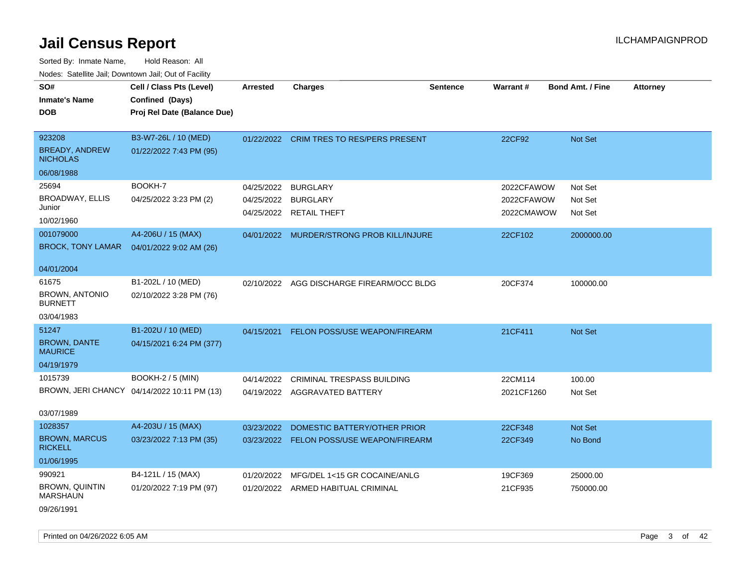# Jail Census Report

ILCHAMPAIGNPROD

Sorted By: Inmate Name, Hold Reason: All

Nodes: Satellite Jail; Downtown Jail; Out of Facility

| SO# / Inmate's Name / DOB | Cell / Class Pts (Level) / Confined (Days) / Proj Rel Date (Balance Due) | Arrested | Charges | Sentence | Warrant # | Bond Amt. / Fine | Attorney |
|---|---|---|---|---|---|---|---|
| 923208<br>BREADY, ANDREW NICHOLAS<br>06/08/1988 | B3-W7-26L / 10 (MED)<br>01/22/2022 7:43 PM (95) | 01/22/2022 | CRIM TRES TO RES/PERS PRESENT | | 22CF92 | Not Set | |
| 25694<br>BROADWAY, ELLIS Junior<br>10/02/1960 | BOOKH-7<br>04/25/2022 3:23 PM (2) | 04/25/2022<br>04/25/2022<br>04/25/2022 | BURGLARY<br>BURGLARY<br>RETAIL THEFT | | 2022CFAWOW<br>2022CFAWOW<br>2022CMAWOW | Not Set<br>Not Set<br>Not Set | |
| 001079000<br>BROCK, TONY LAMAR<br>04/01/2004 | A4-206U / 15 (MAX)<br>04/01/2022 9:02 AM (26) | 04/01/2022 | MURDER/STRONG PROB KILL/INJURE | | 22CF102 | 2000000.00 | |
| 61675<br>BROWN, ANTONIO BURNETT<br>03/04/1983 | B1-202L / 10 (MED)<br>02/10/2022 3:28 PM (76) | 02/10/2022 | AGG DISCHARGE FIREARM/OCC BLDG | | 20CF374 | 100000.00 | |
| 51247<br>BROWN, DANTE MAURICE<br>04/19/1979 | B1-202U / 10 (MED)<br>04/15/2021 6:24 PM (377) | 04/15/2021 | FELON POSS/USE WEAPON/FIREARM | | 21CF411 | Not Set | |
| 1015739<br>BROWN, JERI CHANCY<br>03/07/1989 | BOOKH-2 / 5 (MIN)<br>04/14/2022 10:11 PM (13) | 04/14/2022<br>04/19/2022 | CRIMINAL TRESPASS BUILDING<br>AGGRAVATED BATTERY | | 22CM114<br>2021CF1260 | 100.00<br>Not Set | |
| 1028357<br>BROWN, MARCUS RICKELL<br>01/06/1995 | A4-203U / 15 (MAX)<br>03/23/2022 7:13 PM (35) | 03/23/2022<br>03/23/2022 | DOMESTIC BATTERY/OTHER PRIOR<br>FELON POSS/USE WEAPON/FIREARM | | 22CF348<br>22CF349 | Not Set<br>No Bond | |
| 990921<br>BROWN, QUINTIN MARSHAUN<br>09/26/1991 | B4-121L / 15 (MAX)<br>01/20/2022 7:19 PM (97) | 01/20/2022<br>01/20/2022 | MFG/DEL 1<15 GR COCAINE/ANLG<br>ARMED HABITUAL CRIMINAL | | 19CF369<br>21CF935 | 25000.00<br>750000.00 | |

Printed on 04/26/2022 6:05 AM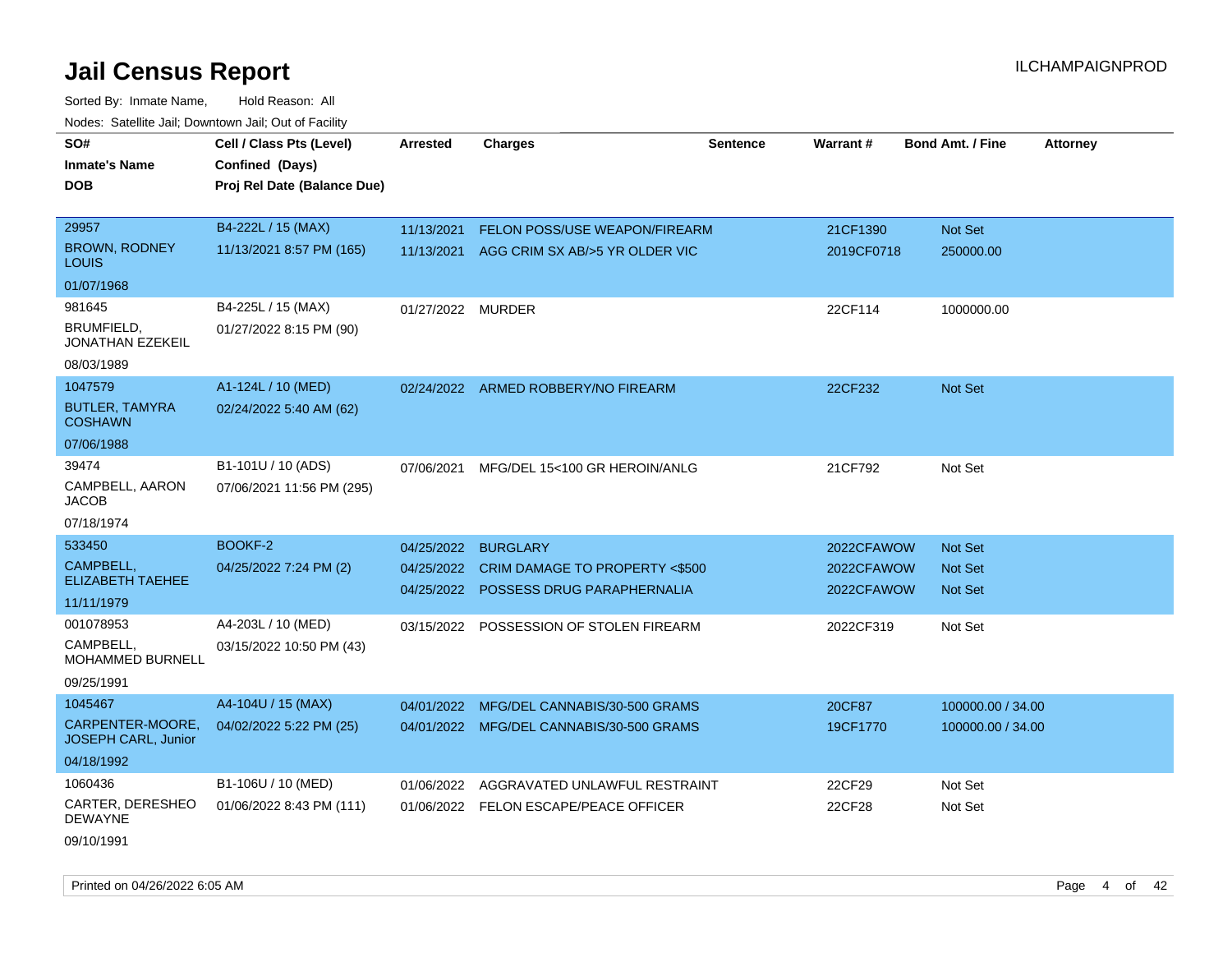# Jail Census Report

Sorted By: Inmate Name, Hold Reason: All

Nodes: Satellite Jail; Downtown Jail; Out of Facility

| SO# / Inmate's Name / DOB | Cell / Class Pts (Level) / Confined (Days) / Proj Rel Date (Balance Due) | Arrested | Charges | Sentence | Warrant # | Bond Amt. / Fine | Attorney |
|---|---|---|---|---|---|---|---|
| 29957<br>BROWN, RODNEY LOUIS<br>01/07/1968 | B4-222L / 15 (MAX)<br>11/13/2021 8:57 PM (165) | 11/13/2021<br>11/13/2021 | FELON POSS/USE WEAPON/FIREARM<br>AGG CRIM SX AB/>5 YR OLDER VIC | | 21CF1390<br>2019CF0718 | Not Set<br>250000.00 | |
| 981645<br>BRUMFIELD, JONATHAN EZEKEIL<br>08/03/1989 | B4-225L / 15 (MAX)<br>01/27/2022 8:15 PM (90) | 01/27/2022 | MURDER | | 22CF114 | 1000000.00 | |
| 1047579<br>BUTLER, TAMYRA COSHAWN<br>07/06/1988 | A1-124L / 10 (MED)<br>02/24/2022 5:40 AM (62) | 02/24/2022 | ARMED ROBBERY/NO FIREARM | | 22CF232 | Not Set | |
| 39474<br>CAMPBELL, AARON JACOB<br>07/18/1974 | B1-101U / 10 (ADS)<br>07/06/2021 11:56 PM (295) | 07/06/2021 | MFG/DEL 15<100 GR HEROIN/ANLG | | 21CF792 | Not Set | |
| 533450<br>CAMPBELL, ELIZABETH TAEHEE<br>11/11/1979 | BOOKF-2<br>04/25/2022 7:24 PM (2) | 04/25/2022<br>04/25/2022<br>04/25/2022 | BURGLARY<br>CRIM DAMAGE TO PROPERTY <$500<br>POSSESS DRUG PARAPHERNALIA | | 2022CFAWOW<br>2022CFAWOW<br>2022CFAWOW | Not Set<br>Not Set<br>Not Set | |
| 001078953<br>CAMPBELL, MOHAMMED BURNELL<br>09/25/1991 | A4-203L / 10 (MED)<br>03/15/2022 10:50 PM (43) | 03/15/2022 | POSSESSION OF STOLEN FIREARM | | 2022CF319 | Not Set | |
| 1045467<br>CARPENTER-MOORE, JOSEPH CARL, Junior<br>04/18/1992 | A4-104U / 15 (MAX)<br>04/02/2022 5:22 PM (25) | 04/01/2022<br>04/01/2022 | MFG/DEL CANNABIS/30-500 GRAMS<br>MFG/DEL CANNABIS/30-500 GRAMS | | 20CF87<br>19CF1770 | 100000.00 / 34.00<br>100000.00 / 34.00 | |
| 1060436<br>CARTER, DERESHEO DEWAYNE<br>09/10/1991 | B1-106U / 10 (MED)<br>01/06/2022 8:43 PM (111) | 01/06/2022<br>01/06/2022 | AGGRAVATED UNLAWFUL RESTRAINT<br>FELON ESCAPE/PEACE OFFICER | | 22CF29<br>22CF28 | Not Set<br>Not Set | |

Printed on 04/26/2022 6:05 AM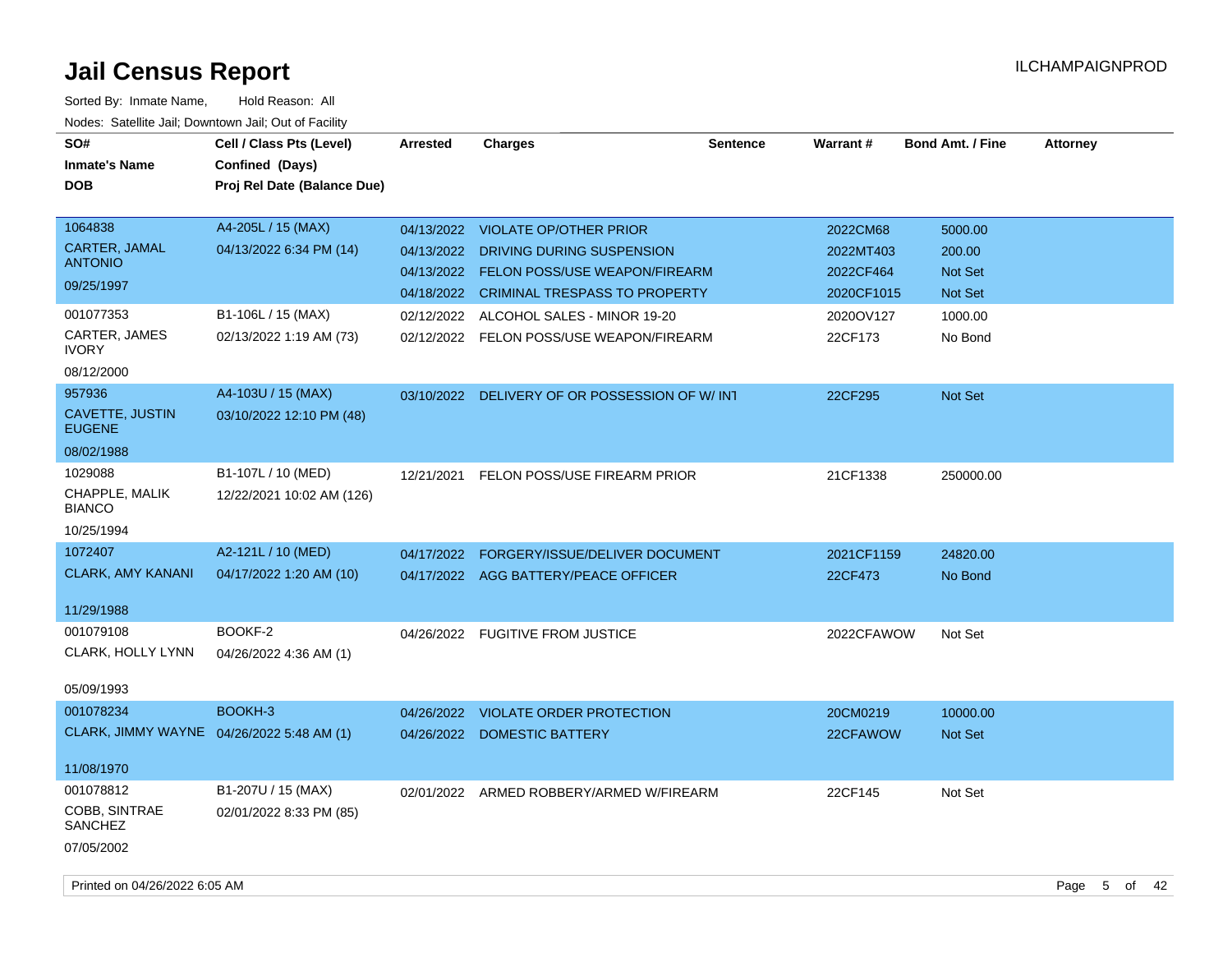# Jail Census Report

ILCHAMPAIGNPROD

Sorted By: Inmate Name, Hold Reason: All

Nodes: Satellite Jail; Downtown Jail; Out of Facility

| SO# / Inmate's Name / DOB | Cell / Class Pts (Level) / Confined (Days) / Proj Rel Date (Balance Due) | Arrested | Charges | Sentence | Warrant # | Bond Amt. / Fine | Attorney |
|---|---|---|---|---|---|---|---|
| 1064838 CARTER, JAMAL ANTONIO 09/25/1997 | A4-205L / 15 (MAX) 04/13/2022 6:34 PM (14) | 04/13/2022 | VIOLATE OP/OTHER PRIOR | | 2022CM68 | 5000.00 | |
| | | 04/13/2022 | DRIVING DURING SUSPENSION | | 2022MT403 | 200.00 | |
| | | 04/13/2022 | FELON POSS/USE WEAPON/FIREARM | | 2022CF464 | Not Set | |
| | | 04/18/2022 | CRIMINAL TRESPASS TO PROPERTY | | 2020CF1015 | Not Set | |
| 001077353 CARTER, JAMES IVORY 08/12/2000 | B1-106L / 15 (MAX) 02/13/2022 1:19 AM (73) | 02/12/2022 | ALCOHOL SALES - MINOR 19-20 | | 2020OV127 | 1000.00 | |
| | | 02/12/2022 | FELON POSS/USE WEAPON/FIREARM | | 22CF173 | No Bond | |
| 957936 CAVETTE, JUSTIN EUGENE 08/02/1988 | A4-103U / 15 (MAX) 03/10/2022 12:10 PM (48) | 03/10/2022 | DELIVERY OF OR POSSESSION OF W/ INT | | 22CF295 | Not Set | |
| 1029088 CHAPPLE, MALIK BIANCO 10/25/1994 | B1-107L / 10 (MED) 12/22/2021 10:02 AM (126) | 12/21/2021 | FELON POSS/USE FIREARM PRIOR | | 21CF1338 | 250000.00 | |
| 1072407 CLARK, AMY KANANI 11/29/1988 | A2-121L / 10 (MED) 04/17/2022 1:20 AM (10) | 04/17/2022 | FORGERY/ISSUE/DELIVER DOCUMENT | | 2021CF1159 | 24820.00 | |
| | | 04/17/2022 | AGG BATTERY/PEACE OFFICER | | 22CF473 | No Bond | |
| 001079108 CLARK, HOLLY LYNN 05/09/1993 | BOOKF-2 04/26/2022 4:36 AM (1) | 04/26/2022 | FUGITIVE FROM JUSTICE | | 2022CFAWOW | Not Set | |
| 001078234 CLARK, JIMMY WAYNE 11/08/1970 | BOOKH-3 04/26/2022 5:48 AM (1) | 04/26/2022 | VIOLATE ORDER PROTECTION | | 20CM0219 | 10000.00 | |
| | | 04/26/2022 | DOMESTIC BATTERY | | 22CFAWOW | Not Set | |
| 001078812 COBB, SINTRAE SANCHEZ 07/05/2002 | B1-207U / 15 (MAX) 02/01/2022 8:33 PM (85) | 02/01/2022 | ARMED ROBBERY/ARMED W/FIREARM | | 22CF145 | Not Set | |

Printed on 04/26/2022 6:05 AM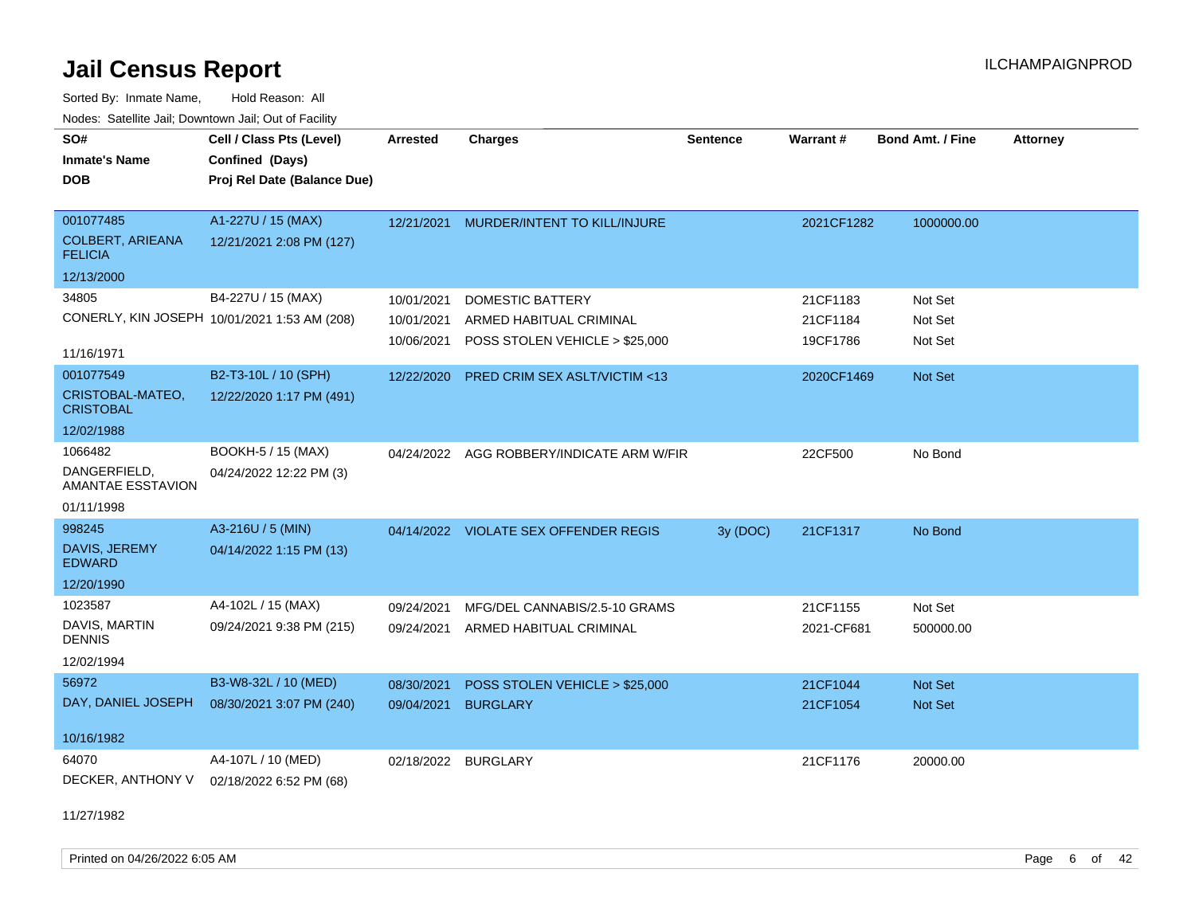# Jail Census Report

ILCHAMPAIGNPROD

Sorted By: Inmate Name, Hold Reason: All

Nodes: Satellite Jail; Downtown Jail; Out of Facility

| SO#<br>Inmate's Name<br>DOB | Cell / Class Pts (Level)<br>Confined (Days)<br>Proj Rel Date (Balance Due) | Arrested | Charges | Sentence | Warrant # | Bond Amt. / Fine | Attorney |
|---|---|---|---|---|---|---|---|
| 001077485<br>COLBERT, ARIEANA FELICIA<br>12/13/2000 | A1-227U / 15 (MAX)<br>12/21/2021 2:08 PM (127) | 12/21/2021 | MURDER/INTENT TO KILL/INJURE | | 2021CF1282 | 1000000.00 | |
| 34805<br>CONERLY, KIN JOSEPH<br>11/16/1971 | B4-227U / 15 (MAX)<br>10/01/2021 1:53 AM (208) | 10/01/2021 | DOMESTIC BATTERY | | 21CF1183 | Not Set | |
| | | 10/01/2021 | ARMED HABITUAL CRIMINAL | | 21CF1184 | Not Set | |
| | | 10/06/2021 | POSS STOLEN VEHICLE > $25,000 | | 19CF1786 | Not Set | |
| 001077549<br>CRISTOBAL-MATEO, CRISTOBAL<br>12/02/1988 | B2-T3-10L / 10 (SPH)<br>12/22/2020 1:17 PM (491) | 12/22/2020 | PRED CRIM SEX ASLT/VICTIM <13 | | 2020CF1469 | Not Set | |
| 1066482<br>DANGERFIELD, AMANTAE ESSTAVION<br>01/11/1998 | BOOKH-5 / 15 (MAX)<br>04/24/2022 12:22 PM (3) | 04/24/2022 | AGG ROBBERY/INDICATE ARM W/FIR | | 22CF500 | No Bond | |
| 998245<br>DAVIS, JEREMY EDWARD<br>12/20/1990 | A3-216U / 5 (MIN)<br>04/14/2022 1:15 PM (13) | 04/14/2022 | VIOLATE SEX OFFENDER REGIS | 3y (DOC) | 21CF1317 | No Bond | |
| 1023587<br>DAVIS, MARTIN DENNIS<br>12/02/1994 | A4-102L / 15 (MAX)<br>09/24/2021 9:38 PM (215) | 09/24/2021 | MFG/DEL CANNABIS/2.5-10 GRAMS | | 21CF1155 | Not Set | |
| | | 09/24/2021 | ARMED HABITUAL CRIMINAL | | 2021-CF681 | 500000.00 | |
| 56972<br>DAY, DANIEL JOSEPH<br>10/16/1982 | B3-W8-32L / 10 (MED)<br>08/30/2021 3:07 PM (240) | 08/30/2021 | POSS STOLEN VEHICLE > $25,000 | | 21CF1044 | Not Set | |
| | | 09/04/2021 | BURGLARY | | 21CF1054 | Not Set | |
| 64070<br>DECKER, ANTHONY V<br>11/27/1982 | A4-107L / 10 (MED)<br>02/18/2022 6:52 PM (68) | 02/18/2022 | BURGLARY | | 21CF1176 | 20000.00 | |

Printed on 04/26/2022 6:05 AM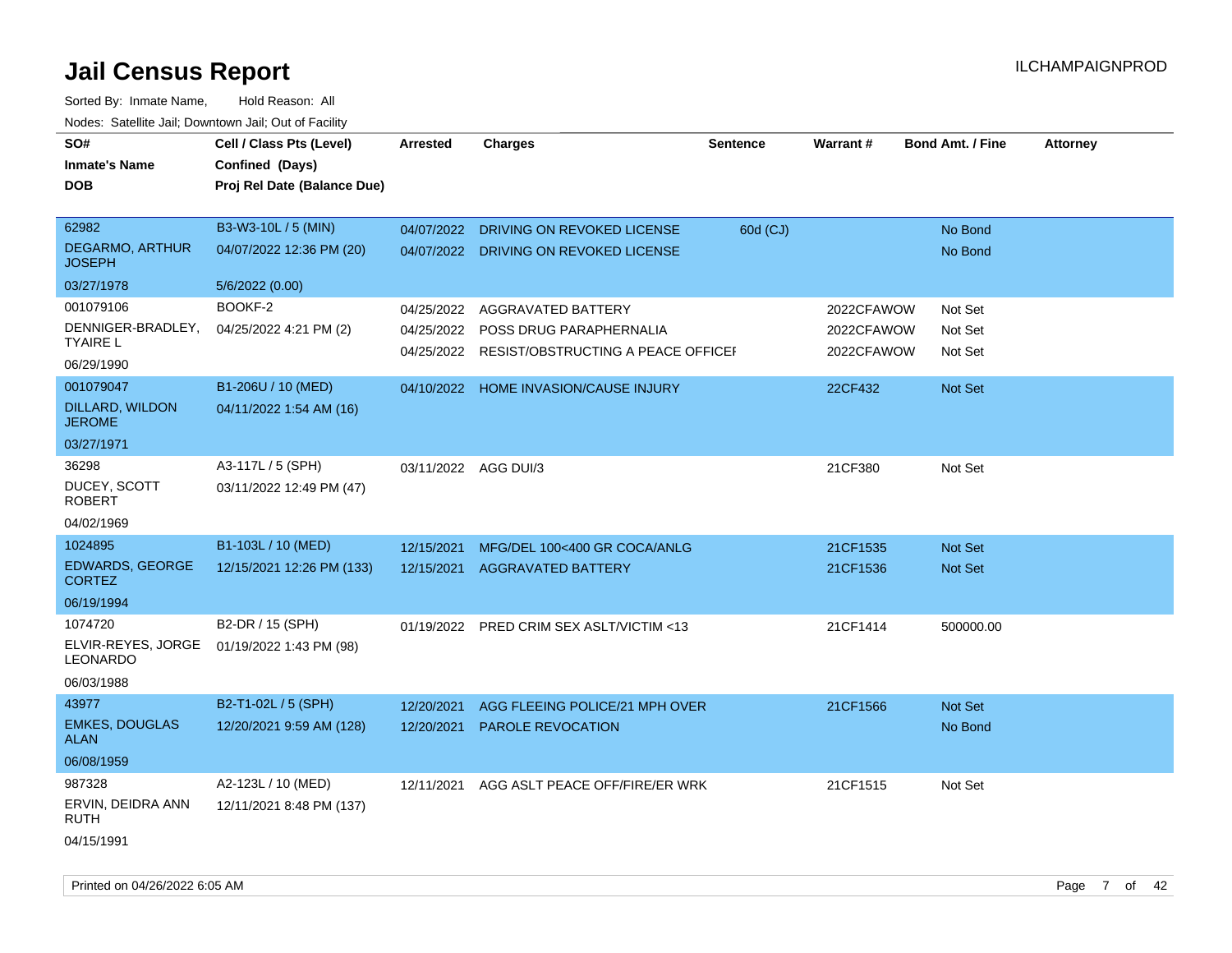# Jail Census Report

ILCHAMPAIGNPROD

Sorted By: Inmate Name, Hold Reason: All

Nodes: Satellite Jail; Downtown Jail; Out of Facility

| SO# / Inmate's Name / DOB | Cell / Class Pts (Level) / Confined (Days) / Proj Rel Date (Balance Due) | Arrested | Charges | Sentence | Warrant # | Bond Amt. / Fine | Attorney |
|---|---|---|---|---|---|---|---|
| 62982<br>DEGARMO, ARTHUR JOSEPH<br>03/27/1978 | B3-W3-10L / 5 (MIN)<br>04/07/2022 12:36 PM (20)<br>5/6/2022 (0.00) | 04/07/2022<br>04/07/2022 | DRIVING ON REVOKED LICENSE<br>DRIVING ON REVOKED LICENSE | 60d (CJ) | | No Bond<br>No Bond | |
| 001079106<br>DENNIGER-BRADLEY, TYAIRE L<br>06/29/1990 | BOOKF-2<br>04/25/2022 4:21 PM (2) | 04/25/2022<br>04/25/2022<br>04/25/2022 | AGGRAVATED BATTERY<br>POSS DRUG PARAPHERNALIA<br>RESIST/OBSTRUCTING A PEACE OFFICEI | | 2022CFAWOW<br>2022CFAWOW<br>2022CFAWOW | Not Set<br>Not Set<br>Not Set | |
| 001079047<br>DILLARD, WILDON JEROME<br>03/27/1971 | B1-206U / 10 (MED)<br>04/11/2022 1:54 AM (16) | 04/10/2022 | HOME INVASION/CAUSE INJURY | | 22CF432 | Not Set | |
| 36298<br>DUCEY, SCOTT ROBERT<br>04/02/1969 | A3-117L / 5 (SPH)<br>03/11/2022 12:49 PM (47) | 03/11/2022 | AGG DUI/3 | | 21CF380 | Not Set | |
| 1024895<br>EDWARDS, GEORGE CORTEZ<br>06/19/1994 | B1-103L / 10 (MED)<br>12/15/2021 12:26 PM (133) | 12/15/2021<br>12/15/2021 | MFG/DEL 100<400 GR COCA/ANLG<br>AGGRAVATED BATTERY | | 21CF1535<br>21CF1536 | Not Set<br>Not Set | |
| 1074720<br>ELVIR-REYES, JORGE LEONARDO<br>06/03/1988 | B2-DR / 15 (SPH)<br>01/19/2022 1:43 PM (98) | 01/19/2022 | PRED CRIM SEX ASLT/VICTIM <13 | | 21CF1414 | 500000.00 | |
| 43977<br>EMKES, DOUGLAS ALAN<br>06/08/1959 | B2-T1-02L / 5 (SPH)<br>12/20/2021 9:59 AM (128) | 12/20/2021<br>12/20/2021 | AGG FLEEING POLICE/21 MPH OVER<br>PAROLE REVOCATION | | 21CF1566 | Not Set<br>No Bond | |
| 987328<br>ERVIN, DEIDRA ANN RUTH<br>04/15/1991 | A2-123L / 10 (MED)<br>12/11/2021 8:48 PM (137) | 12/11/2021 | AGG ASLT PEACE OFF/FIRE/ER WRK | | 21CF1515 | Not Set | |

Printed on 04/26/2022 6:05 AM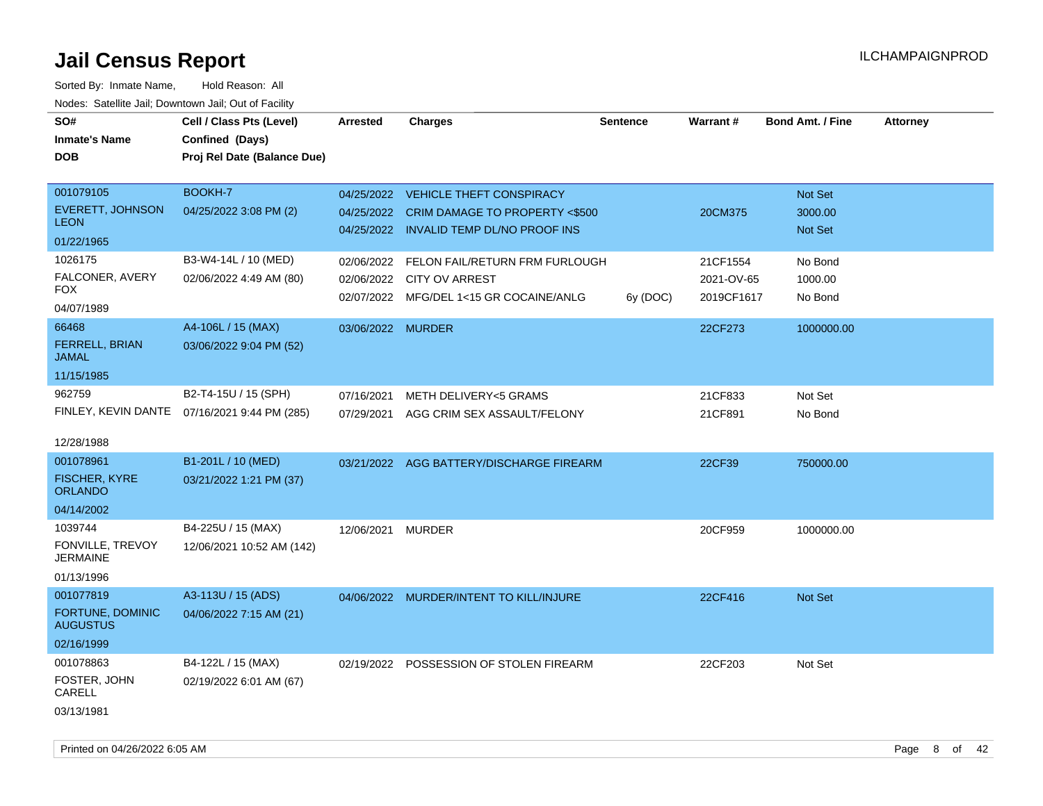# Jail Census Report

ILCHAMPAIGNPROD

Sorted By: Inmate Name, Hold Reason: All

Nodes: Satellite Jail; Downtown Jail; Out of Facility

| SO# / Inmate's Name / DOB | Cell / Class Pts (Level) / Confined (Days) / Proj Rel Date (Balance Due) | Arrested | Charges | Sentence | Warrant # | Bond Amt. / Fine | Attorney |
|---|---|---|---|---|---|---|---|
| 001079105<br>EVERETT, JOHNSON LEON<br>01/22/1965 | BOOKH-7<br>04/25/2022 3:08 PM (2) | 04/25/2022 | VEHICLE THEFT CONSPIRACY | | | Not Set | |
| | | 04/25/2022 | CRIM DAMAGE TO PROPERTY <$500 | | 20CM375 | 3000.00 | |
| | | 04/25/2022 | INVALID TEMP DL/NO PROOF INS | | | Not Set | |
| 1026175<br>FALCONER, AVERY FOX<br>04/07/1989 | B3-W4-14L / 10 (MED)<br>02/06/2022 4:49 AM (80) | 02/06/2022 | FELON FAIL/RETURN FRM FURLOUGH | | 21CF1554 | No Bond | |
| | | 02/06/2022 | CITY OV ARREST | | 2021-OV-65 | 1000.00 | |
| | | 02/07/2022 | MFG/DEL 1<15 GR COCAINE/ANLG | 6y (DOC) | 2019CF1617 | No Bond | |
| 66468<br>FERRELL, BRIAN JAMAL<br>11/15/1985 | A4-106L / 15 (MAX)<br>03/06/2022 9:04 PM (52) | 03/06/2022 | MURDER | | 22CF273 | 1000000.00 | |
| 962759<br>FINLEY, KEVIN DANTE<br>12/28/1988 | B2-T4-15U / 15 (SPH)<br>07/16/2021 9:44 PM (285) | 07/16/2021 | METH DELIVERY<5 GRAMS | | 21CF833 | Not Set | |
| | | 07/29/2021 | AGG CRIM SEX ASSAULT/FELONY | | 21CF891 | No Bond | |
| 001078961<br>FISCHER, KYRE ORLANDO<br>04/14/2002 | B1-201L / 10 (MED)<br>03/21/2022 1:21 PM (37) | 03/21/2022 | AGG BATTERY/DISCHARGE FIREARM | | 22CF39 | 750000.00 | |
| 1039744<br>FONVILLE, TREVOY JERMAINE<br>01/13/1996 | B4-225U / 15 (MAX)<br>12/06/2021 10:52 AM (142) | 12/06/2021 | MURDER | | 20CF959 | 1000000.00 | |
| 001077819<br>FORTUNE, DOMINIC AUGUSTUS<br>02/16/1999 | A3-113U / 15 (ADS)<br>04/06/2022 7:15 AM (21) | 04/06/2022 | MURDER/INTENT TO KILL/INJURE | | 22CF416 | Not Set | |
| 001078863<br>FOSTER, JOHN CARELL<br>03/13/1981 | B4-122L / 15 (MAX)<br>02/19/2022 6:01 AM (67) | 02/19/2022 | POSSESSION OF STOLEN FIREARM | | 22CF203 | Not Set | |

Printed on 04/26/2022 6:05 AM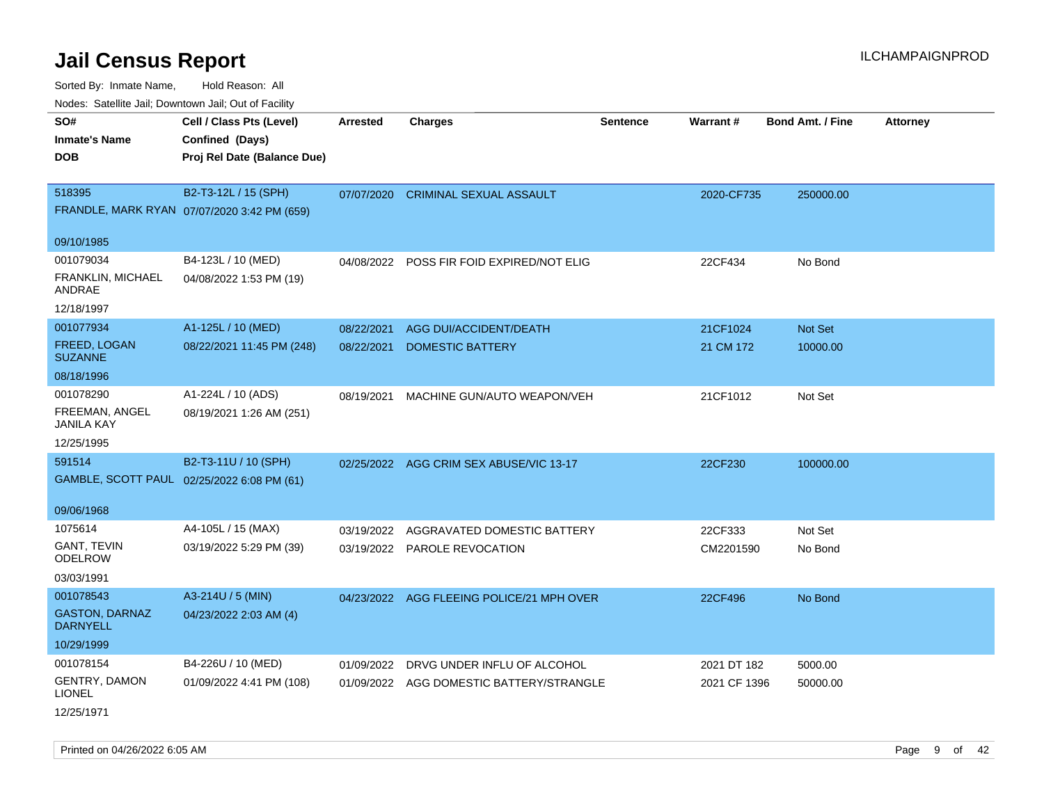# Jail Census Report

ILCHAMPAIGNPROD

Sorted By: Inmate Name, Hold Reason: All

Nodes: Satellite Jail; Downtown Jail; Out of Facility

| SO# / Inmate's Name / DOB | Cell / Class Pts (Level) / Confined (Days) / Proj Rel Date (Balance Due) | Arrested | Charges | Sentence | Warrant # | Bond Amt. / Fine | Attorney |
|---|---|---|---|---|---|---|---|
| 518395<br>FRANDLE, MARK RYAN<br>09/10/1985 | B2-T3-12L / 15 (SPH)<br>07/07/2020 3:42 PM (659) | 07/07/2020 | CRIMINAL SEXUAL ASSAULT | | 2020-CF735 | 250000.00 | |
| 001079034<br>FRANKLIN, MICHAEL ANDRAE<br>12/18/1997 | B4-123L / 10 (MED)<br>04/08/2022 1:53 PM (19) | 04/08/2022 | POSS FIR FOID EXPIRED/NOT ELIG | | 22CF434 | No Bond | |
| 001077934<br>FREED, LOGAN SUZANNE<br>08/18/1996 | A1-125L / 10 (MED)<br>08/22/2021 11:45 PM (248) | 08/22/2021<br>08/22/2021 | AGG DUI/ACCIDENT/DEATH<br>DOMESTIC BATTERY | | 21CF1024<br>21 CM 172 | Not Set<br>10000.00 | |
| 001078290<br>FREEMAN, ANGEL JANILA KAY<br>12/25/1995 | A1-224L / 10 (ADS)<br>08/19/2021 1:26 AM (251) | 08/19/2021 | MACHINE GUN/AUTO WEAPON/VEH | | 21CF1012 | Not Set | |
| 591514<br>GAMBLE, SCOTT PAUL<br>09/06/1968 | B2-T3-11U / 10 (SPH)<br>02/25/2022 6:08 PM (61) | 02/25/2022 | AGG CRIM SEX ABUSE/VIC 13-17 | | 22CF230 | 100000.00 | |
| 1075614<br>GANT, TEVIN ODELROW<br>03/03/1991 | A4-105L / 15 (MAX)<br>03/19/2022 5:29 PM (39) | 03/19/2022<br>03/19/2022 | AGGRAVATED DOMESTIC BATTERY<br>PAROLE REVOCATION | | 22CF333<br>CM2201590 | Not Set<br>No Bond | |
| 001078543<br>GASTON, DARNAZ DARNYELL<br>10/29/1999 | A3-214U / 5 (MIN)<br>04/23/2022 2:03 AM (4) | 04/23/2022 | AGG FLEEING POLICE/21 MPH OVER | | 22CF496 | No Bond | |
| 001078154<br>GENTRY, DAMON LIONEL<br>12/25/1971 | B4-226U / 10 (MED)<br>01/09/2022 4:41 PM (108) | 01/09/2022<br>01/09/2022 | DRVG UNDER INFLU OF ALCOHOL<br>AGG DOMESTIC BATTERY/STRANGLE | | 2021 DT 182<br>2021 CF 1396 | 5000.00<br>50000.00 | |

Printed on 04/26/2022 6:05 AM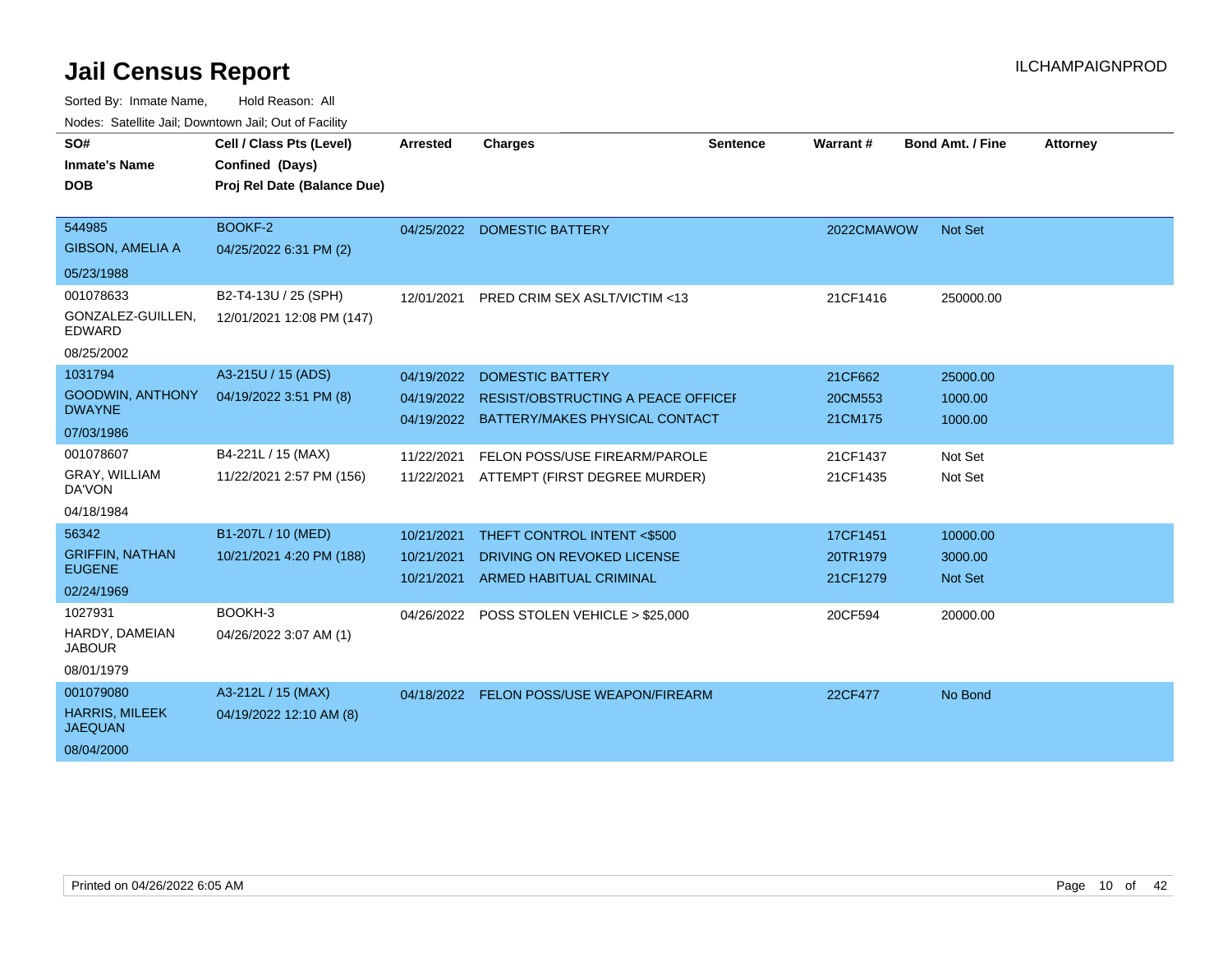# Jail Census Report

ILCHAMPAIGNPROD

Sorted By: Inmate Name, Hold Reason: All

Nodes: Satellite Jail; Downtown Jail; Out of Facility

| SO# / Inmate's Name / DOB | Cell / Class Pts (Level) / Confined (Days) / Proj Rel Date (Balance Due) | Arrested | Charges | Sentence | Warrant # | Bond Amt. / Fine | Attorney |
|---|---|---|---|---|---|---|---|
| 544985<br>GIBSON, AMELIA A<br>05/23/1988 | BOOKF-2<br>04/25/2022 6:31 PM (2) | 04/25/2022 | DOMESTIC BATTERY | | 2022CMAWOW | Not Set | |
| 001078633<br>GONZALEZ-GUILLEN, EDWARD<br>08/25/2002 | B2-T4-13U / 25 (SPH)<br>12/01/2021 12:08 PM (147) | 12/01/2021 | PRED CRIM SEX ASLT/VICTIM <13 | | 21CF1416 | 250000.00 | |
| 1031794<br>GOODWIN, ANTHONY DWAYNE<br>07/03/1986 | A3-215U / 15 (ADS)<br>04/19/2022 3:51 PM (8) | 04/19/2022<br>04/19/2022<br>04/19/2022 | DOMESTIC BATTERY<br>RESIST/OBSTRUCTING A PEACE OFFICEI<br>BATTERY/MAKES PHYSICAL CONTACT | | 21CF662<br>20CM553<br>21CM175 | 25000.00<br>1000.00<br>1000.00 | |
| 001078607<br>GRAY, WILLIAM DA'VON<br>04/18/1984 | B4-221L / 15 (MAX)<br>11/22/2021 2:57 PM (156) | 11/22/2021<br>11/22/2021 | FELON POSS/USE FIREARM/PAROLE<br>ATTEMPT (FIRST DEGREE MURDER) | | 21CF1437<br>21CF1435 | Not Set<br>Not Set | |
| 56342<br>GRIFFIN, NATHAN EUGENE<br>02/24/1969 | B1-207L / 10 (MED)<br>10/21/2021 4:20 PM (188) | 10/21/2021<br>10/21/2021<br>10/21/2021 | THEFT CONTROL INTENT <$500<br>DRIVING ON REVOKED LICENSE<br>ARMED HABITUAL CRIMINAL | | 17CF1451<br>20TR1979<br>21CF1279 | 10000.00<br>3000.00<br>Not Set | |
| 1027931<br>HARDY, DAMEIAN JABOUR<br>08/01/1979 | BOOKH-3<br>04/26/2022 3:07 AM (1) | 04/26/2022 | POSS STOLEN VEHICLE > $25,000 | | 20CF594 | 20000.00 | |
| 001079080<br>HARRIS, MILEEK JAEQUAN<br>08/04/2000 | A3-212L / 15 (MAX)<br>04/19/2022 12:10 AM (8) | 04/18/2022 | FELON POSS/USE WEAPON/FIREARM | | 22CF477 | No Bond | |

Printed on 04/26/2022 6:05 AM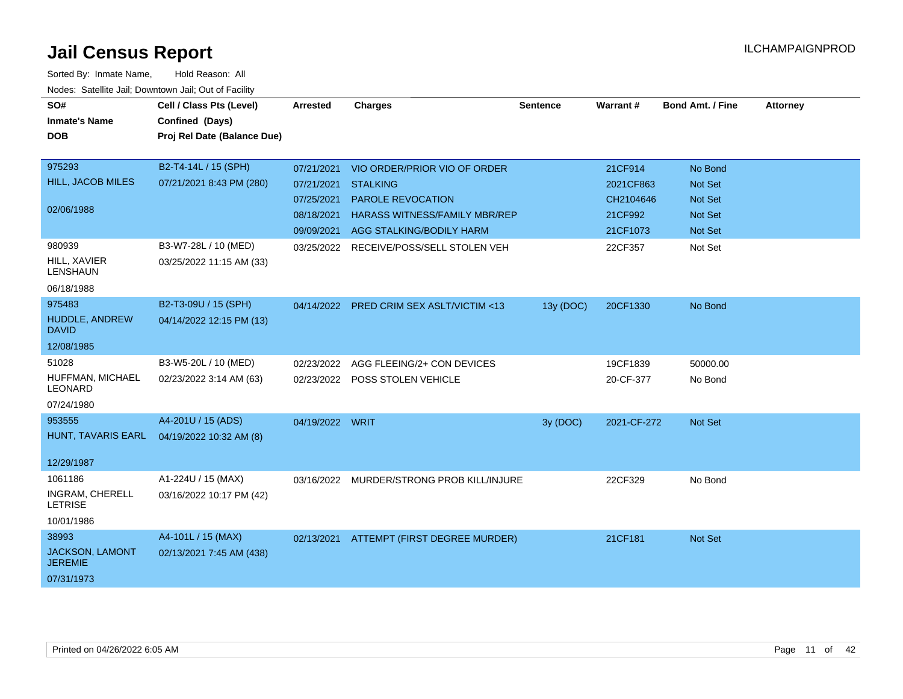# Jail Census Report

ILCHAMPAIGNPROD

Sorted By: Inmate Name, Hold Reason: All

Nodes: Satellite Jail; Downtown Jail; Out of Facility

| SO# / Inmate's Name / DOB | Cell / Class Pts (Level) / Confined (Days) / Proj Rel Date (Balance Due) | Arrested | Charges | Sentence | Warrant # | Bond Amt. / Fine | Attorney |
|---|---|---|---|---|---|---|---|
| 975293<br>HILL, JACOB MILES<br>02/06/1988 | B2-T4-14L / 15 (SPH)<br>07/21/2021 8:43 PM (280) | 07/21/2021 | VIO ORDER/PRIOR VIO OF ORDER | | 21CF914 | No Bond | |
| | | 07/21/2021 | STALKING | | 2021CF863 | Not Set | |
| | | 07/25/2021 | PAROLE REVOCATION | | CH2104646 | Not Set | |
| | | 08/18/2021 | HARASS WITNESS/FAMILY MBR/REP | | 21CF992 | Not Set | |
| | | 09/09/2021 | AGG STALKING/BODILY HARM | | 21CF1073 | Not Set | |
| 980939<br>HILL, XAVIER LENSHAUN<br>06/18/1988 | B3-W7-28L / 10 (MED)<br>03/25/2022 11:15 AM (33) | 03/25/2022 | RECEIVE/POSS/SELL STOLEN VEH | | 22CF357 | Not Set | |
| 975483<br>HUDDLE, ANDREW DAVID<br>12/08/1985 | B2-T3-09U / 15 (SPH)<br>04/14/2022 12:15 PM (13) | 04/14/2022 | PRED CRIM SEX ASLT/VICTIM <13 | 13y (DOC) | 20CF1330 | No Bond | |
| 51028<br>HUFFMAN, MICHAEL LEONARD<br>07/24/1980 | B3-W5-20L / 10 (MED)<br>02/23/2022 3:14 AM (63) | 02/23/2022 | AGG FLEEING/2+ CON DEVICES | | 19CF1839 | 50000.00 | |
| | | 02/23/2022 | POSS STOLEN VEHICLE | | 20-CF-377 | No Bond | |
| 953555<br>HUNT, TAVARIS EARL<br>12/29/1987 | A4-201U / 15 (ADS)<br>04/19/2022 10:32 AM (8) | 04/19/2022 | WRIT | 3y (DOC) | 2021-CF-272 | Not Set | |
| 1061186<br>INGRAM, CHERELL LETRISE<br>10/01/1986 | A1-224U / 15 (MAX)<br>03/16/2022 10:17 PM (42) | 03/16/2022 | MURDER/STRONG PROB KILL/INJURE | | 22CF329 | No Bond | |
| 38993<br>JACKSON, LAMONT JEREMIE<br>07/31/1973 | A4-101L / 15 (MAX)<br>02/13/2021 7:45 AM (438) | 02/13/2021 | ATTEMPT (FIRST DEGREE MURDER) | | 21CF181 | Not Set | |

Printed on 04/26/2022 6:05 AM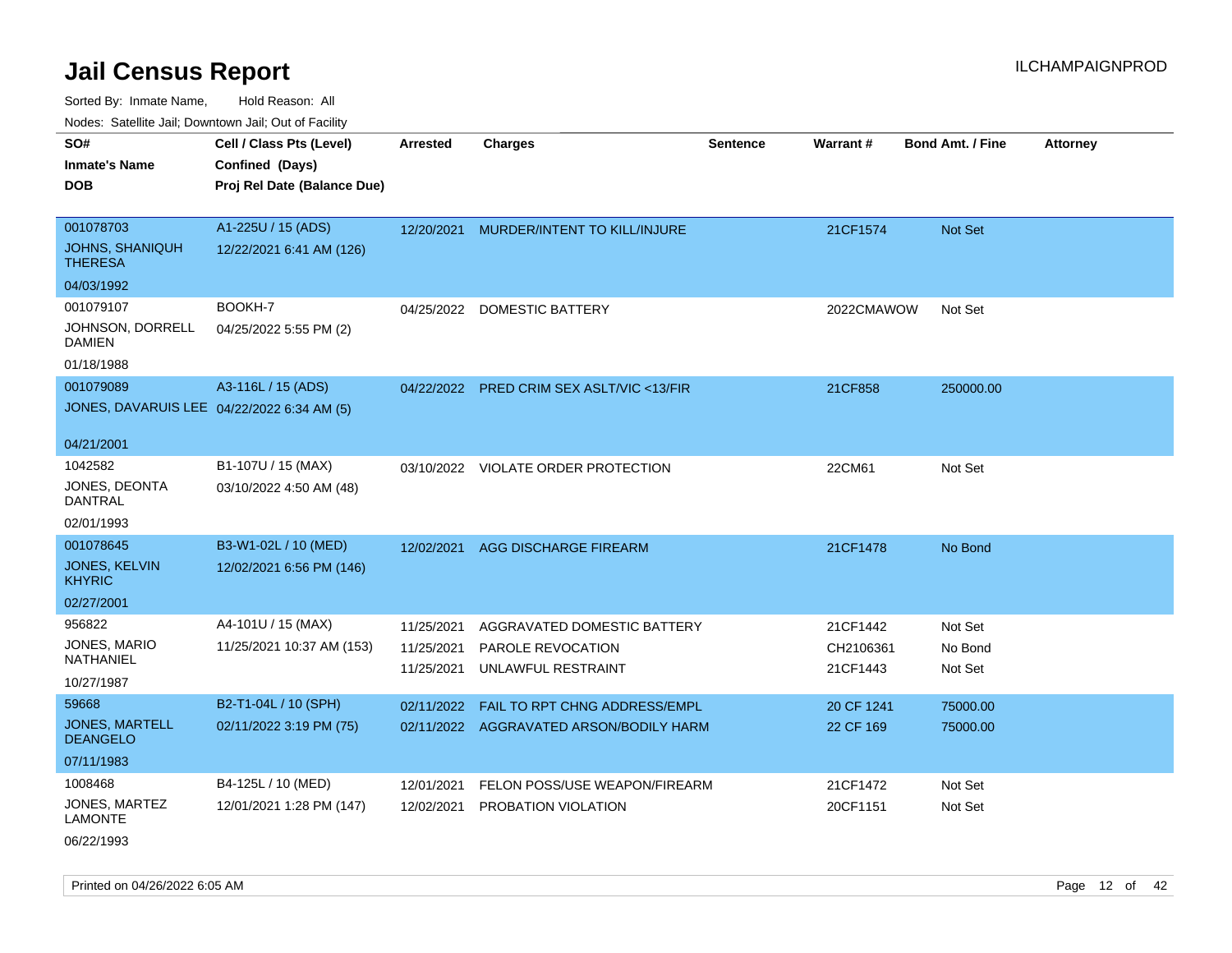# Jail Census Report

ILCHAMPAIGNPROD

Sorted By: Inmate Name, Hold Reason: All

Nodes: Satellite Jail; Downtown Jail; Out of Facility

| SO# / Inmate's Name / DOB | Cell / Class Pts (Level) / Confined (Days) / Proj Rel Date (Balance Due) | Arrested | Charges | Sentence | Warrant # | Bond Amt. / Fine | Attorney |
|---|---|---|---|---|---|---|---|
| 001078703<br>JOHNS, SHANIQUH THERESA<br>04/03/1992 | A1-225U / 15 (ADS)<br>12/22/2021 6:41 AM (126) | 12/20/2021 | MURDER/INTENT TO KILL/INJURE | | 21CF1574 | Not Set | |
| 001079107<br>JOHNSON, DORRELL DAMIEN<br>01/18/1988 | BOOKH-7<br>04/25/2022 5:55 PM (2) | 04/25/2022 | DOMESTIC BATTERY | | 2022CMAWOW | Not Set | |
| 001079089<br>JONES, DAVARUIS LEE<br>04/21/2001 | A3-116L / 15 (ADS)<br>04/22/2022 6:34 AM (5) | 04/22/2022 | PRED CRIM SEX ASLT/VIC <13/FIR | | 21CF858 | 250000.00 | |
| 1042582<br>JONES, DEONTA DANTRAL<br>02/01/1993 | B1-107U / 15 (MAX)<br>03/10/2022 4:50 AM (48) | 03/10/2022 | VIOLATE ORDER PROTECTION | | 22CM61 | Not Set | |
| 001078645<br>JONES, KELVIN KHYRIC<br>02/27/2001 | B3-W1-02L / 10 (MED)<br>12/02/2021 6:56 PM (146) | 12/02/2021 | AGG DISCHARGE FIREARM | | 21CF1478 | No Bond | |
| 956822<br>JONES, MARIO NATHANIEL<br>10/27/1987 | A4-101U / 15 (MAX)<br>11/25/2021 10:37 AM (153) | 11/25/2021<br>11/25/2021<br>11/25/2021 | AGGRAVATED DOMESTIC BATTERY<br>PAROLE REVOCATION<br>UNLAWFUL RESTRAINT | | 21CF1442<br>CH2106361<br>21CF1443 | Not Set<br>No Bond<br>Not Set | |
| 59668<br>JONES, MARTELL DEANGELO<br>07/11/1983 | B2-T1-04L / 10 (SPH)<br>02/11/2022 3:19 PM (75) | 02/11/2022<br>02/11/2022 | FAIL TO RPT CHNG ADDRESS/EMPL<br>AGGRAVATED ARSON/BODILY HARM | | 20 CF 1241<br>22 CF 169 | 75000.00<br>75000.00 | |
| 1008468<br>JONES, MARTEZ LAMONTE<br>06/22/1993 | B4-125L / 10 (MED)<br>12/01/2021 1:28 PM (147) | 12/01/2021<br>12/02/2021 | FELON POSS/USE WEAPON/FIREARM<br>PROBATION VIOLATION | | 21CF1472<br>20CF1151 | Not Set<br>Not Set | |

Printed on 04/26/2022 6:05 AM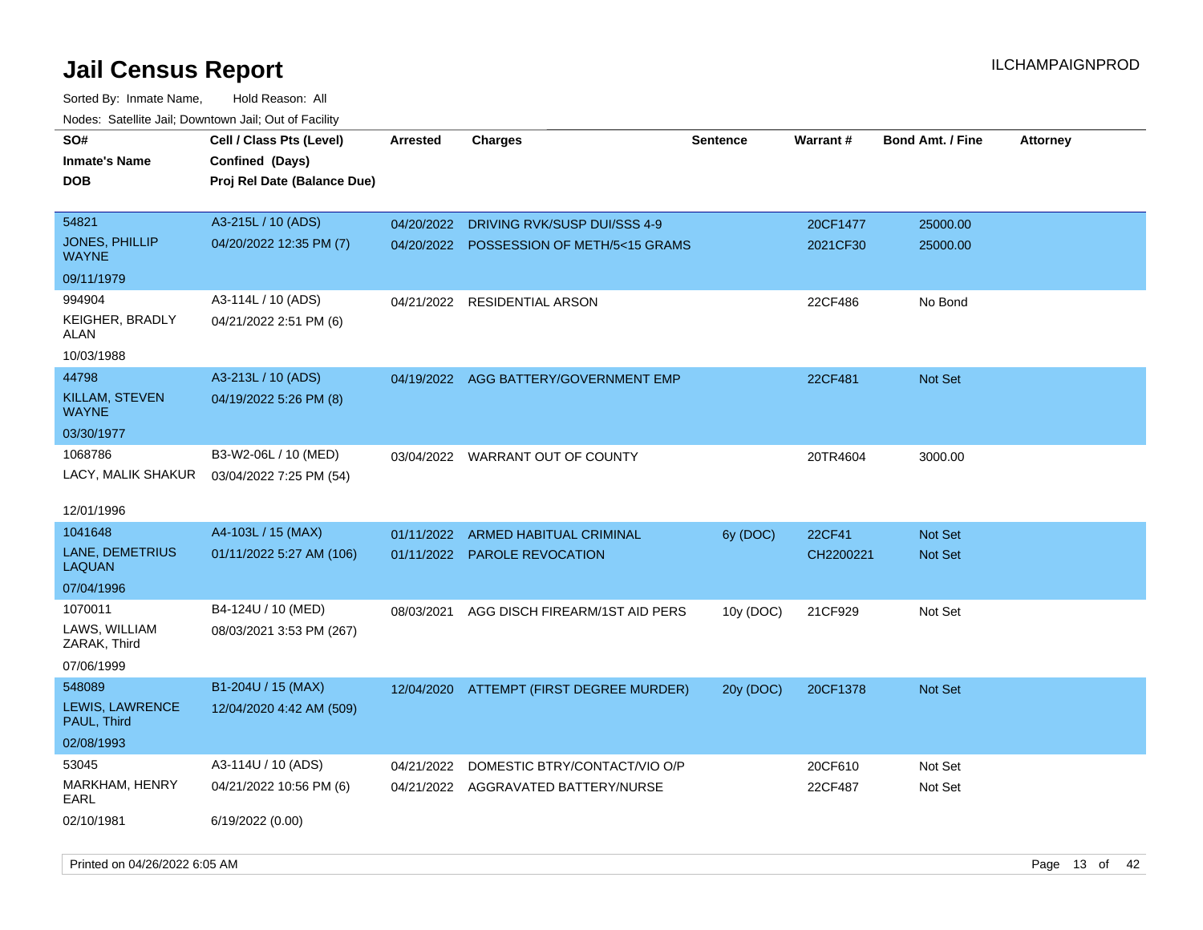# Jail Census Report

ILCHAMPAIGNPROD

Sorted By: Inmate Name, Hold Reason: All

Nodes: Satellite Jail; Downtown Jail; Out of Facility

| SO# / Inmate's Name / DOB | Cell / Class Pts (Level) / Confined (Days) / Proj Rel Date (Balance Due) | Arrested | Charges | Sentence | Warrant # | Bond Amt. / Fine | Attorney |
|---|---|---|---|---|---|---|---|
| 54821<br>JONES, PHILLIP WAYNE<br>09/11/1979 | A3-215L / 10 (ADS)<br>04/20/2022 12:35 PM (7) | 04/20/2022<br>04/20/2022 | DRIVING RVK/SUSP DUI/SSS 4-9<br>POSSESSION OF METH/5<15 GRAMS | | 20CF1477<br>2021CF30 | 25000.00<br>25000.00 | |
| 994904<br>KEIGHER, BRADLY ALAN<br>10/03/1988 | A3-114L / 10 (ADS)<br>04/21/2022 2:51 PM (6) | 04/21/2022 | RESIDENTIAL ARSON | | 22CF486 | No Bond | |
| 44798<br>KILLAM, STEVEN WAYNE<br>03/30/1977 | A3-213L / 10 (ADS)<br>04/19/2022 5:26 PM (8) | 04/19/2022 | AGG BATTERY/GOVERNMENT EMP | | 22CF481 | Not Set | |
| 1068786<br>LACY, MALIK SHAKUR<br>12/01/1996 | B3-W2-06L / 10 (MED)<br>03/04/2022 7:25 PM (54) | 03/04/2022 | WARRANT OUT OF COUNTY | | 20TR4604 | 3000.00 | |
| 1041648<br>LANE, DEMETRIUS LAQUAN<br>07/04/1996 | A4-103L / 15 (MAX)<br>01/11/2022 5:27 AM (106) | 01/11/2022<br>01/11/2022 | ARMED HABITUAL CRIMINAL<br>PAROLE REVOCATION | 6y (DOC) | 22CF41<br>CH2200221 | Not Set<br>Not Set | |
| 1070011<br>LAWS, WILLIAM ZARAK, Third<br>07/06/1999 | B4-124U / 10 (MED)<br>08/03/2021 3:53 PM (267) | 08/03/2021 | AGG DISCH FIREARM/1ST AID PERS | 10y (DOC) | 21CF929 | Not Set | |
| 548089<br>LEWIS, LAWRENCE PAUL, Third<br>02/08/1993 | B1-204U / 15 (MAX)<br>12/04/2020 4:42 AM (509) | 12/04/2020 | ATTEMPT (FIRST DEGREE MURDER) | 20y (DOC) | 20CF1378 | Not Set | |
| 53045<br>MARKHAM, HENRY EARL<br>02/10/1981 | A3-114U / 10 (ADS)<br>04/21/2022 10:56 PM (6)<br>6/19/2022 (0.00) | 04/21/2022<br>04/21/2022 | DOMESTIC BTRY/CONTACT/VIO O/P<br>AGGRAVATED BATTERY/NURSE | | 20CF610<br>22CF487 | Not Set<br>Not Set | |

Printed on 04/26/2022 6:05 AM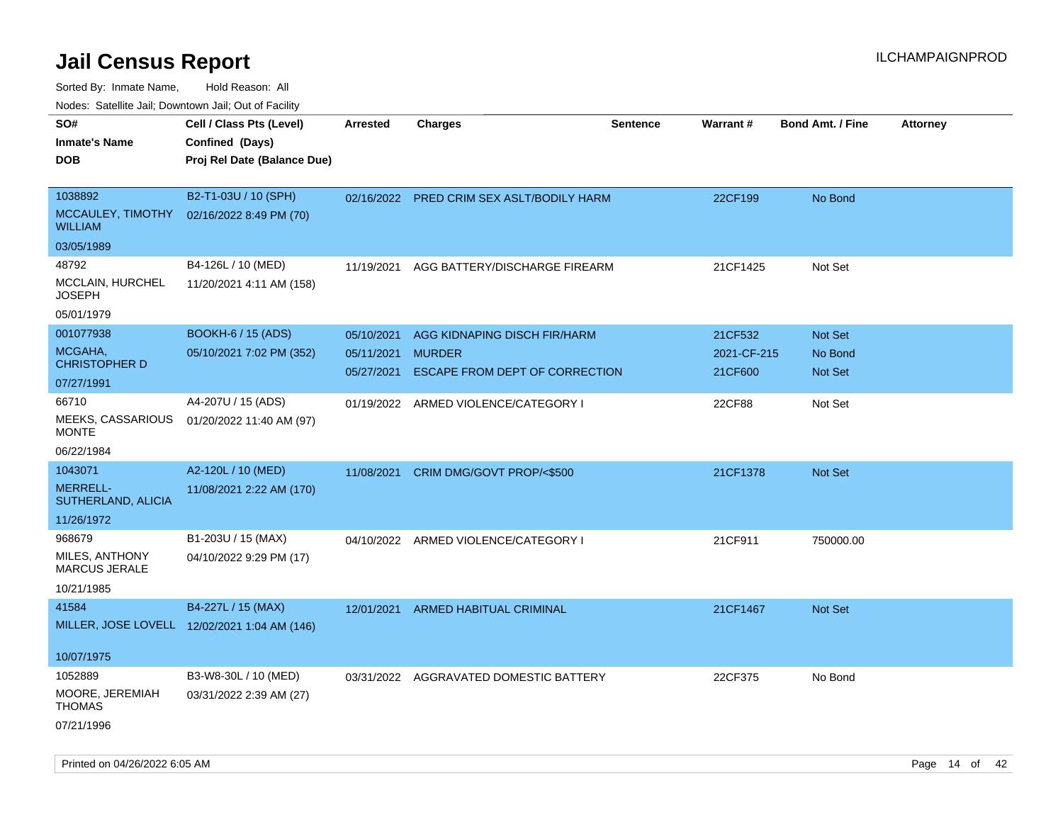# Jail Census Report

ILCHAMPAIGNPROD

Sorted By: Inmate Name, Hold Reason: All

Nodes: Satellite Jail; Downtown Jail; Out of Facility

| SO# / Inmate's Name / DOB | Cell / Class Pts (Level) / Confined (Days) / Proj Rel Date (Balance Due) | Arrested | Charges | Sentence | Warrant # | Bond Amt. / Fine | Attorney |
|---|---|---|---|---|---|---|---|
| 1038892 MCCAULEY, TIMOTHY WILLIAM 03/05/1989 | B2-T1-03U / 10 (SPH) 02/16/2022 8:49 PM (70) | 02/16/2022 | PRED CRIM SEX ASLT/BODILY HARM | | 22CF199 | No Bond | |
| 48792 MCCLAIN, HURCHEL JOSEPH 05/01/1979 | B4-126L / 10 (MED) 11/20/2021 4:11 AM (158) | 11/19/2021 | AGG BATTERY/DISCHARGE FIREARM | | 21CF1425 | Not Set | |
| 001077938 MCGAHA, CHRISTOPHER D 07/27/1991 | BOOKH-6 / 15 (ADS) 05/10/2021 7:02 PM (352) | 05/10/2021 | AGG KIDNAPING DISCH FIR/HARM | | 21CF532 | Not Set | |
| | | 05/11/2021 | MURDER | | 2021-CF-215 | No Bond | |
| | | 05/27/2021 | ESCAPE FROM DEPT OF CORRECTION | | 21CF600 | Not Set | |
| 66710 MEEKS, CASSARIOUS MONTE 06/22/1984 | A4-207U / 15 (ADS) 01/20/2022 11:40 AM (97) | 01/19/2022 | ARMED VIOLENCE/CATEGORY I | | 22CF88 | Not Set | |
| 1043071 MERRELL-SUTHERLAND, ALICIA 11/26/1972 | A2-120L / 10 (MED) 11/08/2021 2:22 AM (170) | 11/08/2021 | CRIM DMG/GOVT PROP/<$500 | | 21CF1378 | Not Set | |
| 968679 MILES, ANTHONY MARCUS JERALE 10/21/1985 | B1-203U / 15 (MAX) 04/10/2022 9:29 PM (17) | 04/10/2022 | ARMED VIOLENCE/CATEGORY I | | 21CF911 | 750000.00 | |
| 41584 MILLER, JOSE LOVELL 10/07/1975 | B4-227L / 15 (MAX) 12/02/2021 1:04 AM (146) | 12/01/2021 | ARMED HABITUAL CRIMINAL | | 21CF1467 | Not Set | |
| 1052889 MOORE, JEREMIAH THOMAS 07/21/1996 | B3-W8-30L / 10 (MED) 03/31/2022 2:39 AM (27) | 03/31/2022 | AGGRAVATED DOMESTIC BATTERY | | 22CF375 | No Bond | |

Printed on 04/26/2022 6:05 AM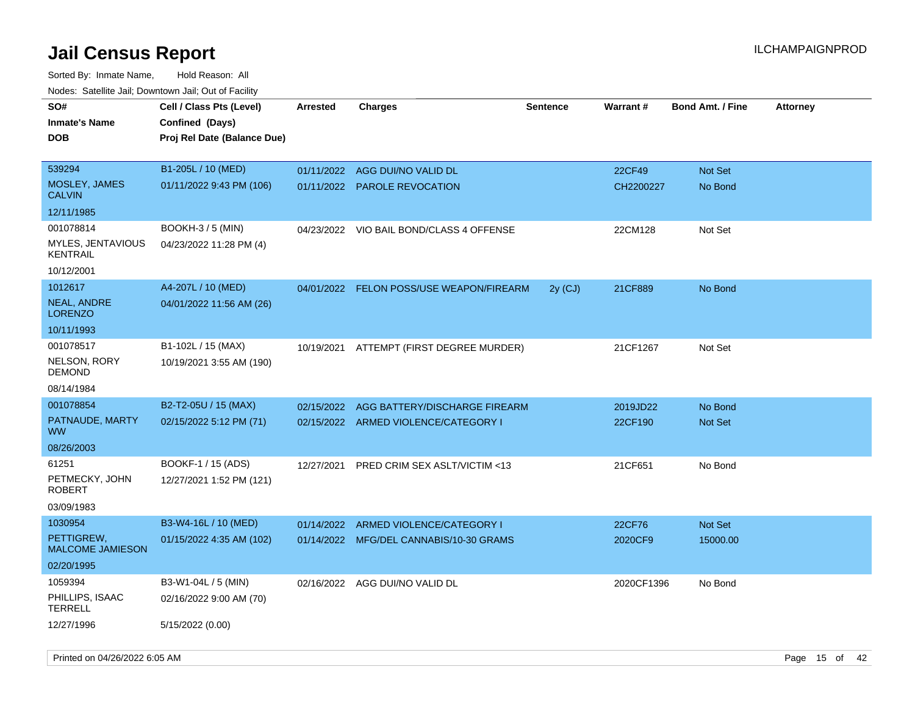# Jail Census Report

ILCHAMPAIGNPROD

Sorted By: Inmate Name, Hold Reason: All

Nodes: Satellite Jail; Downtown Jail; Out of Facility

| SO# / Inmate's Name / DOB | Cell / Class Pts (Level) / Confined (Days) / Proj Rel Date (Balance Due) | Arrested | Charges | Sentence | Warrant # | Bond Amt. / Fine | Attorney |
|---|---|---|---|---|---|---|---|
| 539294 MOSLEY, JAMES CALVIN 12/11/1985 | B1-205L / 10 (MED) 01/11/2022 9:43 PM (106) | 01/11/2022 | AGG DUI/NO VALID DL | | 22CF49 | Not Set | |
| | | 01/11/2022 | PAROLE REVOCATION | | CH2200227 | No Bond | |
| 001078814 MYLES, JENTAVIOUS KENTRAIL 10/12/2001 | BOOKH-3 / 5 (MIN) 04/23/2022 11:28 PM (4) | 04/23/2022 | VIO BAIL BOND/CLASS 4 OFFENSE | | 22CM128 | Not Set | |
| 1012617 NEAL, ANDRE LORENZO 10/11/1993 | A4-207L / 10 (MED) 04/01/2022 11:56 AM (26) | 04/01/2022 | FELON POSS/USE WEAPON/FIREARM | 2y (CJ) | 21CF889 | No Bond | |
| 001078517 NELSON, RORY DEMOND 08/14/1984 | B1-102L / 15 (MAX) 10/19/2021 3:55 AM (190) | 10/19/2021 | ATTEMPT (FIRST DEGREE MURDER) | | 21CF1267 | Not Set | |
| 001078854 PATNAUDE, MARTY WW 08/26/2003 | B2-T2-05U / 15 (MAX) 02/15/2022 5:12 PM (71) | 02/15/2022 | AGG BATTERY/DISCHARGE FIREARM | | 2019JD22 | No Bond | |
| | | 02/15/2022 | ARMED VIOLENCE/CATEGORY I | | 22CF190 | Not Set | |
| 61251 PETMECKY, JOHN ROBERT 03/09/1983 | BOOKF-1 / 15 (ADS) 12/27/2021 1:52 PM (121) | 12/27/2021 | PRED CRIM SEX ASLT/VICTIM <13 | | 21CF651 | No Bond | |
| 1030954 PETTIGREW, MALCOME JAMIESON 02/20/1995 | B3-W4-16L / 10 (MED) 01/15/2022 4:35 AM (102) | 01/14/2022 | ARMED VIOLENCE/CATEGORY I | | 22CF76 | Not Set | |
| | | 01/14/2022 | MFG/DEL CANNABIS/10-30 GRAMS | | 2020CF9 | 15000.00 | |
| 1059394 PHILLIPS, ISAAC TERRELL 12/27/1996 | B3-W1-04L / 5 (MIN) 02/16/2022 9:00 AM (70) 5/15/2022 (0.00) | 02/16/2022 | AGG DUI/NO VALID DL | | 2020CF1396 | No Bond | |

Printed on 04/26/2022 6:05 AM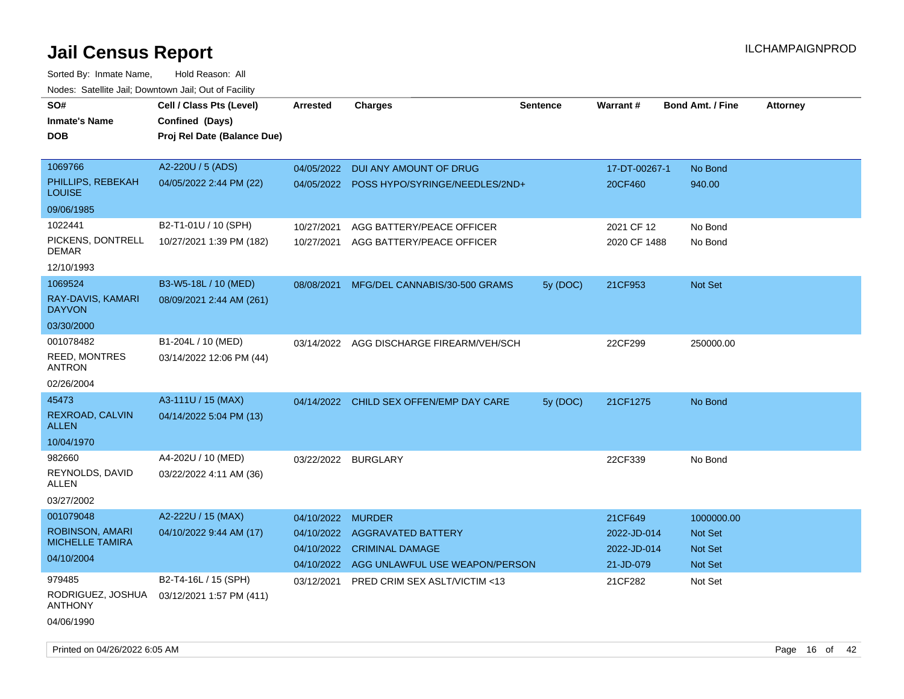# Jail Census Report

Sorted By: Inmate Name, Hold Reason: All

Nodes: Satellite Jail; Downtown Jail; Out of Facility

ILCHAMPAIGNPROD

| SO# / Inmate's Name / DOB | Cell / Class Pts (Level) / Confined (Days) / Proj Rel Date (Balance Due) | Arrested | Charges | Sentence | Warrant # | Bond Amt. / Fine | Attorney |
|---|---|---|---|---|---|---|---|
| 1069766<br>PHILLIPS, REBEKAH LOUISE<br>09/06/1985 | A2-220U / 5 (ADS)<br>04/05/2022 2:44 PM (22) | 04/05/2022 | DUI ANY AMOUNT OF DRUG | | 17-DT-00267-1 | No Bond | |
| | | 04/05/2022 | POSS HYPO/SYRINGE/NEEDLES/2ND+ | | 20CF460 | 940.00 | |
| 1022441<br>PICKENS, DONTRELL DEMAR<br>12/10/1993 | B2-T1-01U / 10 (SPH)<br>10/27/2021 1:39 PM (182) | 10/27/2021 | AGG BATTERY/PEACE OFFICER | | 2021 CF 12 | No Bond | |
| | | 10/27/2021 | AGG BATTERY/PEACE OFFICER | | 2020 CF 1488 | No Bond | |
| 1069524<br>RAY-DAVIS, KAMARI DAYVON<br>03/30/2000 | B3-W5-18L / 10 (MED)<br>08/09/2021 2:44 AM (261) | 08/08/2021 | MFG/DEL CANNABIS/30-500 GRAMS | 5y (DOC) | 21CF953 | Not Set | |
| 001078482<br>REED, MONTRES ANTRON<br>02/26/2004 | B1-204L / 10 (MED)<br>03/14/2022 12:06 PM (44) | 03/14/2022 | AGG DISCHARGE FIREARM/VEH/SCH | | 22CF299 | 250000.00 | |
| 45473<br>REXROAD, CALVIN ALLEN<br>10/04/1970 | A3-111U / 15 (MAX)<br>04/14/2022 5:04 PM (13) | 04/14/2022 | CHILD SEX OFFEN/EMP DAY CARE | 5y (DOC) | 21CF1275 | No Bond | |
| 982660<br>REYNOLDS, DAVID ALLEN<br>03/27/2002 | A4-202U / 10 (MED)<br>03/22/2022 4:11 AM (36) | 03/22/2022 | BURGLARY | | 22CF339 | No Bond | |
| 001079048<br>ROBINSON, AMARI MICHELLE TAMIRA<br>04/10/2004 | A2-222U / 15 (MAX)<br>04/10/2022 9:44 AM (17) | 04/10/2022 | MURDER | | 21CF649 | 1000000.00 | |
| | | 04/10/2022 | AGGRAVATED BATTERY | | 2022-JD-014 | Not Set | |
| | | 04/10/2022 | CRIMINAL DAMAGE | | 2022-JD-014 | Not Set | |
| | | 04/10/2022 | AGG UNLAWFUL USE WEAPON/PERSON | | 21-JD-079 | Not Set | |
| 979485<br>RODRIGUEZ, JOSHUA ANTHONY<br>04/06/1990 | B2-T4-16L / 15 (SPH)<br>03/12/2021 1:57 PM (411) | 03/12/2021 | PRED CRIM SEX ASLT/VICTIM <13 | | 21CF282 | Not Set | |

Printed on 04/26/2022 6:05 AM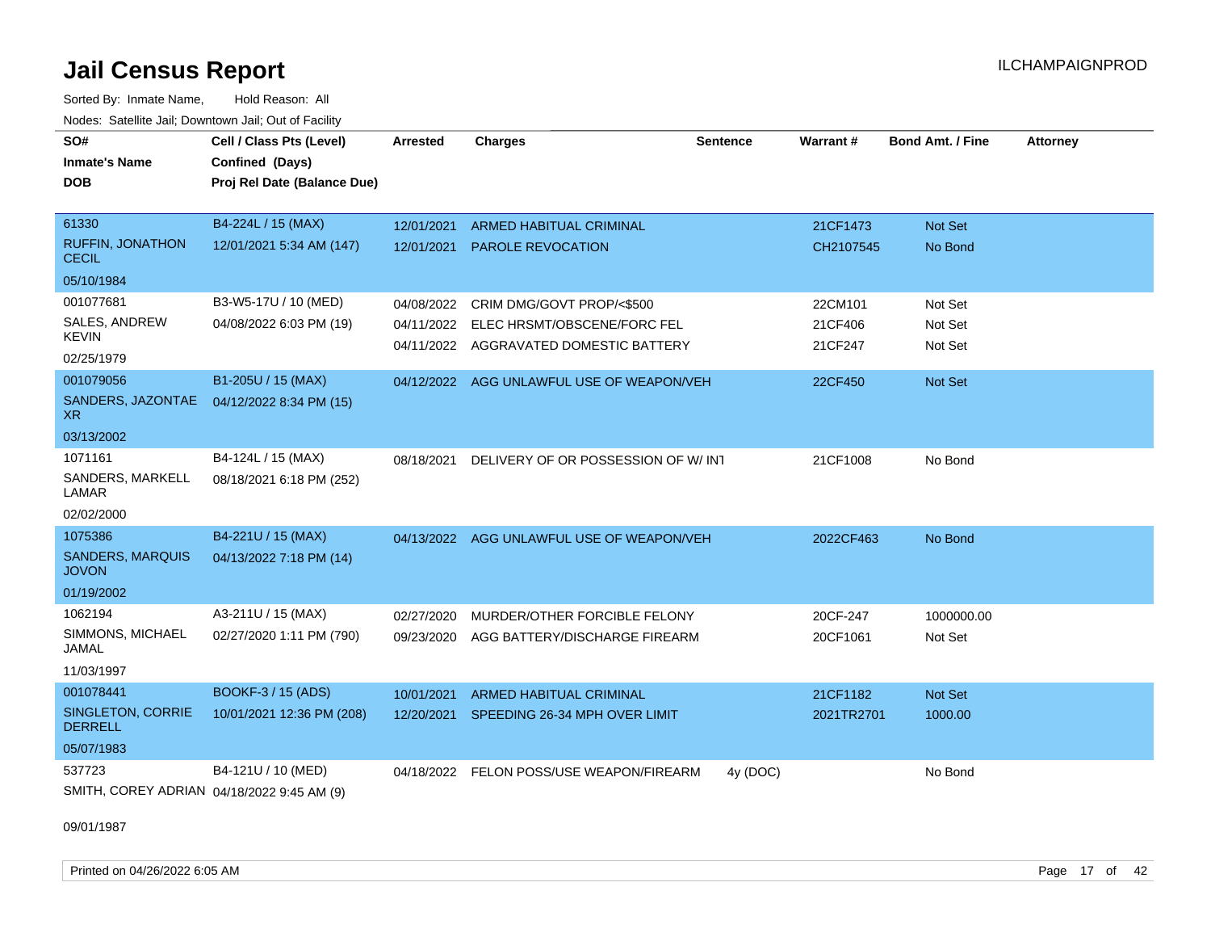# Jail Census Report

Sorted By: Inmate Name, Hold Reason: All

Nodes: Satellite Jail; Downtown Jail; Out of Facility

| SO# / Inmate's Name / DOB | Cell / Class Pts (Level) / Confined (Days) / Proj Rel Date (Balance Due) | Arrested | Charges | Sentence | Warrant # | Bond Amt. / Fine | Attorney |
|---|---|---|---|---|---|---|---|
| 61330<br>RUFFIN, JONATHON CECIL<br>05/10/1984 | B4-224L / 15 (MAX)<br>12/01/2021 5:34 AM (147) | 12/01/2021<br>12/01/2021 | ARMED HABITUAL CRIMINAL<br>PAROLE REVOCATION | | 21CF1473<br>CH2107545 | Not Set<br>No Bond | |
| 001077681<br>SALES, ANDREW KEVIN<br>02/25/1979 | B3-W5-17U / 10 (MED)<br>04/08/2022 6:03 PM (19) | 04/08/2022<br>04/11/2022<br>04/11/2022 | CRIM DMG/GOVT PROP/<$500<br>ELEC HRSMT/OBSCENE/FORC FEL<br>AGGRAVATED DOMESTIC BATTERY | | 22CM101<br>21CF406<br>21CF247 | Not Set<br>Not Set<br>Not Set | |
| 001079056<br>SANDERS, JAZONTAE XR<br>03/13/2002 | B1-205U / 15 (MAX)<br>04/12/2022 8:34 PM (15) | 04/12/2022 | AGG UNLAWFUL USE OF WEAPON/VEH | | 22CF450 | Not Set | |
| 1071161<br>SANDERS, MARKELL LAMAR<br>02/02/2000 | B4-124L / 15 (MAX)<br>08/18/2021 6:18 PM (252) | 08/18/2021 | DELIVERY OF OR POSSESSION OF W/ INT | | 21CF1008 | No Bond | |
| 1075386<br>SANDERS, MARQUIS JOVON<br>01/19/2002 | B4-221U / 15 (MAX)<br>04/13/2022 7:18 PM (14) | 04/13/2022 | AGG UNLAWFUL USE OF WEAPON/VEH | | 2022CF463 | No Bond | |
| 1062194<br>SIMMONS, MICHAEL JAMAL<br>11/03/1997 | A3-211U / 15 (MAX)<br>02/27/2020 1:11 PM (790) | 02/27/2020<br>09/23/2020 | MURDER/OTHER FORCIBLE FELONY<br>AGG BATTERY/DISCHARGE FIREARM | | 20CF-247<br>20CF1061 | 1000000.00<br>Not Set | |
| 001078441<br>SINGLETON, CORRIE DERRELL<br>05/07/1983 | BOOKF-3 / 15 (ADS)<br>10/01/2021 12:36 PM (208) | 10/01/2021<br>12/20/2021 | ARMED HABITUAL CRIMINAL<br>SPEEDING 26-34 MPH OVER LIMIT | | 21CF1182<br>2021TR2701 | Not Set<br>1000.00 | |
| 537723<br>SMITH, COREY ADRIAN<br>09/01/1987 | B4-121U / 10 (MED)<br>04/18/2022 9:45 AM (9) | 04/18/2022 | FELON POSS/USE WEAPON/FIREARM | 4y (DOC) | | No Bond | |

Printed on 04/26/2022 6:05 AM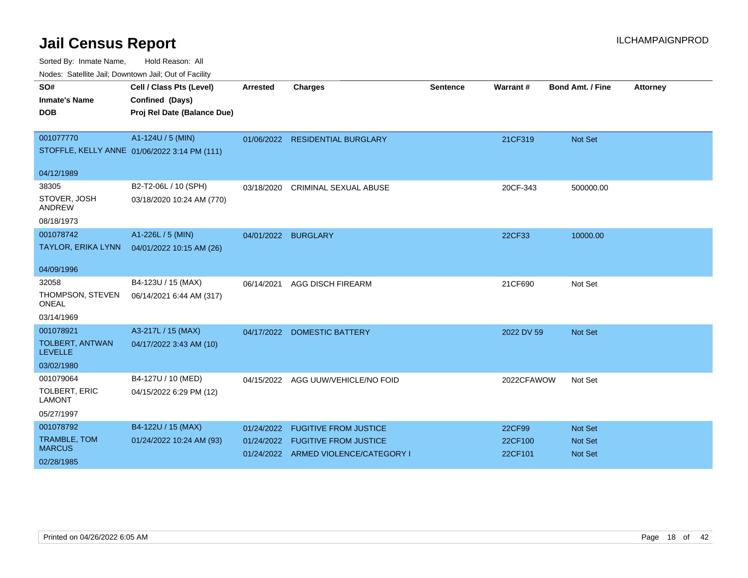# Jail Census Report

ILCHAMPAIGNPROD

Sorted By: Inmate Name, Hold Reason: All

Nodes: Satellite Jail; Downtown Jail; Out of Facility

| SO# / Inmate's Name / DOB | Cell / Class Pts (Level) / Confined (Days) / Proj Rel Date (Balance Due) | Arrested | Charges | Sentence | Warrant # | Bond Amt. / Fine | Attorney |
|---|---|---|---|---|---|---|---|
| 001077770<br>STOFFLE, KELLY ANNE<br>04/12/1989 | A1-124U / 5 (MIN)<br>01/06/2022 3:14 PM (111) | 01/06/2022 | RESIDENTIAL BURGLARY | | 21CF319 | Not Set | |
| 38305<br>STOVER, JOSH ANDREW<br>08/18/1973 | B2-T2-06L / 10 (SPH)<br>03/18/2020 10:24 AM (770) | 03/18/2020 | CRIMINAL SEXUAL ABUSE | | 20CF-343 | 500000.00 | |
| 001078742<br>TAYLOR, ERIKA LYNN<br>04/09/1996 | A1-226L / 5 (MIN)<br>04/01/2022 10:15 AM (26) | 04/01/2022 | BURGLARY | | 22CF33 | 10000.00 | |
| 32058<br>THOMPSON, STEVEN ONEAL<br>03/14/1969 | B4-123U / 15 (MAX)<br>06/14/2021 6:44 AM (317) | 06/14/2021 | AGG DISCH FIREARM | | 21CF690 | Not Set | |
| 001078921<br>TOLBERT, ANTWAN LEVELLE<br>03/02/1980 | A3-217L / 15 (MAX)<br>04/17/2022 3:43 AM (10) | 04/17/2022 | DOMESTIC BATTERY | | 2022 DV 59 | Not Set | |
| 001079064<br>TOLBERT, ERIC LAMONT<br>05/27/1997 | B4-127U / 10 (MED)<br>04/15/2022 6:29 PM (12) | 04/15/2022 | AGG UUW/VEHICLE/NO FOID | | 2022CFAWOW | Not Set | |
| 001078792<br>TRAMBLE, TOM MARCUS<br>02/28/1985 | B4-122U / 15 (MAX)<br>01/24/2022 10:24 AM (93) | 01/24/2022<br>01/24/2022<br>01/24/2022 | FUGITIVE FROM JUSTICE<br>FUGITIVE FROM JUSTICE<br>ARMED VIOLENCE/CATEGORY I | | 22CF99<br>22CF100<br>22CF101 | Not Set<br>Not Set<br>Not Set | |

Printed on 04/26/2022 6:05 AM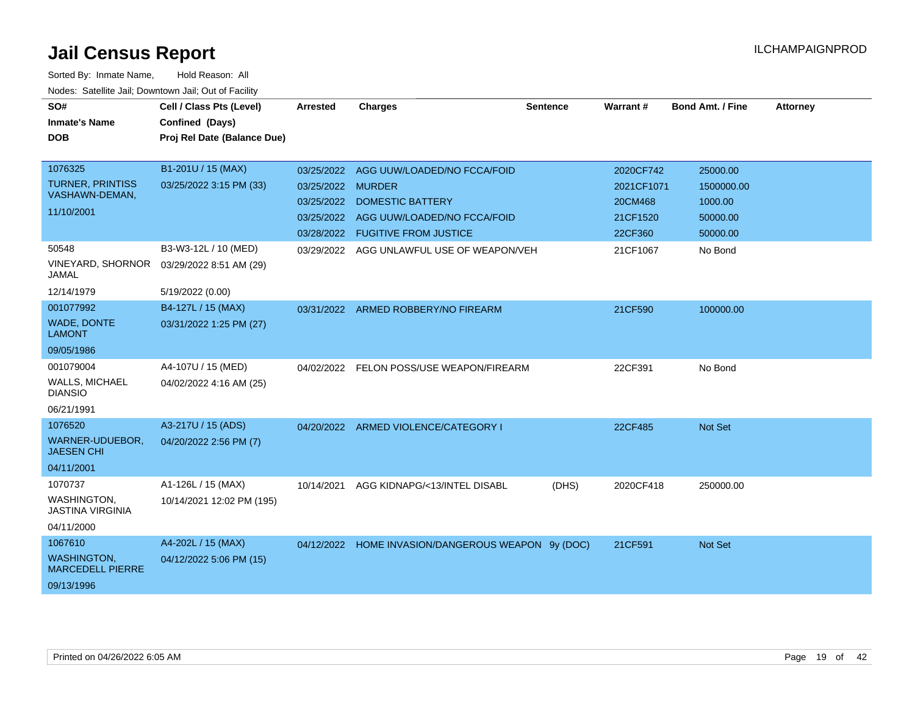# Jail Census Report

ILCHAMPAIGNPROD

Sorted By: Inmate Name, Hold Reason: All

Nodes: Satellite Jail; Downtown Jail; Out of Facility

| SO# / Inmate's Name / DOB | Cell / Class Pts (Level) / Confined (Days) / Proj Rel Date (Balance Due) | Arrested | Charges | Sentence | Warrant # | Bond Amt. / Fine | Attorney |
|---|---|---|---|---|---|---|---|
| 1076325<br>TURNER, PRINTISS VASHAWN-DEMAN,<br>11/10/2001 | B1-201U / 15 (MAX)<br>03/25/2022 3:15 PM (33) | 03/25/2022 | AGG UUW/LOADED/NO FCCA/FOID | | 2020CF742 | 25000.00 | |
| | | 03/25/2022 | MURDER | | 2021CF1071 | 1500000.00 | |
| | | 03/25/2022 | DOMESTIC BATTERY | | 20CM468 | 1000.00 | |
| | | 03/25/2022 | AGG UUW/LOADED/NO FCCA/FOID | | 21CF1520 | 50000.00 | |
| | | 03/28/2022 | FUGITIVE FROM JUSTICE | | 22CF360 | 50000.00 | |
| 50548<br>VINEYARD, SHORNOR JAMAL<br>12/14/1979 | B3-W3-12L / 10 (MED)<br>03/29/2022 8:51 AM (29)<br>5/19/2022 (0.00) | 03/29/2022 | AGG UNLAWFUL USE OF WEAPON/VEH | | 21CF1067 | No Bond | |
| 001077992<br>WADE, DONTE LAMONT<br>09/05/1986 | B4-127L / 15 (MAX)<br>03/31/2022 1:25 PM (27) | 03/31/2022 | ARMED ROBBERY/NO FIREARM | | 21CF590 | 100000.00 | |
| 001079004<br>WALLS, MICHAEL DIANSIO<br>06/21/1991 | A4-107U / 15 (MED)<br>04/02/2022 4:16 AM (25) | 04/02/2022 | FELON POSS/USE WEAPON/FIREARM | | 22CF391 | No Bond | |
| 1076520<br>WARNER-UDUEBOR, JAESEN CHI<br>04/11/2001 | A3-217U / 15 (ADS)<br>04/20/2022 2:56 PM (7) | 04/20/2022 | ARMED VIOLENCE/CATEGORY I | | 22CF485 | Not Set | |
| 1070737<br>WASHINGTON, JASTINA VIRGINIA<br>04/11/2000 | A1-126L / 15 (MAX)<br>10/14/2021 12:02 PM (195) | 10/14/2021 | AGG KIDNAPG/<13/INTEL DISABL | (DHS) | 2020CF418 | 250000.00 | |
| 1067610<br>WASHINGTON, MARCEDELL PIERRE<br>09/13/1996 | A4-202L / 15 (MAX)<br>04/12/2022 5:06 PM (15) | 04/12/2022 | HOME INVASION/DANGEROUS WEAPON | 9y (DOC) | 21CF591 | Not Set | |

Printed on 04/26/2022 6:05 AM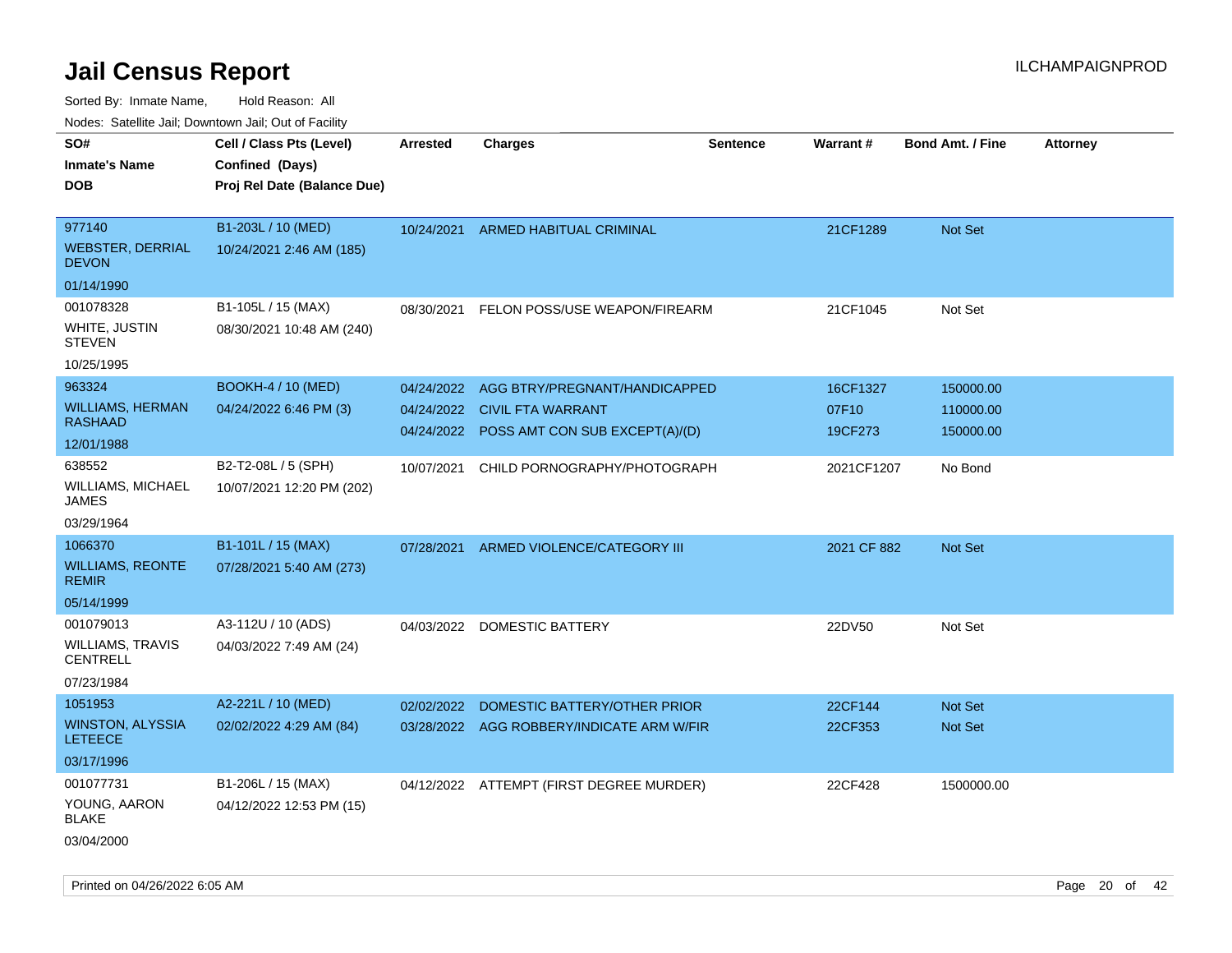# Jail Census Report

ILCHAMPAIGNPROD

Sorted By: Inmate Name,     Hold Reason: All

Nodes: Satellite Jail; Downtown Jail; Out of Facility

| SO# / Inmate's Name / DOB | Cell / Class Pts (Level) / Confined (Days) / Proj Rel Date (Balance Due) | Arrested | Charges | Sentence | Warrant # | Bond Amt. / Fine | Attorney |
|---|---|---|---|---|---|---|---|
| 977140<br>WEBSTER, DERRIAL DEVON<br>01/14/1990 | B1-203L / 10 (MED)<br>10/24/2021 2:46 AM (185) | 10/24/2021 | ARMED HABITUAL CRIMINAL | | 21CF1289 | Not Set | |
| 001078328<br>WHITE, JUSTIN STEVEN<br>10/25/1995 | B1-105L / 15 (MAX)<br>08/30/2021 10:48 AM (240) | 08/30/2021 | FELON POSS/USE WEAPON/FIREARM | | 21CF1045 | Not Set | |
| 963324<br>WILLIAMS, HERMAN RASHAAD<br>12/01/1988 | BOOKH-4 / 10 (MED)<br>04/24/2022 6:46 PM (3) | 04/24/2022<br>04/24/2022<br>04/24/2022 | AGG BTRY/PREGNANT/HANDICAPPED<br>CIVIL FTA WARRANT<br>POSS AMT CON SUB EXCEPT(A)/(D) | | 16CF1327<br>07F10<br>19CF273 | 150000.00<br>110000.00<br>150000.00 | |
| 638552<br>WILLIAMS, MICHAEL JAMES<br>03/29/1964 | B2-T2-08L / 5 (SPH)<br>10/07/2021 12:20 PM (202) | 10/07/2021 | CHILD PORNOGRAPHY/PHOTOGRAPH | | 2021CF1207 | No Bond | |
| 1066370<br>WILLIAMS, REONTE REMIR<br>05/14/1999 | B1-101L / 15 (MAX)<br>07/28/2021 5:40 AM (273) | 07/28/2021 | ARMED VIOLENCE/CATEGORY III | | 2021 CF 882 | Not Set | |
| 001079013<br>WILLIAMS, TRAVIS CENTRELL<br>07/23/1984 | A3-112U / 10 (ADS)<br>04/03/2022 7:49 AM (24) | 04/03/2022 | DOMESTIC BATTERY | | 22DV50 | Not Set | |
| 1051953<br>WINSTON, ALYSSIA LETEECE<br>03/17/1996 | A2-221L / 10 (MED)<br>02/02/2022 4:29 AM (84) | 02/02/2022<br>03/28/2022 | DOMESTIC BATTERY/OTHER PRIOR<br>AGG ROBBERY/INDICATE ARM W/FIR | | 22CF144<br>22CF353 | Not Set<br>Not Set | |
| 001077731<br>YOUNG, AARON BLAKE<br>03/04/2000 | B1-206L / 15 (MAX)<br>04/12/2022 12:53 PM (15) | 04/12/2022 | ATTEMPT (FIRST DEGREE MURDER) | | 22CF428 | 1500000.00 | |

Printed on 04/26/2022 6:05 AM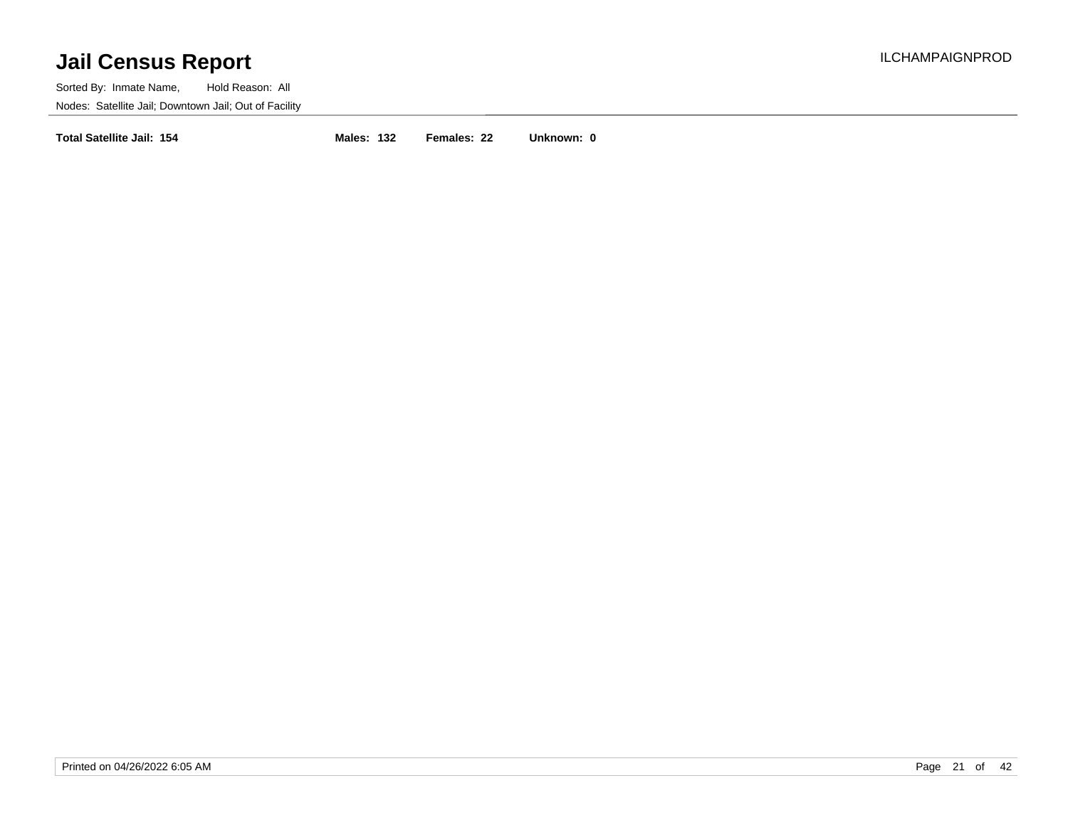**Total Satellite Jail: 154** **Males: 132** **Females: 22** **Unknown: 0**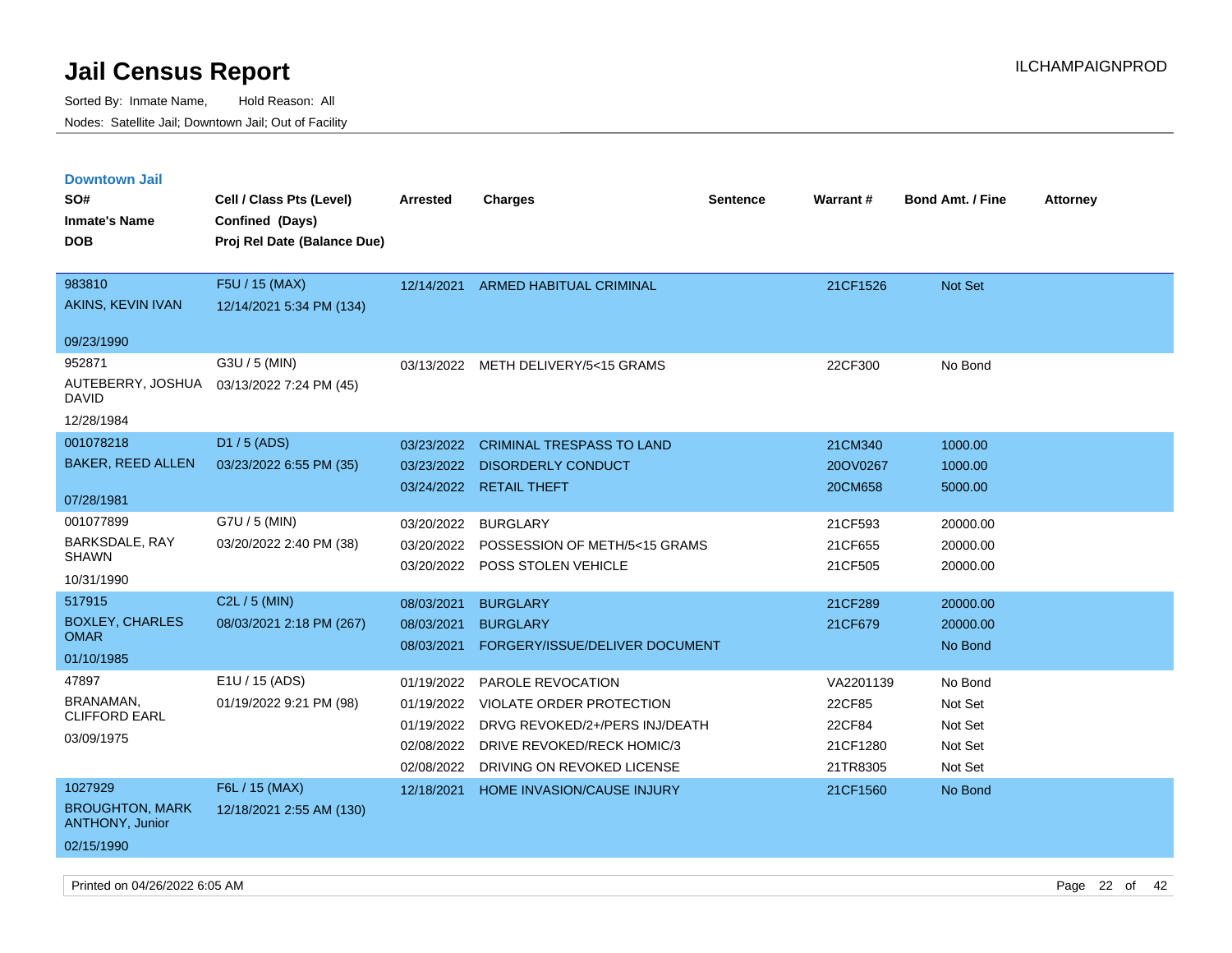# Jail Census Report

Sorted By: Inmate Name, Hold Reason: All

Nodes: Satellite Jail; Downtown Jail; Out of Facility

ILCHAMPAIGNPROD

## Downtown Jail

| SO# / Inmate's Name / DOB | Cell / Class Pts (Level) / Confined (Days) / Proj Rel Date (Balance Due) | Arrested | Charges | Sentence | Warrant # | Bond Amt. / Fine | Attorney |
|---|---|---|---|---|---|---|---|
| 983810<br>AKINS, KEVIN IVAN<br>09/23/1990 | F5U / 15 (MAX)<br>12/14/2021 5:34 PM (134) | 12/14/2021 | ARMED HABITUAL CRIMINAL | | 21CF1526 | Not Set | |
| 952871<br>AUTEBERRY, JOSHUA DAVID<br>12/28/1984 | G3U / 5 (MIN)<br>03/13/2022 7:24 PM (45) | 03/13/2022 | METH DELIVERY/5<15 GRAMS | | 22CF300 | No Bond | |
| 001078218<br>BAKER, REED ALLEN<br>07/28/1981 | D1 / 5 (ADS)<br>03/23/2022 6:55 PM (35) | 03/23/2022 | CRIMINAL TRESPASS TO LAND | | 21CM340 | 1000.00 | |
| | | 03/23/2022 | DISORDERLY CONDUCT | | 20OV0267 | 1000.00 | |
| | | 03/24/2022 | RETAIL THEFT | | 20CM658 | 5000.00 | |
| 001077899<br>BARKSDALE, RAY SHAWN<br>10/31/1990 | G7U / 5 (MIN)<br>03/20/2022 2:40 PM (38) | 03/20/2022 | BURGLARY | | 21CF593 | 20000.00 | |
| | | 03/20/2022 | POSSESSION OF METH/5<15 GRAMS | | 21CF655 | 20000.00 | |
| | | 03/20/2022 | POSS STOLEN VEHICLE | | 21CF505 | 20000.00 | |
| 517915<br>BOXLEY, CHARLES OMAR<br>01/10/1985 | C2L / 5 (MIN)<br>08/03/2021 2:18 PM (267) | 08/03/2021 | BURGLARY | | 21CF289 | 20000.00 | |
| | | 08/03/2021 | BURGLARY | | 21CF679 | 20000.00 | |
| | | 08/03/2021 | FORGERY/ISSUE/DELIVER DOCUMENT | | | No Bond | |
| 47897<br>BRANAMAN, CLIFFORD EARL<br>03/09/1975 | E1U / 15 (ADS)<br>01/19/2022 9:21 PM (98) | 01/19/2022 | PAROLE REVOCATION | | VA2201139 | No Bond | |
| | | 01/19/2022 | VIOLATE ORDER PROTECTION | | 22CF85 | Not Set | |
| | | 01/19/2022 | DRVG REVOKED/2+/PERS INJ/DEATH | | 22CF84 | Not Set | |
| | | 02/08/2022 | DRIVE REVOKED/RECK HOMIC/3 | | 21CF1280 | Not Set | |
| | | 02/08/2022 | DRIVING ON REVOKED LICENSE | | 21TR8305 | Not Set | |
| 1027929<br>BROUGHTON, MARK ANTHONY, Junior<br>02/15/1990 | F6L / 15 (MAX)<br>12/18/2021 2:55 AM (130) | 12/18/2021 | HOME INVASION/CAUSE INJURY | | 21CF1560 | No Bond | |

Printed on 04/26/2022 6:05 AM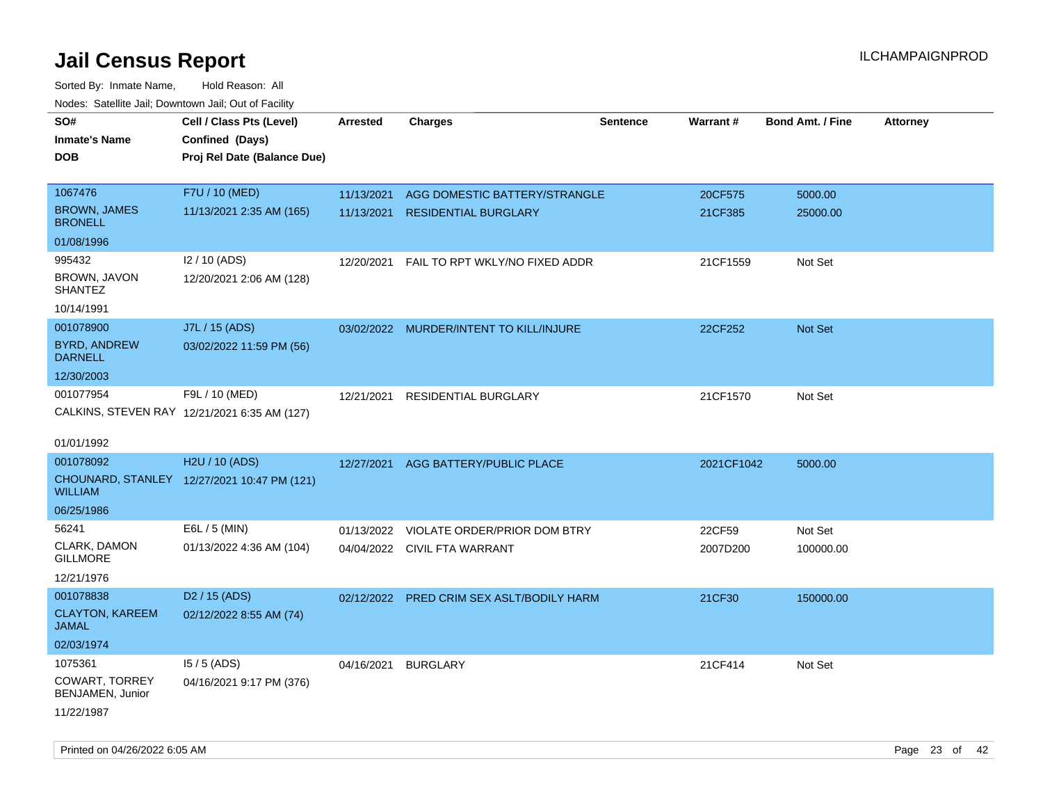# Jail Census Report

ILCHAMPAIGNPROD

Sorted By: Inmate Name, Hold Reason: All

Nodes: Satellite Jail; Downtown Jail; Out of Facility

| SO# / Inmate's Name / DOB | Cell / Class Pts (Level) / Confined (Days) / Proj Rel Date (Balance Due) | Arrested | Charges | Sentence | Warrant # | Bond Amt. / Fine | Attorney |
|---|---|---|---|---|---|---|---|
| 1067476<br>BROWN, JAMES BRONELL<br>01/08/1996 | F7U / 10 (MED)<br>11/13/2021 2:35 AM (165) | 11/13/2021<br>11/13/2021 | AGG DOMESTIC BATTERY/STRANGLE<br>RESIDENTIAL BURGLARY | | 20CF575<br>21CF385 | 5000.00<br>25000.00 | |
| 995432<br>BROWN, JAVON SHANTEZ<br>10/14/1991 | I2 / 10 (ADS)<br>12/20/2021 2:06 AM (128) | 12/20/2021 | FAIL TO RPT WKLY/NO FIXED ADDR | | 21CF1559 | Not Set | |
| 001078900<br>BYRD, ANDREW DARNELL<br>12/30/2003 | J7L / 15 (ADS)<br>03/02/2022 11:59 PM (56) | 03/02/2022 | MURDER/INTENT TO KILL/INJURE | | 22CF252 | Not Set | |
| 001077954<br>CALKINS, STEVEN RAY<br>01/01/1992 | F9L / 10 (MED)<br>12/21/2021 6:35 AM (127) | 12/21/2021 | RESIDENTIAL BURGLARY | | 21CF1570 | Not Set | |
| 001078092<br>CHOUNARD, STANLEY WILLIAM<br>06/25/1986 | H2U / 10 (ADS)<br>12/27/2021 10:47 PM (121) | 12/27/2021 | AGG BATTERY/PUBLIC PLACE | | 2021CF1042 | 5000.00 | |
| 56241<br>CLARK, DAMON GILLMORE<br>12/21/1976 | E6L / 5 (MIN)<br>01/13/2022 4:36 AM (104) | 01/13/2022<br>04/04/2022 | VIOLATE ORDER/PRIOR DOM BTRY<br>CIVIL FTA WARRANT | | 22CF59<br>2007D200 | Not Set<br>100000.00 | |
| 001078838<br>CLAYTON, KAREEM JAMAL<br>02/03/1974 | D2 / 15 (ADS)<br>02/12/2022 8:55 AM (74) | 02/12/2022 | PRED CRIM SEX ASLT/BODILY HARM | | 21CF30 | 150000.00 | |
| 1075361<br>COWART, TORREY BENJAMEN, Junior<br>11/22/1987 | I5 / 5 (ADS)<br>04/16/2021 9:17 PM (376) | 04/16/2021 | BURGLARY | | 21CF414 | Not Set | |

Printed on 04/26/2022 6:05 AM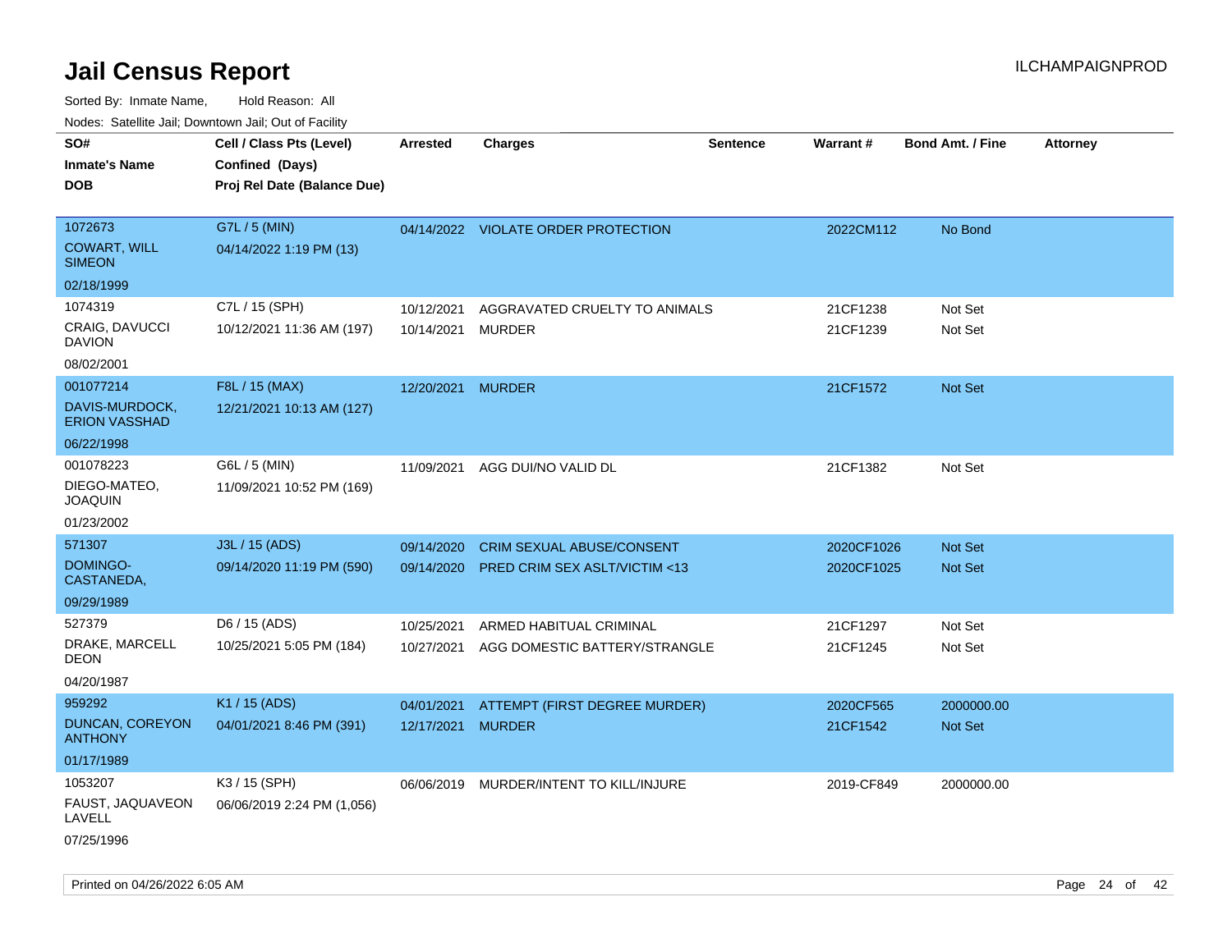# Jail Census Report

ILCHAMPAIGNPROD

Sorted By: Inmate Name, Hold Reason: All

Nodes: Satellite Jail; Downtown Jail; Out of Facility

| SO# / Inmate's Name / DOB | Cell / Class Pts (Level) / Confined (Days) / Proj Rel Date (Balance Due) | Arrested | Charges | Sentence | Warrant # | Bond Amt. / Fine | Attorney |
|---|---|---|---|---|---|---|---|
| 1072673<br>COWART, WILL SIMEON<br>02/18/1999 | G7L / 5 (MIN)<br>04/14/2022 1:19 PM (13) | 04/14/2022 | VIOLATE ORDER PROTECTION | | 2022CM112 | No Bond | |
| 1074319<br>CRAIG, DAVUCCI DAVION<br>08/02/2001 | C7L / 15 (SPH)<br>10/12/2021 11:36 AM (197) | 10/12/2021<br>10/14/2021 | AGGRAVATED CRUELTY TO ANIMALS<br>MURDER | | 21CF1238<br>21CF1239 | Not Set<br>Not Set | |
| 001077214<br>DAVIS-MURDOCK, ERION VASSHAD<br>06/22/1998 | F8L / 15 (MAX)<br>12/21/2021 10:13 AM (127) | 12/20/2021 | MURDER | | 21CF1572 | Not Set | |
| 001078223<br>DIEGO-MATEO, JOAQUIN<br>01/23/2002 | G6L / 5 (MIN)<br>11/09/2021 10:52 PM (169) | 11/09/2021 | AGG DUI/NO VALID DL | | 21CF1382 | Not Set | |
| 571307<br>DOMINGO-CASTANEDA,<br>09/29/1989 | J3L / 15 (ADS)<br>09/14/2020 11:19 PM (590) | 09/14/2020<br>09/14/2020 | CRIM SEXUAL ABUSE/CONSENT<br>PRED CRIM SEX ASLT/VICTIM <13 | | 2020CF1026<br>2020CF1025 | Not Set<br>Not Set | |
| 527379<br>DRAKE, MARCELL DEON<br>04/20/1987 | D6 / 15 (ADS)<br>10/25/2021 5:05 PM (184) | 10/25/2021<br>10/27/2021 | ARMED HABITUAL CRIMINAL<br>AGG DOMESTIC BATTERY/STRANGLE | | 21CF1297<br>21CF1245 | Not Set<br>Not Set | |
| 959292<br>DUNCAN, COREYON ANTHONY<br>01/17/1989 | K1 / 15 (ADS)<br>04/01/2021 8:46 PM (391) | 04/01/2021<br>12/17/2021 | ATTEMPT (FIRST DEGREE MURDER)<br>MURDER | | 2020CF565<br>21CF1542 | 2000000.00<br>Not Set | |
| 1053207<br>FAUST, JAQUAVEON LAVELL<br>07/25/1996 | K3 / 15 (SPH)<br>06/06/2019 2:24 PM (1,056) | 06/06/2019 | MURDER/INTENT TO KILL/INJURE | | 2019-CF849 | 2000000.00 | |

Printed on 04/26/2022 6:05 AM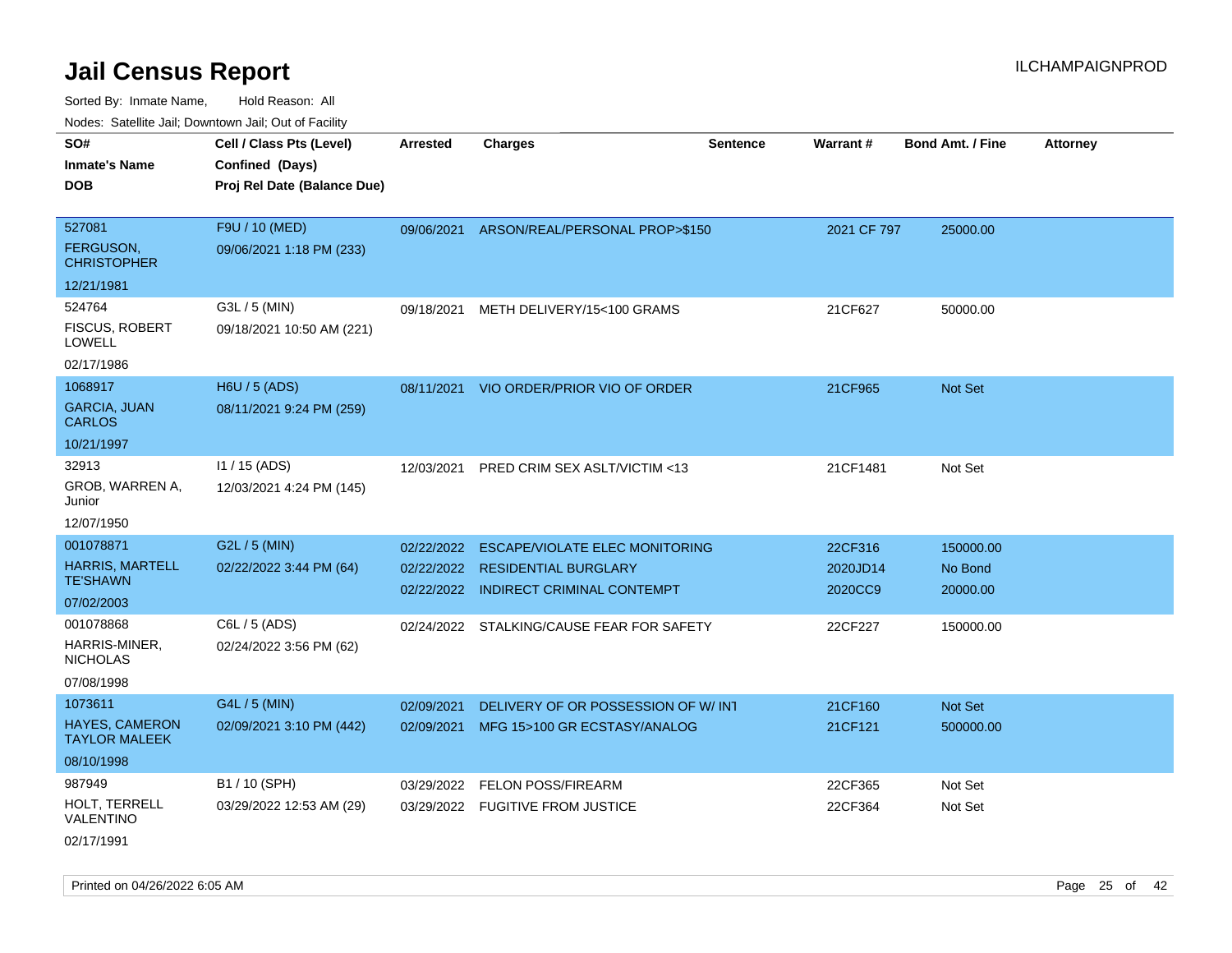# Jail Census Report

ILCHAMPAIGNPROD

Sorted By: Inmate Name, Hold Reason: All

Nodes: Satellite Jail; Downtown Jail; Out of Facility

| SO# / Inmate's Name / DOB | Cell / Class Pts (Level) / Confined (Days) / Proj Rel Date (Balance Due) | Arrested | Charges | Sentence | Warrant # | Bond Amt. / Fine | Attorney |
|---|---|---|---|---|---|---|---|
| 527081<br>FERGUSON, CHRISTOPHER<br>12/21/1981 | F9U / 10 (MED)<br>09/06/2021 1:18 PM (233) | 09/06/2021 | ARSON/REAL/PERSONAL PROP>$150 | | 2021 CF 797 | 25000.00 | |
| 524764<br>FISCUS, ROBERT LOWELL<br>02/17/1986 | G3L / 5 (MIN)<br>09/18/2021 10:50 AM (221) | 09/18/2021 | METH DELIVERY/15<100 GRAMS | | 21CF627 | 50000.00 | |
| 1068917<br>GARCIA, JUAN CARLOS<br>10/21/1997 | H6U / 5 (ADS)<br>08/11/2021 9:24 PM (259) | 08/11/2021 | VIO ORDER/PRIOR VIO OF ORDER | | 21CF965 | Not Set | |
| 32913<br>GROB, WARREN A, Junior<br>12/07/1950 | I1 / 15 (ADS)<br>12/03/2021 4:24 PM (145) | 12/03/2021 | PRED CRIM SEX ASLT/VICTIM <13 | | 21CF1481 | Not Set | |
| 001078871<br>HARRIS, MARTELL TE'SHAWN<br>07/02/2003 | G2L / 5 (MIN)<br>02/22/2022 3:44 PM (64) | 02/22/2022<br>02/22/2022<br>02/22/2022 | ESCAPE/VIOLATE ELEC MONITORING<br>RESIDENTIAL BURGLARY<br>INDIRECT CRIMINAL CONTEMPT | | 22CF316<br>2020JD14<br>2020CC9 | 150000.00<br>No Bond<br>20000.00 | |
| 001078868<br>HARRIS-MINER, NICHOLAS<br>07/08/1998 | C6L / 5 (ADS)<br>02/24/2022 3:56 PM (62) | 02/24/2022 | STALKING/CAUSE FEAR FOR SAFETY | | 22CF227 | 150000.00 | |
| 1073611<br>HAYES, CAMERON TAYLOR MALEEK<br>08/10/1998 | G4L / 5 (MIN)<br>02/09/2021 3:10 PM (442) | 02/09/2021<br>02/09/2021 | DELIVERY OF OR POSSESSION OF W/ INT<br>MFG 15>100 GR ECSTASY/ANALOG | | 21CF160<br>21CF121 | Not Set<br>500000.00 | |
| 987949<br>HOLT, TERRELL VALENTINO<br>02/17/1991 | B1 / 10 (SPH)<br>03/29/2022 12:53 AM (29) | 03/29/2022<br>03/29/2022 | FELON POSS/FIREARM<br>FUGITIVE FROM JUSTICE | | 22CF365<br>22CF364 | Not Set<br>Not Set | |

Printed on 04/26/2022 6:05 AM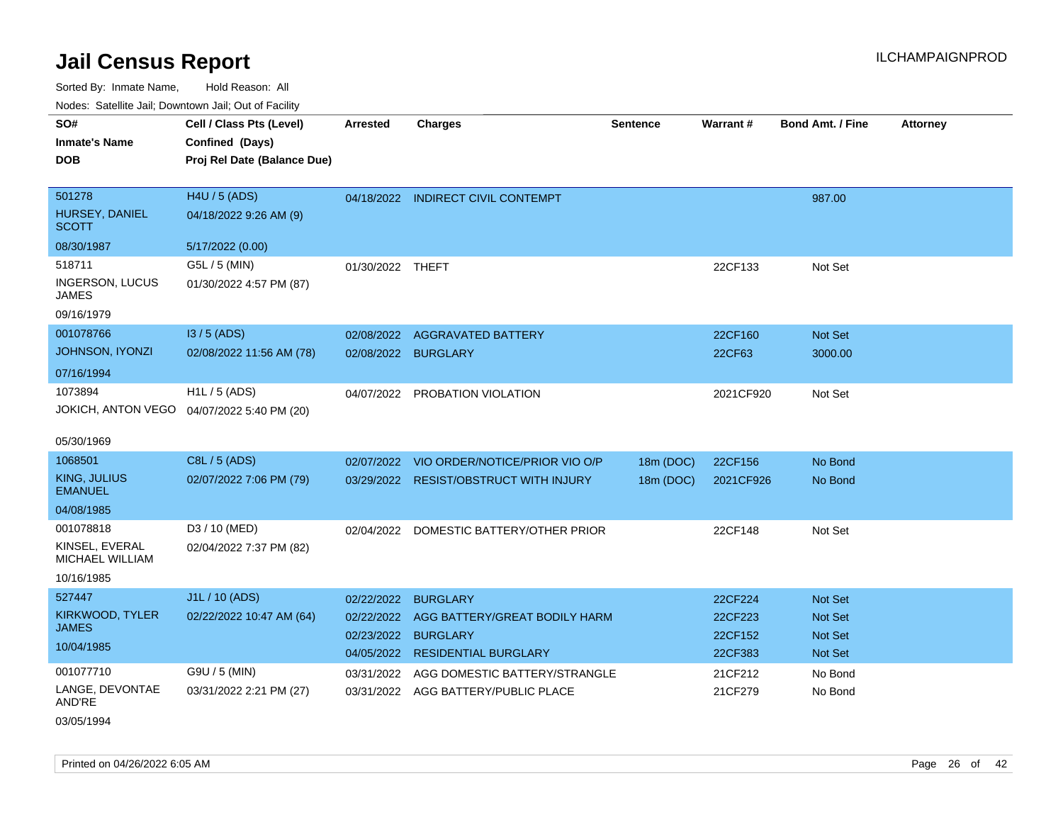# Jail Census Report

ILCHAMPAIGNPROD

Sorted By: Inmate Name, Hold Reason: All

Nodes: Satellite Jail; Downtown Jail; Out of Facility

| SO# / Inmate's Name / DOB | Cell / Class Pts (Level) / Confined (Days) / Proj Rel Date (Balance Due) | Arrested | Charges | Sentence | Warrant # | Bond Amt. / Fine | Attorney |
|---|---|---|---|---|---|---|---|
| 501278<br>HURSEY, DANIEL SCOTT<br>08/30/1987 | H4U / 5 (ADS)<br>04/18/2022 9:26 AM (9)<br>5/17/2022 (0.00) | 04/18/2022 | INDIRECT CIVIL CONTEMPT | | | 987.00 | |
| 518711<br>INGERSON, LUCUS JAMES<br>09/16/1979 | G5L / 5 (MIN)<br>01/30/2022 4:57 PM (87) | 01/30/2022 | THEFT | | 22CF133 | Not Set | |
| 001078766<br>JOHNSON, IYONZI<br>07/16/1994 | I3 / 5 (ADS)<br>02/08/2022 11:56 AM (78) | 02/08/2022 | AGGRAVATED BATTERY | | 22CF160 | Not Set | |
| | | 02/08/2022 | BURGLARY | | 22CF63 | 3000.00 | |
| 1073894<br>JOKICH, ANTON VEGO<br>05/30/1969 | H1L / 5 (ADS)<br>04/07/2022 5:40 PM (20) | 04/07/2022 | PROBATION VIOLATION | | 2021CF920 | Not Set | |
| 1068501<br>KING, JULIUS EMANUEL<br>04/08/1985 | C8L / 5 (ADS)<br>02/07/2022 7:06 PM (79) | 02/07/2022 | VIO ORDER/NOTICE/PRIOR VIO O/P | 18m (DOC) | 22CF156 | No Bond | |
| | | 03/29/2022 | RESIST/OBSTRUCT WITH INJURY | 18m (DOC) | 2021CF926 | No Bond | |
| 001078818<br>KINSEL, EVERAL MICHAEL WILLIAM<br>10/16/1985 | D3 / 10 (MED)<br>02/04/2022 7:37 PM (82) | 02/04/2022 | DOMESTIC BATTERY/OTHER PRIOR | | 22CF148 | Not Set | |
| 527447<br>KIRKWOOD, TYLER JAMES<br>10/04/1985 | J1L / 10 (ADS)<br>02/22/2022 10:47 AM (64) | 02/22/2022 | BURGLARY | | 22CF224 | Not Set | |
| | | 02/22/2022 | AGG BATTERY/GREAT BODILY HARM | | 22CF223 | Not Set | |
| | | 02/23/2022 | BURGLARY | | 22CF152 | Not Set | |
| | | 04/05/2022 | RESIDENTIAL BURGLARY | | 22CF383 | Not Set | |
| 001077710<br>LANGE, DEVONTAE AND'RE<br>03/05/1994 | G9U / 5 (MIN)<br>03/31/2022 2:21 PM (27) | 03/31/2022 | AGG DOMESTIC BATTERY/STRANGLE | | 21CF212 | No Bond | |
| | | 03/31/2022 | AGG BATTERY/PUBLIC PLACE | | 21CF279 | No Bond | |

Printed on 04/26/2022 6:05 AM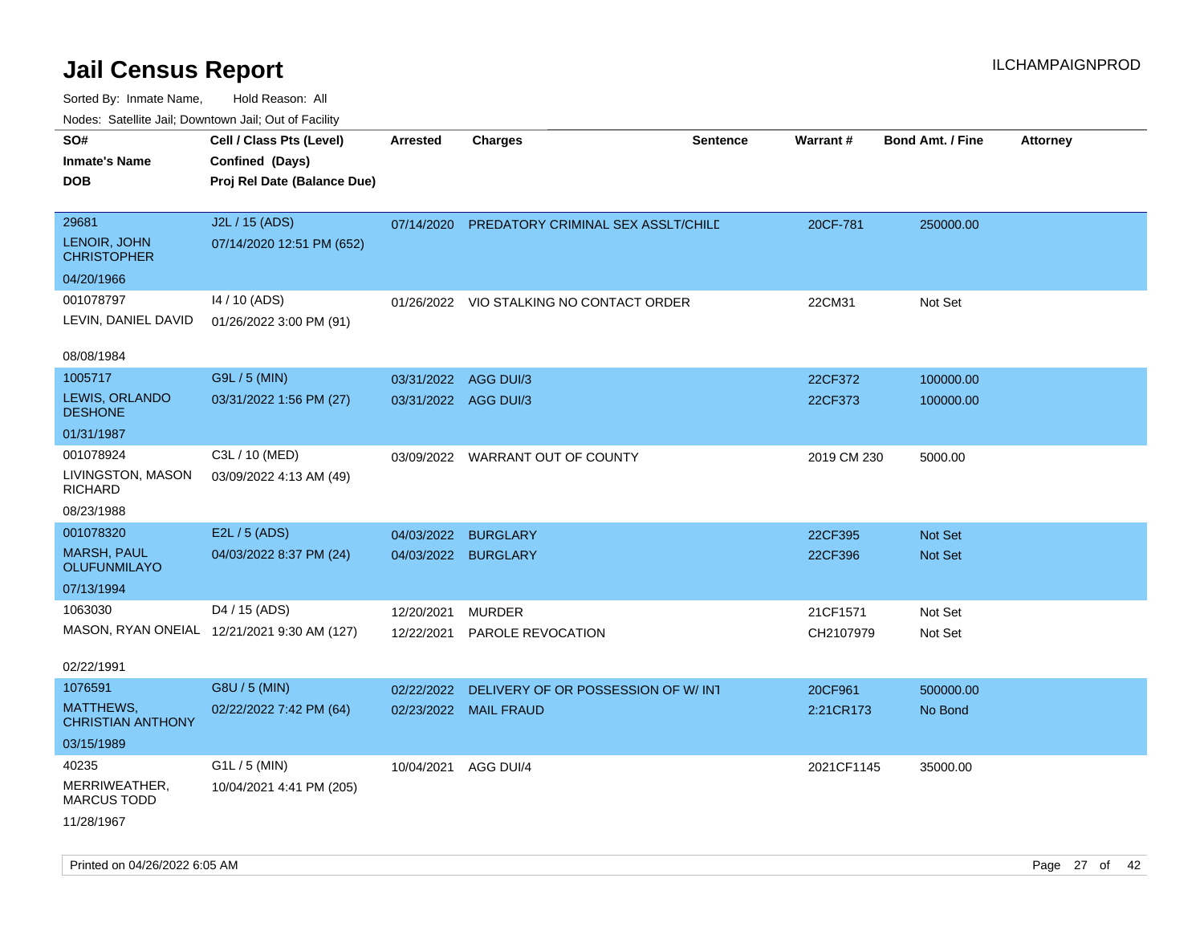# Jail Census Report

ILCHAMPAIGNPROD

Sorted By: Inmate Name, Hold Reason: All

Nodes: Satellite Jail; Downtown Jail; Out of Facility

| SO# / Inmate's Name / DOB | Cell / Class Pts (Level) / Confined (Days) / Proj Rel Date (Balance Due) | Arrested | Charges | Sentence | Warrant # | Bond Amt. / Fine | Attorney |
|---|---|---|---|---|---|---|---|
| 29681<br>LENOIR, JOHN CHRISTOPHER<br>04/20/1966 | J2L / 15 (ADS)<br>07/14/2020 12:51 PM (652) | 07/14/2020 | PREDATORY CRIMINAL SEX ASSLT/CHILD | | 20CF-781 | 250000.00 | |
| 001078797<br>LEVIN, DANIEL DAVID<br>08/08/1984 | I4 / 10 (ADS)<br>01/26/2022 3:00 PM (91) | 01/26/2022 | VIO STALKING NO CONTACT ORDER | | 22CM31 | Not Set | |
| 1005717<br>LEWIS, ORLANDO DESHONE<br>01/31/1987 | G9L / 5 (MIN)<br>03/31/2022 1:56 PM (27) | 03/31/2022<br>03/31/2022 | AGG DUI/3<br>AGG DUI/3 | | 22CF372<br>22CF373 | 100000.00<br>100000.00 | |
| 001078924<br>LIVINGSTON, MASON RICHARD<br>08/23/1988 | C3L / 10 (MED)<br>03/09/2022 4:13 AM (49) | 03/09/2022 | WARRANT OUT OF COUNTY | | 2019 CM 230 | 5000.00 | |
| 001078320<br>MARSH, PAUL OLUFUNMILAYO<br>07/13/1994 | E2L / 5 (ADS)<br>04/03/2022 8:37 PM (24) | 04/03/2022<br>04/03/2022 | BURGLARY<br>BURGLARY | | 22CF395<br>22CF396 | Not Set<br>Not Set | |
| 1063030<br>MASON, RYAN ONEIAL<br>02/22/1991 | D4 / 15 (ADS)<br>12/21/2021 9:30 AM (127) | 12/20/2021<br>12/22/2021 | MURDER<br>PAROLE REVOCATION | | 21CF1571<br>CH2107979 | Not Set<br>Not Set | |
| 1076591<br>MATTHEWS, CHRISTIAN ANTHONY<br>03/15/1989 | G8U / 5 (MIN)<br>02/22/2022 7:42 PM (64) | 02/22/2022<br>02/23/2022 | DELIVERY OF OR POSSESSION OF W/ INT<br>MAIL FRAUD | | 20CF961<br>2:21CR173 | 500000.00<br>No Bond | |
| 40235<br>MERRIWEATHER, MARCUS TODD<br>11/28/1967 | G1L / 5 (MIN)<br>10/04/2021 4:41 PM (205) | 10/04/2021 | AGG DUI/4 | | 2021CF1145 | 35000.00 | |

Printed on 04/26/2022 6:05 AM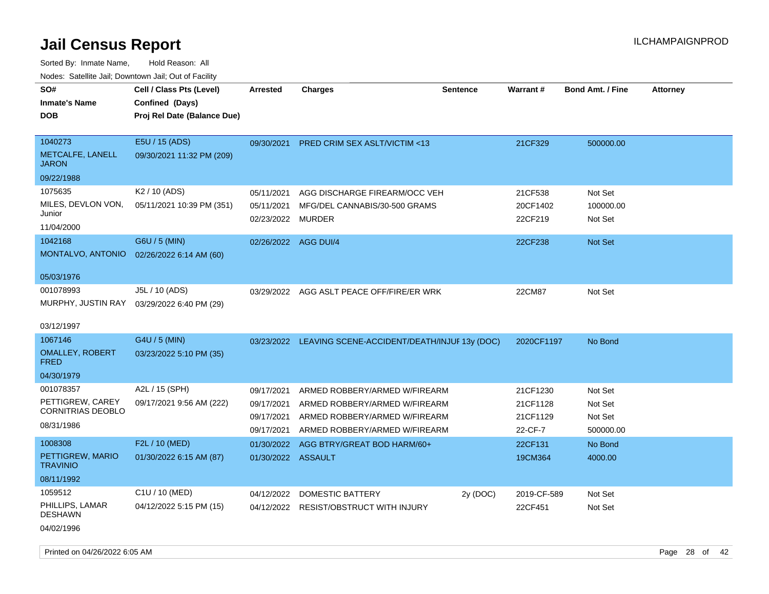# Jail Census Report

Sorted By: Inmate Name, Hold Reason: All

Nodes: Satellite Jail; Downtown Jail; Out of Facility

| SO# / Inmate's Name / DOB | Cell / Class Pts (Level) / Confined (Days) / Proj Rel Date (Balance Due) | Arrested | Charges | Sentence | Warrant # | Bond Amt. / Fine | Attorney |
|---|---|---|---|---|---|---|---|
| 1040273<br>METCALFE, LANELL JARON<br>09/22/1988 | E5U / 15 (ADS)<br>09/30/2021 11:32 PM (209) | 09/30/2021 | PRED CRIM SEX ASLT/VICTIM <13 | | 21CF329 | 500000.00 | |
| 1075635<br>MILES, DEVLON VON, Junior<br>11/04/2000 | K2 / 10 (ADS)<br>05/11/2021 10:39 PM (351) | 05/11/2021 | AGG DISCHARGE FIREARM/OCC VEH | | 21CF538 | Not Set | |
| | | 05/11/2021 | MFG/DEL CANNABIS/30-500 GRAMS | | 20CF1402 | 100000.00 | |
| | | 02/23/2022 | MURDER | | 22CF219 | Not Set | |
| 1042168<br>MONTALVO, ANTONIO<br>05/03/1976 | G6U / 5 (MIN)<br>02/26/2022 6:14 AM (60) | 02/26/2022 | AGG DUI/4 | | 22CF238 | Not Set | |
| 001078993<br>MURPHY, JUSTIN RAY<br>03/12/1997 | J5L / 10 (ADS)<br>03/29/2022 6:40 PM (29) | 03/29/2022 | AGG ASLT PEACE OFF/FIRE/ER WRK | | 22CM87 | Not Set | |
| 1067146<br>OMALLEY, ROBERT FRED<br>04/30/1979 | G4U / 5 (MIN)<br>03/23/2022 5:10 PM (35) | 03/23/2022 | LEAVING SCENE-ACCIDENT/DEATH/INJUI | 13y (DOC) | 2020CF1197 | No Bond | |
| 001078357<br>PETTIGREW, CAREY CORNITRIAS DEOBLO<br>08/31/1986 | A2L / 15 (SPH)<br>09/17/2021 9:56 AM (222) | 09/17/2021 | ARMED ROBBERY/ARMED W/FIREARM | | 21CF1230 | Not Set | |
| | | 09/17/2021 | ARMED ROBBERY/ARMED W/FIREARM | | 21CF1128 | Not Set | |
| | | 09/17/2021 | ARMED ROBBERY/ARMED W/FIREARM | | 21CF1129 | Not Set | |
| | | 09/17/2021 | ARMED ROBBERY/ARMED W/FIREARM | | 22-CF-7 | 500000.00 | |
| 1008308<br>PETTIGREW, MARIO TRAVINIO<br>08/11/1992 | F2L / 10 (MED)<br>01/30/2022 6:15 AM (87) | 01/30/2022 | AGG BTRY/GREAT BOD HARM/60+ | | 22CF131 | No Bond | |
| | | 01/30/2022 | ASSAULT | | 19CM364 | 4000.00 | |
| 1059512<br>PHILLIPS, LAMAR DESHAWN<br>04/02/1996 | C1U / 10 (MED)<br>04/12/2022 5:15 PM (15) | 04/12/2022 | DOMESTIC BATTERY | 2y (DOC) | 2019-CF-589 | Not Set | |
| | | 04/12/2022 | RESIST/OBSTRUCT WITH INJURY | | 22CF451 | Not Set | |

Printed on 04/26/2022 6:05 AM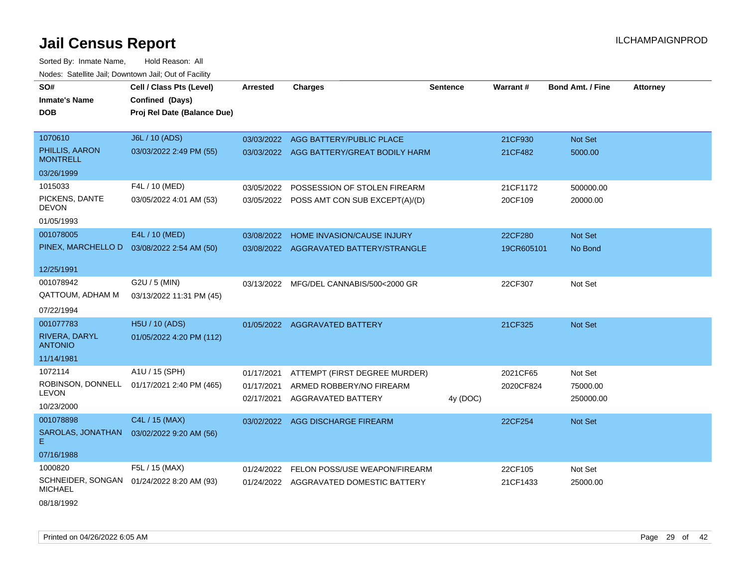# Jail Census Report

ILCHAMPAIGNPROD

Sorted By: Inmate Name, Hold Reason: All

Nodes: Satellite Jail; Downtown Jail; Out of Facility

| SO# / Inmate's Name / DOB | Cell / Class Pts (Level) / Confined (Days) / Proj Rel Date (Balance Due) | Arrested | Charges | Sentence | Warrant # | Bond Amt. / Fine | Attorney |
|---|---|---|---|---|---|---|---|
| 1070610<br>PHILLIS, AARON MONTRELL<br>03/26/1999 | J6L / 10 (ADS)<br>03/03/2022 2:49 PM (55) | 03/03/2022 | AGG BATTERY/PUBLIC PLACE | | 21CF930 | Not Set | |
| | | 03/03/2022 | AGG BATTERY/GREAT BODILY HARM | | 21CF482 | 5000.00 | |
| 1015033<br>PICKENS, DANTE DEVON<br>01/05/1993 | F4L / 10 (MED)<br>03/05/2022 4:01 AM (53) | 03/05/2022 | POSSESSION OF STOLEN FIREARM | | 21CF1172 | 500000.00 | |
| | | 03/05/2022 | POSS AMT CON SUB EXCEPT(A)/(D) | | 20CF109 | 20000.00 | |
| 001078005<br>PINEX, MARCHELLO D<br>12/25/1991 | E4L / 10 (MED)<br>03/08/2022 2:54 AM (50) | 03/08/2022 | HOME INVASION/CAUSE INJURY | | 22CF280 | Not Set | |
| | | 03/08/2022 | AGGRAVATED BATTERY/STRANGLE | | 19CR605101 | No Bond | |
| 001078942<br>QATTOUM, ADHAM M<br>07/22/1994 | G2U / 5 (MIN)<br>03/13/2022 11:31 PM (45) | 03/13/2022 | MFG/DEL CANNABIS/500<2000 GR | | 22CF307 | Not Set | |
| 001077783<br>RIVERA, DARYL ANTONIO<br>11/14/1981 | H5U / 10 (ADS)<br>01/05/2022 4:20 PM (112) | 01/05/2022 | AGGRAVATED BATTERY | | 21CF325 | Not Set | |
| 1072114<br>ROBINSON, DONNELL LEVON<br>10/23/2000 | A1U / 15 (SPH)<br>01/17/2021 2:40 PM (465) | 01/17/2021 | ATTEMPT (FIRST DEGREE MURDER) | | 2021CF65 | Not Set | |
| | | 01/17/2021 | ARMED ROBBERY/NO FIREARM | | 2020CF824 | 75000.00 | |
| | | 02/17/2021 | AGGRAVATED BATTERY | 4y (DOC) | | 250000.00 | |
| 001078898<br>SAROLAS, JONATHAN E<br>07/16/1988 | C4L / 15 (MAX)<br>03/02/2022 9:20 AM (56) | 03/02/2022 | AGG DISCHARGE FIREARM | | 22CF254 | Not Set | |
| 1000820<br>SCHNEIDER, SONGAN MICHAEL<br>08/18/1992 | F5L / 15 (MAX)<br>01/24/2022 8:20 AM (93) | 01/24/2022 | FELON POSS/USE WEAPON/FIREARM | | 22CF105 | Not Set | |
| | | 01/24/2022 | AGGRAVATED DOMESTIC BATTERY | | 21CF1433 | 25000.00 | |

Printed on 04/26/2022 6:05 AM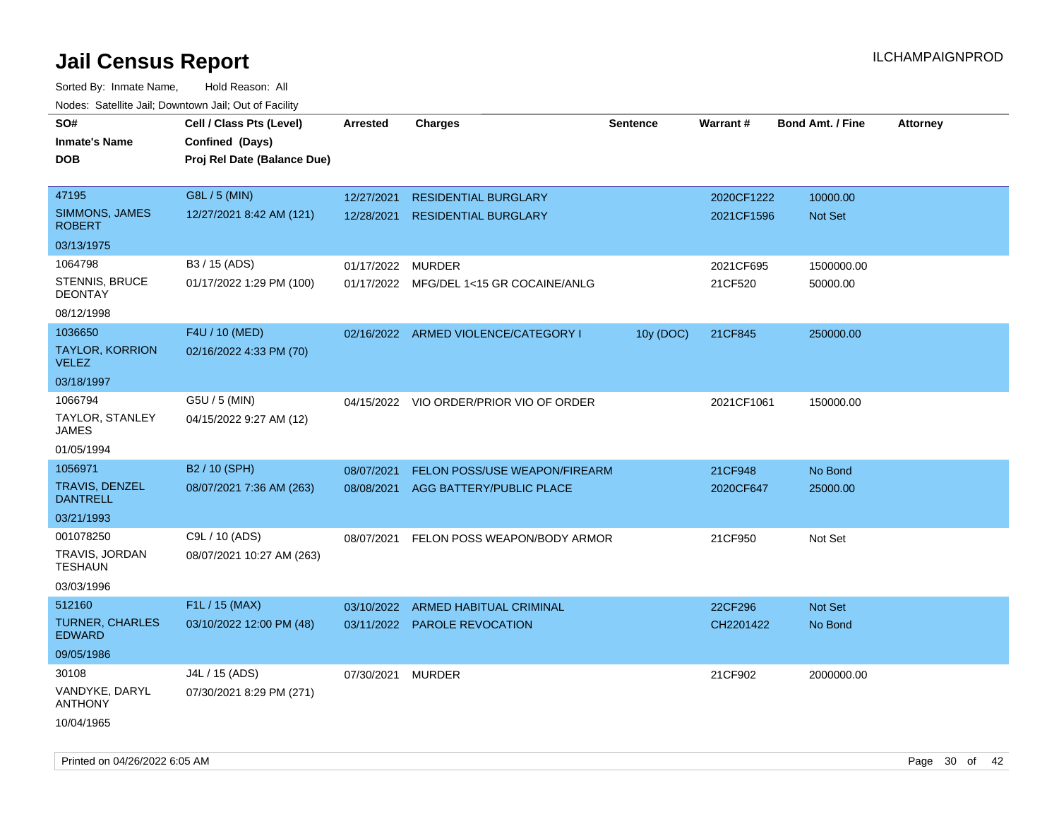# Jail Census Report

ILCHAMPAIGNPROD

Sorted By: Inmate Name, Hold Reason: All

Nodes: Satellite Jail; Downtown Jail; Out of Facility

| SO# / Inmate's Name / DOB | Cell / Class Pts (Level) / Confined (Days) / Proj Rel Date (Balance Due) | Arrested | Charges | Sentence | Warrant # | Bond Amt. / Fine | Attorney |
|---|---|---|---|---|---|---|---|
| 47195<br>SIMMONS, JAMES ROBERT<br>03/13/1975 | G8L / 5 (MIN)<br>12/27/2021 8:42 AM (121) | 12/27/2021<br>12/28/2021 | RESIDENTIAL BURGLARY<br>RESIDENTIAL BURGLARY | | 2020CF1222<br>2021CF1596 | 10000.00<br>Not Set | |
| 1064798<br>STENNIS, BRUCE DEONTAY<br>08/12/1998 | B3 / 15 (ADS)<br>01/17/2022 1:29 PM (100) | 01/17/2022<br>01/17/2022 | MURDER<br>MFG/DEL 1<15 GR COCAINE/ANLG | | 2021CF695<br>21CF520 | 1500000.00<br>50000.00 | |
| 1036650<br>TAYLOR, KORRION VELEZ<br>03/18/1997 | F4U / 10 (MED)<br>02/16/2022 4:33 PM (70) | 02/16/2022 | ARMED VIOLENCE/CATEGORY I | 10y (DOC) | 21CF845 | 250000.00 | |
| 1066794<br>TAYLOR, STANLEY JAMES<br>01/05/1994 | G5U / 5 (MIN)<br>04/15/2022 9:27 AM (12) | 04/15/2022 | VIO ORDER/PRIOR VIO OF ORDER | | 2021CF1061 | 150000.00 | |
| 1056971<br>TRAVIS, DENZEL DANTRELL<br>03/21/1993 | B2 / 10 (SPH)<br>08/07/2021 7:36 AM (263) | 08/07/2021<br>08/08/2021 | FELON POSS/USE WEAPON/FIREARM<br>AGG BATTERY/PUBLIC PLACE | | 21CF948<br>2020CF647 | No Bond<br>25000.00 | |
| 001078250<br>TRAVIS, JORDAN TESHAUN<br>03/03/1996 | C9L / 10 (ADS)<br>08/07/2021 10:27 AM (263) | 08/07/2021 | FELON POSS WEAPON/BODY ARMOR | | 21CF950 | Not Set | |
| 512160<br>TURNER, CHARLES EDWARD<br>09/05/1986 | F1L / 15 (MAX)<br>03/10/2022 12:00 PM (48) | 03/10/2022<br>03/11/2022 | ARMED HABITUAL CRIMINAL<br>PAROLE REVOCATION | | 22CF296<br>CH2201422 | Not Set<br>No Bond | |
| 30108<br>VANDYKE, DARYL ANTHONY<br>10/04/1965 | J4L / 15 (ADS)<br>07/30/2021 8:29 PM (271) | 07/30/2021 | MURDER | | 21CF902 | 2000000.00 | |

Printed on 04/26/2022 6:05 AM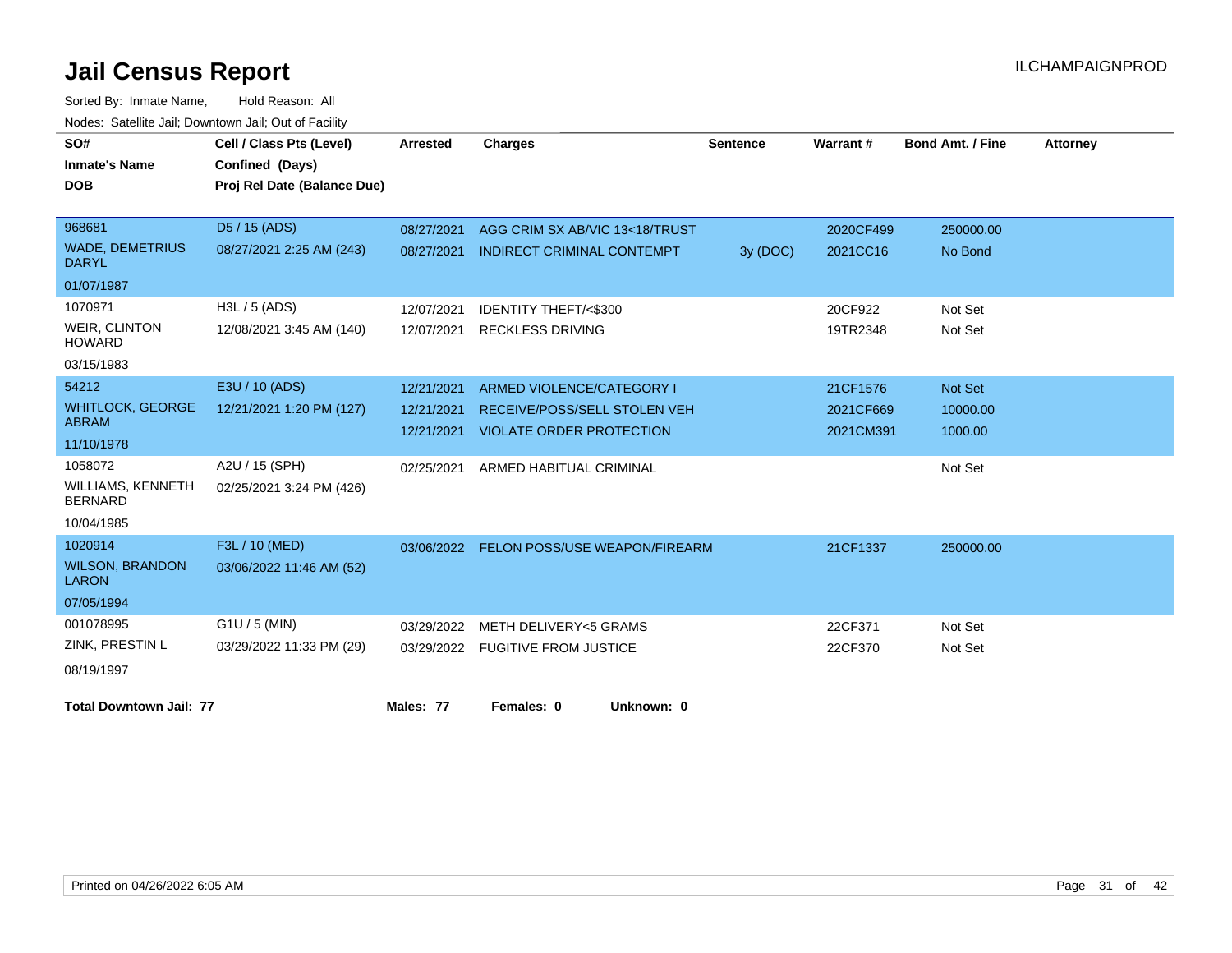# Jail Census Report

ILCHAMPAIGNPROD

Sorted By: Inmate Name, Hold Reason: All

Nodes: Satellite Jail; Downtown Jail; Out of Facility

| SO# / Inmate's Name / DOB | Cell / Class Pts (Level) / Confined (Days) / Proj Rel Date (Balance Due) | Arrested | Charges | Sentence | Warrant # | Bond Amt. / Fine | Attorney |
|---|---|---|---|---|---|---|---|
| 968681 WADE, DEMETRIUS DARYL 01/07/1987 | D5 / 15 (ADS) 08/27/2021 2:25 AM (243) | 08/27/2021 | AGG CRIM SX AB/VIC 13<18/TRUST | | 2020CF499 | 250000.00 | |
| | | 08/27/2021 | INDIRECT CRIMINAL CONTEMPT | 3y (DOC) | 2021CC16 | No Bond | |
| 1070971 WEIR, CLINTON HOWARD 03/15/1983 | H3L / 5 (ADS) 12/08/2021 3:45 AM (140) | 12/07/2021 | IDENTITY THEFT/<$300 | | 20CF922 | Not Set | |
| | | 12/07/2021 | RECKLESS DRIVING | | 19TR2348 | Not Set | |
| 54212 WHITLOCK, GEORGE ABRAM 11/10/1978 | E3U / 10 (ADS) 12/21/2021 1:20 PM (127) | 12/21/2021 | ARMED VIOLENCE/CATEGORY I | | 21CF1576 | Not Set | |
| | | 12/21/2021 | RECEIVE/POSS/SELL STOLEN VEH | | 2021CF669 | 10000.00 | |
| | | 12/21/2021 | VIOLATE ORDER PROTECTION | | 2021CM391 | 1000.00 | |
| 1058072 WILLIAMS, KENNETH BERNARD 10/04/1985 | A2U / 15 (SPH) 02/25/2021 3:24 PM (426) | 02/25/2021 | ARMED HABITUAL CRIMINAL | | | Not Set | |
| 1020914 WILSON, BRANDON LARON 07/05/1994 | F3L / 10 (MED) 03/06/2022 11:46 AM (52) | 03/06/2022 | FELON POSS/USE WEAPON/FIREARM | | 21CF1337 | 250000.00 | |
| 001078995 ZINK, PRESTIN L 08/19/1997 | G1U / 5 (MIN) 03/29/2022 11:33 PM (29) | 03/29/2022 | METH DELIVERY<5 GRAMS | | 22CF371 | Not Set | |
| | | 03/29/2022 | FUGITIVE FROM JUSTICE | | 22CF370 | Not Set | |

**Total Downtown Jail: 77** **Males: 77** **Females: 0** **Unknown: 0**

Printed on 04/26/2022 6:05 AM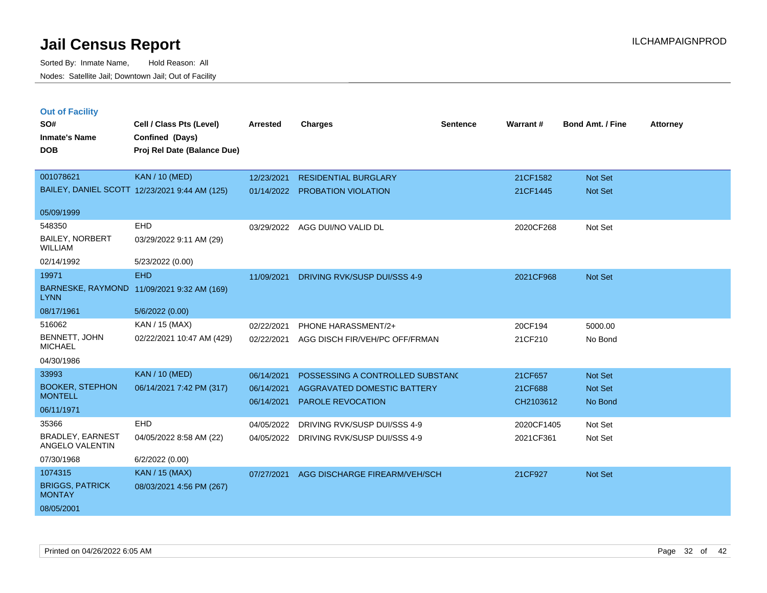# Jail Census Report

Sorted By: Inmate Name, Hold Reason: All

Nodes: Satellite Jail; Downtown Jail; Out of Facility

### Out of Facility

| SO# / Inmate's Name / DOB | Cell / Class Pts (Level) / Confined (Days) / Proj Rel Date (Balance Due) | Arrested | Charges | Sentence | Warrant # | Bond Amt. / Fine | Attorney |
|---|---|---|---|---|---|---|---|
| 001078621 BAILEY, DANIEL SCOTT 05/09/1999 | KAN / 10 (MED) 12/23/2021 9:44 AM (125) | 12/23/2021 | RESIDENTIAL BURGLARY | | 21CF1582 | Not Set | |
| | | 01/14/2022 | PROBATION VIOLATION | | 21CF1445 | Not Set | |
| 548350 BAILEY, NORBERT WILLIAM 02/14/1992 | EHD 03/29/2022 9:11 AM (29) 5/23/2022 (0.00) | 03/29/2022 | AGG DUI/NO VALID DL | | 2020CF268 | Not Set | |
| 19971 BARNESKE, RAYMOND LYNN 08/17/1961 | EHD 11/09/2021 9:32 AM (169) 5/6/2022 (0.00) | 11/09/2021 | DRIVING RVK/SUSP DUI/SSS 4-9 | | 2021CF968 | Not Set | |
| 516062 BENNETT, JOHN MICHAEL 04/30/1986 | KAN / 15 (MAX) 02/22/2021 10:47 AM (429) | 02/22/2021 | PHONE HARASSMENT/2+ | | 20CF194 | 5000.00 | |
| | | 02/22/2021 | AGG DISCH FIR/VEH/PC OFF/FRMAN | | 21CF210 | No Bond | |
| 33993 BOOKER, STEPHON MONTELL 06/11/1971 | KAN / 10 (MED) 06/14/2021 7:42 PM (317) | 06/14/2021 | POSSESSING A CONTROLLED SUBSTANC | | 21CF657 | Not Set | |
| | | 06/14/2021 | AGGRAVATED DOMESTIC BATTERY | | 21CF688 | Not Set | |
| | | 06/14/2021 | PAROLE REVOCATION | | CH2103612 | No Bond | |
| 35366 BRADLEY, EARNEST ANGELO VALENTIN 07/30/1968 | EHD 04/05/2022 8:58 AM (22) 6/2/2022 (0.00) | 04/05/2022 | DRIVING RVK/SUSP DUI/SSS 4-9 | | 2020CF1405 | Not Set | |
| | | 04/05/2022 | DRIVING RVK/SUSP DUI/SSS 4-9 | | 2021CF361 | Not Set | |
| 1074315 BRIGGS, PATRICK MONTAY 08/05/2001 | KAN / 15 (MAX) 08/03/2021 4:56 PM (267) | 07/27/2021 | AGG DISCHARGE FIREARM/VEH/SCH | | 21CF927 | Not Set | |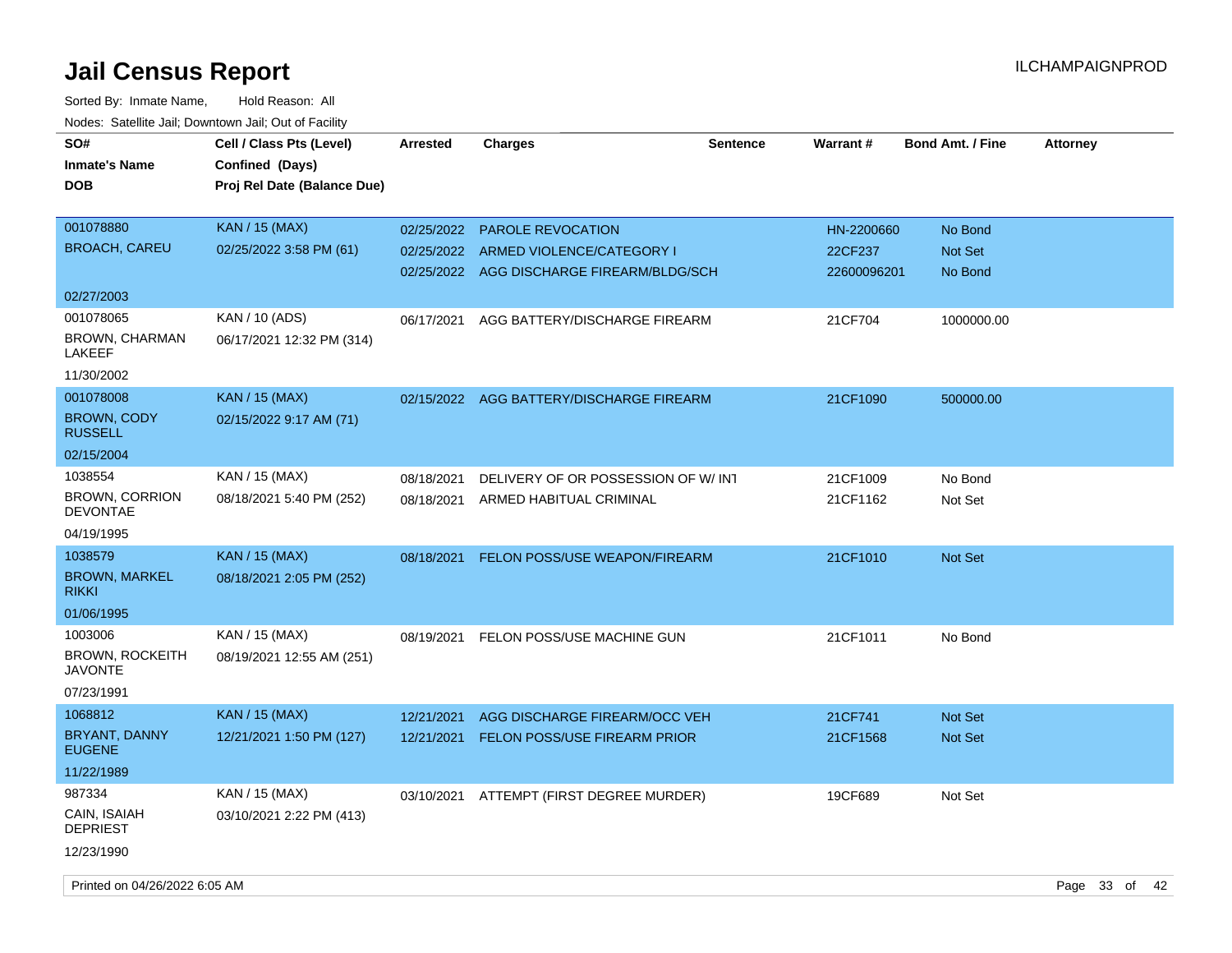# Jail Census Report

ILCHAMPAIGNPROD

Sorted By: Inmate Name, Hold Reason: All

Nodes: Satellite Jail; Downtown Jail; Out of Facility

| SO# / Inmate's Name / DOB | Cell / Class Pts (Level) / Confined (Days) / Proj Rel Date (Balance Due) | Arrested | Charges | Sentence | Warrant # | Bond Amt. / Fine | Attorney |
|---|---|---|---|---|---|---|---|
| 001078880<br>BROACH, CAREU<br>02/27/2003 | KAN / 15 (MAX)<br>02/25/2022 3:58 PM (61) | 02/25/2022<br>02/25/2022<br>02/25/2022 | PAROLE REVOCATION<br>ARMED VIOLENCE/CATEGORY I<br>AGG DISCHARGE FIREARM/BLDG/SCH | | HN-2200660<br>22CF237<br>22600096201 | No Bond<br>Not Set<br>No Bond | |
| 001078065<br>BROWN, CHARMAN LAKEEF<br>11/30/2002 | KAN / 10 (ADS)<br>06/17/2021 12:32 PM (314) | 06/17/2021 | AGG BATTERY/DISCHARGE FIREARM | | 21CF704 | 1000000.00 | |
| 001078008<br>BROWN, CODY RUSSELL<br>02/15/2004 | KAN / 15 (MAX)<br>02/15/2022 9:17 AM (71) | 02/15/2022 | AGG BATTERY/DISCHARGE FIREARM | | 21CF1090 | 500000.00 | |
| 1038554<br>BROWN, CORRION DEVONTAE<br>04/19/1995 | KAN / 15 (MAX)<br>08/18/2021 5:40 PM (252) | 08/18/2021<br>08/18/2021 | DELIVERY OF OR POSSESSION OF W/ INT<br>ARMED HABITUAL CRIMINAL | | 21CF1009<br>21CF1162 | No Bond<br>Not Set | |
| 1038579<br>BROWN, MARKEL RIKKI<br>01/06/1995 | KAN / 15 (MAX)<br>08/18/2021 2:05 PM (252) | 08/18/2021 | FELON POSS/USE WEAPON/FIREARM | | 21CF1010 | Not Set | |
| 1003006<br>BROWN, ROCKEITH JAVONTE<br>07/23/1991 | KAN / 15 (MAX)<br>08/19/2021 12:55 AM (251) | 08/19/2021 | FELON POSS/USE MACHINE GUN | | 21CF1011 | No Bond | |
| 1068812<br>BRYANT, DANNY EUGENE<br>11/22/1989 | KAN / 15 (MAX)<br>12/21/2021 1:50 PM (127) | 12/21/2021<br>12/21/2021 | AGG DISCHARGE FIREARM/OCC VEH<br>FELON POSS/USE FIREARM PRIOR | | 21CF741<br>21CF1568 | Not Set<br>Not Set | |
| 987334<br>CAIN, ISAIAH DEPRIEST<br>12/23/1990 | KAN / 15 (MAX)<br>03/10/2021 2:22 PM (413) | 03/10/2021 | ATTEMPT (FIRST DEGREE MURDER) | | 19CF689 | Not Set | |

Printed on 04/26/2022 6:05 AM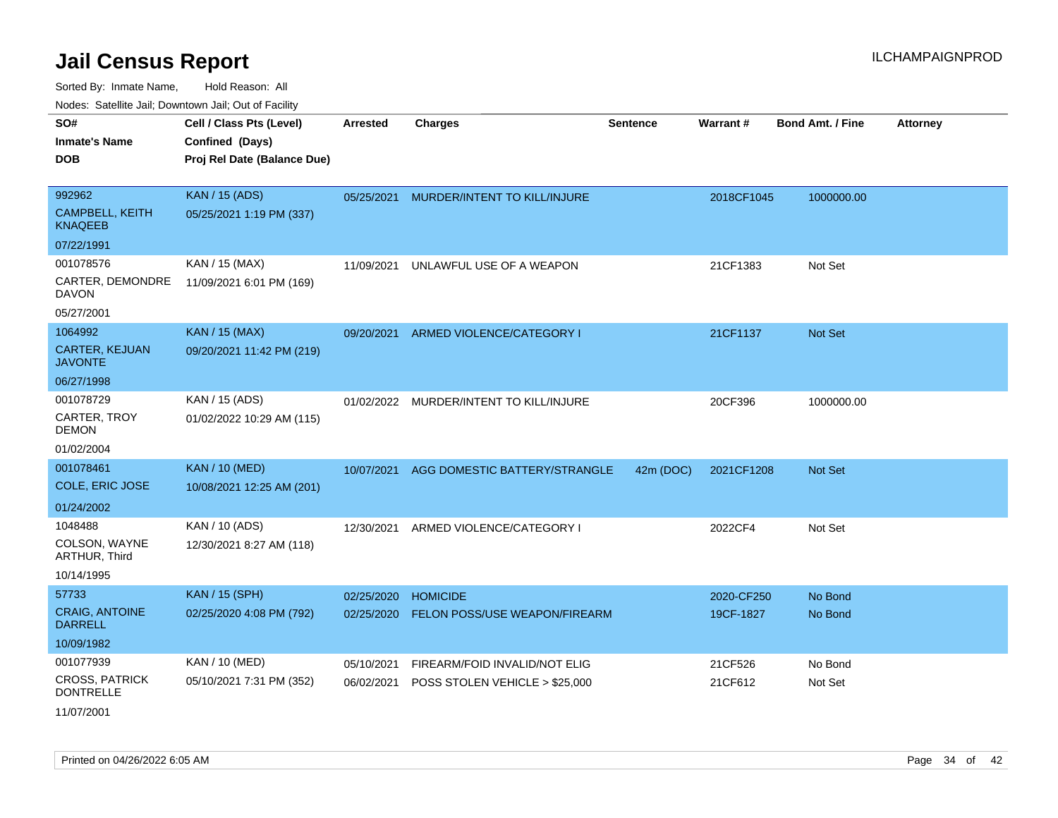# Jail Census Report

ILCHAMPAIGNPROD

Sorted By: Inmate Name, Hold Reason: All

Nodes: Satellite Jail; Downtown Jail; Out of Facility

| SO# / Inmate's Name / DOB | Cell / Class Pts (Level) / Confined (Days) / Proj Rel Date (Balance Due) | Arrested | Charges | Sentence | Warrant # | Bond Amt. / Fine | Attorney |
|---|---|---|---|---|---|---|---|
| 992962 CAMPBELL, KEITH KNAQEEB 07/22/1991 | KAN / 15 (ADS) 05/25/2021 1:19 PM (337) | 05/25/2021 | MURDER/INTENT TO KILL/INJURE | | 2018CF1045 | 1000000.00 | |
| 001078576 CARTER, DEMONDRE DAVON 05/27/2001 | KAN / 15 (MAX) 11/09/2021 6:01 PM (169) | 11/09/2021 | UNLAWFUL USE OF A WEAPON | | 21CF1383 | Not Set | |
| 1064992 CARTER, KEJUAN JAVONTE 06/27/1998 | KAN / 15 (MAX) 09/20/2021 11:42 PM (219) | 09/20/2021 | ARMED VIOLENCE/CATEGORY I | | 21CF1137 | Not Set | |
| 001078729 CARTER, TROY DEMON 01/02/2004 | KAN / 15 (ADS) 01/02/2022 10:29 AM (115) | 01/02/2022 | MURDER/INTENT TO KILL/INJURE | | 20CF396 | 1000000.00 | |
| 001078461 COLE, ERIC JOSE 01/24/2002 | KAN / 10 (MED) 10/08/2021 12:25 AM (201) | 10/07/2021 | AGG DOMESTIC BATTERY/STRANGLE | 42m (DOC) | 2021CF1208 | Not Set | |
| 1048488 COLSON, WAYNE ARTHUR, Third 10/14/1995 | KAN / 10 (ADS) 12/30/2021 8:27 AM (118) | 12/30/2021 | ARMED VIOLENCE/CATEGORY I | | 2022CF4 | Not Set | |
| 57733 CRAIG, ANTOINE DARRELL 10/09/1982 | KAN / 15 (SPH) 02/25/2020 4:08 PM (792) | 02/25/2020 | HOMICIDE | | 2020-CF250 | No Bond | |
| | | 02/25/2020 | FELON POSS/USE WEAPON/FIREARM | | 19CF-1827 | No Bond | |
| 001077939 CROSS, PATRICK DONTRELLE 11/07/2001 | KAN / 10 (MED) 05/10/2021 7:31 PM (352) | 05/10/2021 | FIREARM/FOID INVALID/NOT ELIG | | 21CF526 | No Bond | |
| | | 06/02/2021 | POSS STOLEN VEHICLE > $25,000 | | 21CF612 | Not Set | |

Printed on 04/26/2022 6:05 AM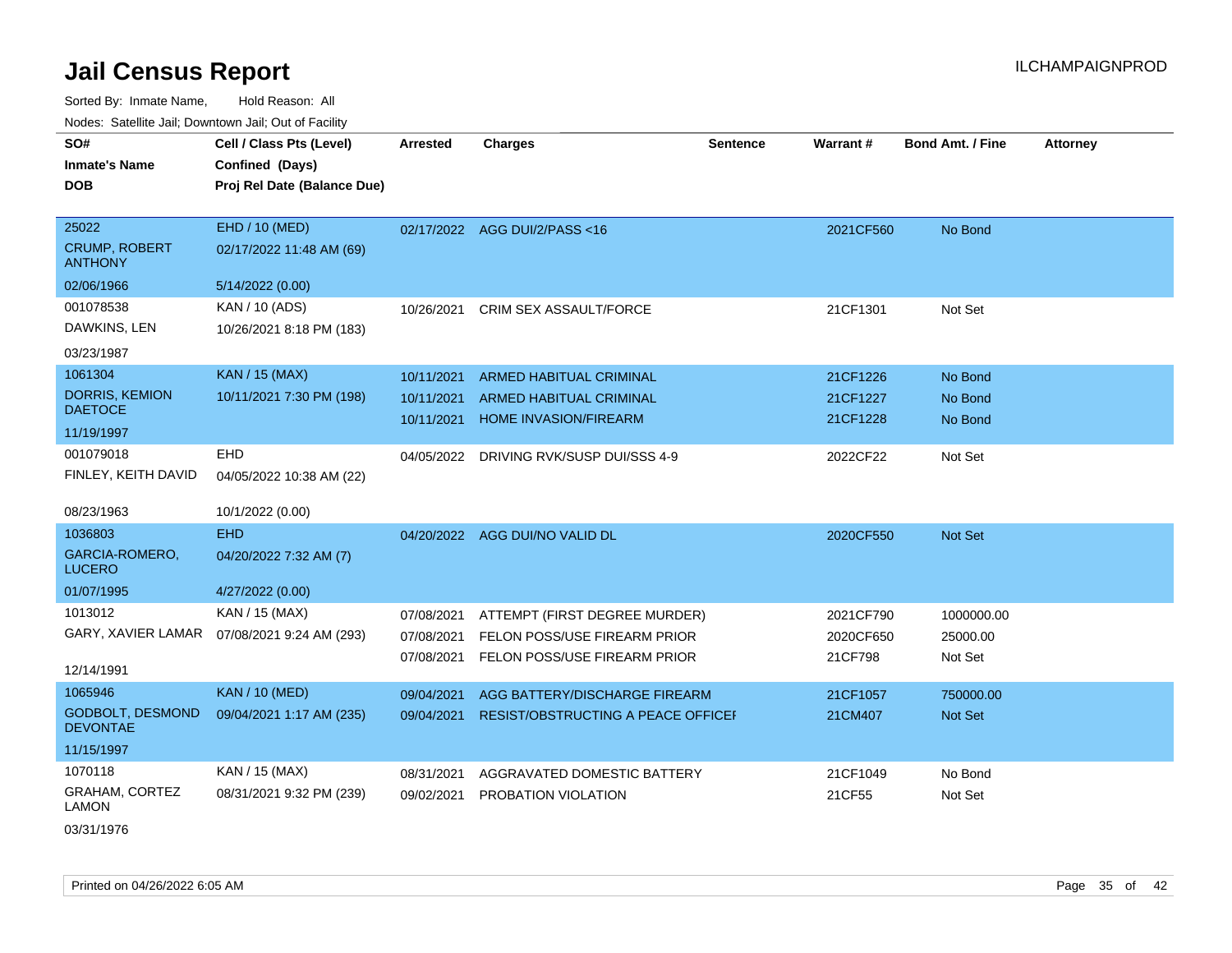# Jail Census Report

ILCHAMPAIGNPROD

Sorted By: Inmate Name, Hold Reason: All

Nodes: Satellite Jail; Downtown Jail; Out of Facility

| SO# / Inmate's Name / DOB | Cell / Class Pts (Level) / Confined (Days) / Proj Rel Date (Balance Due) | Arrested | Charges | Sentence | Warrant # | Bond Amt. / Fine | Attorney |
|---|---|---|---|---|---|---|---|
| 25022<br>CRUMP, ROBERT ANTHONY<br>02/06/1966 | EHD / 10 (MED)<br>02/17/2022 11:48 AM (69)<br>5/14/2022 (0.00) | 02/17/2022 | AGG DUI/2/PASS <16 | | 2021CF560 | No Bond | |
| 001078538<br>DAWKINS, LEN<br>03/23/1987 | KAN / 10 (ADS)<br>10/26/2021 8:18 PM (183) | 10/26/2021 | CRIM SEX ASSAULT/FORCE | | 21CF1301 | Not Set | |
| 1061304<br>DORRIS, KEMION DAETOCE<br>11/19/1997 | KAN / 15 (MAX)<br>10/11/2021 7:30 PM (198) | 10/11/2021<br>10/11/2021<br>10/11/2021 | ARMED HABITUAL CRIMINAL<br>ARMED HABITUAL CRIMINAL<br>HOME INVASION/FIREARM | | 21CF1226<br>21CF1227<br>21CF1228 | No Bond<br>No Bond<br>No Bond | |
| 001079018<br>FINLEY, KEITH DAVID<br>08/23/1963 | EHD<br>04/05/2022 10:38 AM (22)<br>10/1/2022 (0.00) | 04/05/2022 | DRIVING RVK/SUSP DUI/SSS 4-9 | | 2022CF22 | Not Set | |
| 1036803<br>GARCIA-ROMERO, LUCERO<br>01/07/1995 | EHD<br>04/20/2022 7:32 AM (7)<br>4/27/2022 (0.00) | 04/20/2022 | AGG DUI/NO VALID DL | | 2020CF550 | Not Set | |
| 1013012<br>GARY, XAVIER LAMAR<br>12/14/1991 | KAN / 15 (MAX)<br>07/08/2021 9:24 AM (293) | 07/08/2021<br>07/08/2021<br>07/08/2021 | ATTEMPT (FIRST DEGREE MURDER)<br>FELON POSS/USE FIREARM PRIOR<br>FELON POSS/USE FIREARM PRIOR | | 2021CF790<br>2020CF650<br>21CF798 | 1000000.00<br>25000.00<br>Not Set | |
| 1065946<br>GODBOLT, DESMOND DEVONTAE<br>11/15/1997 | KAN / 10 (MED)<br>09/04/2021 1:17 AM (235) | 09/04/2021<br>09/04/2021 | AGG BATTERY/DISCHARGE FIREARM<br>RESIST/OBSTRUCTING A PEACE OFFICEI | | 21CF1057<br>21CM407 | 750000.00<br>Not Set | |
| 1070118<br>GRAHAM, CORTEZ LAMON<br>03/31/1976 | KAN / 15 (MAX)<br>08/31/2021 9:32 PM (239) | 08/31/2021<br>09/02/2021 | AGGRAVATED DOMESTIC BATTERY<br>PROBATION VIOLATION | | 21CF1049<br>21CF55 | No Bond<br>Not Set | |

Printed on 04/26/2022 6:05 AM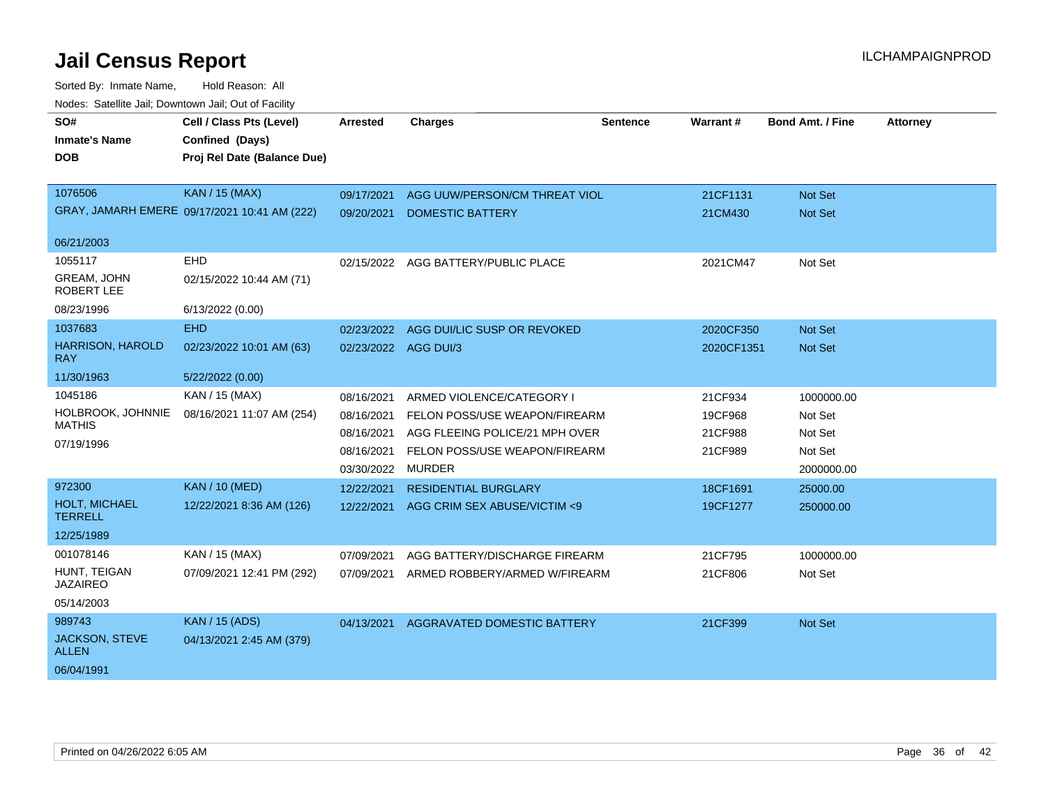# Jail Census Report

ILCHAMPAIGNPROD

Sorted By: Inmate Name, Hold Reason: All

Nodes: Satellite Jail; Downtown Jail; Out of Facility

| SO# / Inmate's Name / DOB | Cell / Class Pts (Level) / Confined (Days) / Proj Rel Date (Balance Due) | Arrested | Charges | Sentence | Warrant # | Bond Amt. / Fine | Attorney |
|---|---|---|---|---|---|---|---|
| 1076506 | KAN / 15 (MAX) | 09/17/2021 | AGG UUW/PERSON/CM THREAT VIOL | | 21CF1131 | Not Set | |
| GRAY, JAMARH EMERE | 09/17/2021 10:41 AM (222) | 09/20/2021 | DOMESTIC BATTERY | | 21CM430 | Not Set | |
| 06/21/2003 | | | | | | | |
| 1055117 | EHD | 02/15/2022 | AGG BATTERY/PUBLIC PLACE | | 2021CM47 | Not Set | |
| GREAM, JOHN ROBERT LEE | 02/15/2022 10:44 AM (71) | | | | | | |
| 08/23/1996 | 6/13/2022 (0.00) | | | | | | |
| 1037683 | EHD | 02/23/2022 | AGG DUI/LIC SUSP OR REVOKED | | 2020CF350 | Not Set | |
| HARRISON, HAROLD RAY | 02/23/2022 10:01 AM (63) | 02/23/2022 | AGG DUI/3 | | 2020CF1351 | Not Set | |
| 11/30/1963 | 5/22/2022 (0.00) | | | | | | |
| 1045186 | KAN / 15 (MAX) | 08/16/2021 | ARMED VIOLENCE/CATEGORY I | | 21CF934 | 1000000.00 | |
| HOLBROOK, JOHNNIE MATHIS | 08/16/2021 11:07 AM (254) | 08/16/2021 | FELON POSS/USE WEAPON/FIREARM | | 19CF968 | Not Set | |
| 07/19/1996 | | 08/16/2021 | AGG FLEEING POLICE/21 MPH OVER | | 21CF988 | Not Set | |
| | | 08/16/2021 | FELON POSS/USE WEAPON/FIREARM | | 21CF989 | Not Set | |
| | | 03/30/2022 | MURDER | | | 2000000.00 | |
| 972300 | KAN / 10 (MED) | 12/22/2021 | RESIDENTIAL BURGLARY | | 18CF1691 | 25000.00 | |
| HOLT, MICHAEL TERRELL | 12/22/2021 8:36 AM (126) | 12/22/2021 | AGG CRIM SEX ABUSE/VICTIM <9 | | 19CF1277 | 250000.00 | |
| 12/25/1989 | | | | | | | |
| 001078146 | KAN / 15 (MAX) | 07/09/2021 | AGG BATTERY/DISCHARGE FIREARM | | 21CF795 | 1000000.00 | |
| HUNT, TEIGAN JAZAIREO | 07/09/2021 12:41 PM (292) | 07/09/2021 | ARMED ROBBERY/ARMED W/FIREARM | | 21CF806 | Not Set | |
| 05/14/2003 | | | | | | | |
| 989743 | KAN / 15 (ADS) | 04/13/2021 | AGGRAVATED DOMESTIC BATTERY | | 21CF399 | Not Set | |
| JACKSON, STEVE ALLEN | 04/13/2021 2:45 AM (379) | | | | | | |
| 06/04/1991 | | | | | | | |

Printed on 04/26/2022 6:05 AM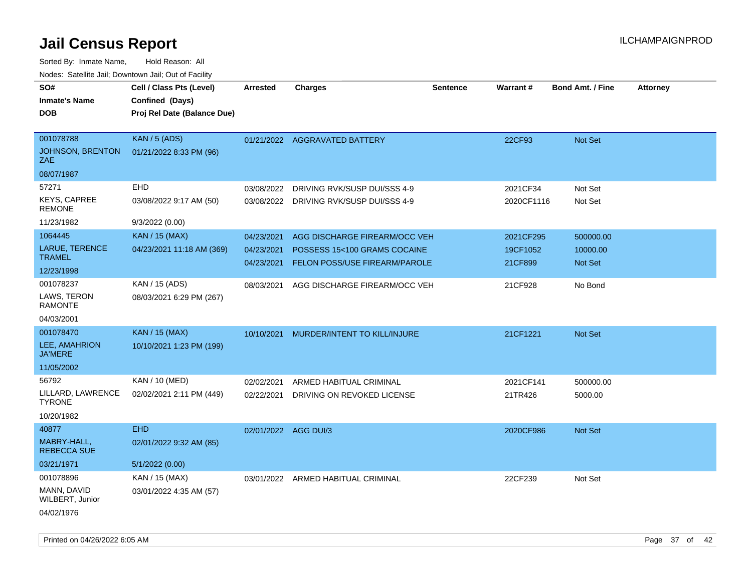# Jail Census Report

ILCHAMPAIGNPROD

Sorted By: Inmate Name, Hold Reason: All

Nodes: Satellite Jail; Downtown Jail; Out of Facility

| SO# / Inmate's Name / DOB | Cell / Class Pts (Level) / Confined (Days) / Proj Rel Date (Balance Due) | Arrested | Charges | Sentence | Warrant # | Bond Amt. / Fine | Attorney |
|---|---|---|---|---|---|---|---|
| 001078788<br>JOHNSON, BRENTON ZAE<br>08/07/1987 | KAN / 5 (ADS)<br>01/21/2022 8:33 PM (96) | 01/21/2022 | AGGRAVATED BATTERY | | 22CF93 | Not Set | |
| 57271<br>KEYS, CAPREE REMONE<br>11/23/1982 | EHD<br>03/08/2022 9:17 AM (50)<br>9/3/2022 (0.00) | 03/08/2022<br>03/08/2022 | DRIVING RVK/SUSP DUI/SSS 4-9<br>DRIVING RVK/SUSP DUI/SSS 4-9 | | 2021CF34<br>2020CF1116 | Not Set<br>Not Set | |
| 1064445<br>LARUE, TERENCE TRAMEL<br>12/23/1998 | KAN / 15 (MAX)<br>04/23/2021 11:18 AM (369) | 04/23/2021<br>04/23/2021<br>04/23/2021 | AGG DISCHARGE FIREARM/OCC VEH<br>POSSESS 15<100 GRAMS COCAINE<br>FELON POSS/USE FIREARM/PAROLE | | 2021CF295<br>19CF1052<br>21CF899 | 500000.00<br>10000.00<br>Not Set | |
| 001078237<br>LAWS, TERON RAMONTE<br>04/03/2001 | KAN / 15 (ADS)<br>08/03/2021 6:29 PM (267) | 08/03/2021 | AGG DISCHARGE FIREARM/OCC VEH | | 21CF928 | No Bond | |
| 001078470<br>LEE, AMAHRION JA'MERE<br>11/05/2002 | KAN / 15 (MAX)<br>10/10/2021 1:23 PM (199) | 10/10/2021 | MURDER/INTENT TO KILL/INJURE | | 21CF1221 | Not Set | |
| 56792<br>LILLARD, LAWRENCE TYRONE<br>10/20/1982 | KAN / 10 (MED)<br>02/02/2021 2:11 PM (449) | 02/02/2021<br>02/22/2021 | ARMED HABITUAL CRIMINAL<br>DRIVING ON REVOKED LICENSE | | 2021CF141<br>21TR426 | 500000.00<br>5000.00 | |
| 40877<br>MABRY-HALL, REBECCA SUE<br>03/21/1971 | EHD<br>02/01/2022 9:32 AM (85)<br>5/1/2022 (0.00) | 02/01/2022 | AGG DUI/3 | | 2020CF986 | Not Set | |
| 001078896<br>MANN, DAVID WILBERT, Junior<br>04/02/1976 | KAN / 15 (MAX)<br>03/01/2022 4:35 AM (57) | 03/01/2022 | ARMED HABITUAL CRIMINAL | | 22CF239 | Not Set | |

Printed on 04/26/2022 6:05 AM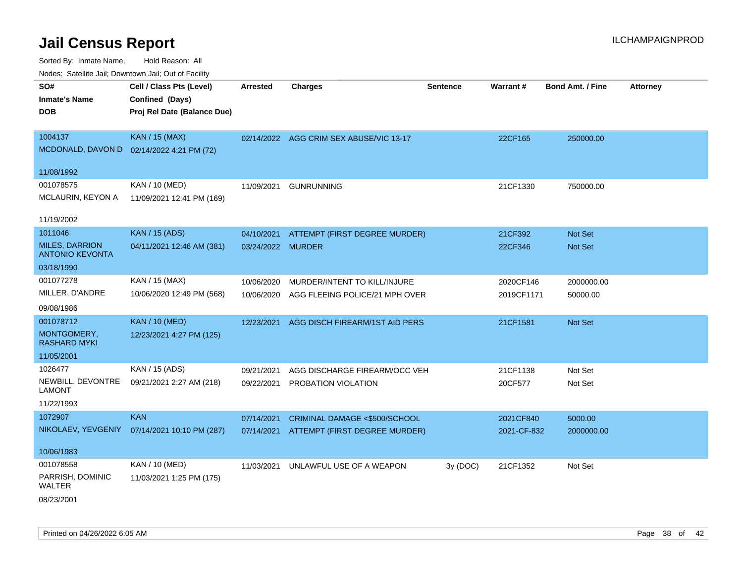# Jail Census Report

ILCHAMPAIGNPROD

Sorted By: Inmate Name, Hold Reason: All

Nodes: Satellite Jail; Downtown Jail; Out of Facility

| SO# / Inmate's Name / DOB | Cell / Class Pts (Level) / Confined (Days) / Proj Rel Date (Balance Due) | Arrested | Charges | Sentence | Warrant # | Bond Amt. / Fine | Attorney |
|---|---|---|---|---|---|---|---|
| 1004137<br>MCDONALD, DAVON D<br>11/08/1992 | KAN / 15 (MAX)<br>02/14/2022 4:21 PM (72) | 02/14/2022 | AGG CRIM SEX ABUSE/VIC 13-17 | | 22CF165 | 250000.00 | |
| 001078575<br>MCLAURIN, KEYON A<br>11/19/2002 | KAN / 10 (MED)<br>11/09/2021 12:41 PM (169) | 11/09/2021 | GUNRUNNING | | 21CF1330 | 750000.00 | |
| 1011046<br>MILES, DARRION ANTONIO KEVONTA<br>03/18/1990 | KAN / 15 (ADS)<br>04/11/2021 12:46 AM (381) | 04/10/2021 | ATTEMPT (FIRST DEGREE MURDER) | | 21CF392 | Not Set | |
| | | 03/24/2022 | MURDER | | 22CF346 | Not Set | |
| 001077278<br>MILLER, D'ANDRE<br>09/08/1986 | KAN / 15 (MAX)<br>10/06/2020 12:49 PM (568) | 10/06/2020 | MURDER/INTENT TO KILL/INJURE | | 2020CF146 | 2000000.00 | |
| | | 10/06/2020 | AGG FLEEING POLICE/21 MPH OVER | | 2019CF1171 | 50000.00 | |
| 001078712<br>MONTGOMERY, RASHARD MYKI<br>11/05/2001 | KAN / 10 (MED)<br>12/23/2021 4:27 PM (125) | 12/23/2021 | AGG DISCH FIREARM/1ST AID PERS | | 21CF1581 | Not Set | |
| 1026477<br>NEWBILL, DEVONTRE LAMONT<br>11/22/1993 | KAN / 15 (ADS)<br>09/21/2021 2:27 AM (218) | 09/21/2021 | AGG DISCHARGE FIREARM/OCC VEH | | 21CF1138 | Not Set | |
| | | 09/22/2021 | PROBATION VIOLATION | | 20CF577 | Not Set | |
| 1072907<br>NIKOLAEV, YEVGENIY<br>10/06/1983 | KAN<br>07/14/2021 10:10 PM (287) | 07/14/2021 | CRIMINAL DAMAGE <$500/SCHOOL | | 2021CF840 | 5000.00 | |
| | | 07/14/2021 | ATTEMPT (FIRST DEGREE MURDER) | | 2021-CF-832 | 2000000.00 | |
| 001078558<br>PARRISH, DOMINIC WALTER<br>08/23/2001 | KAN / 10 (MED)<br>11/03/2021 1:25 PM (175) | 11/03/2021 | UNLAWFUL USE OF A WEAPON | 3y (DOC) | 21CF1352 | Not Set | |

Printed on 04/26/2022 6:05 AM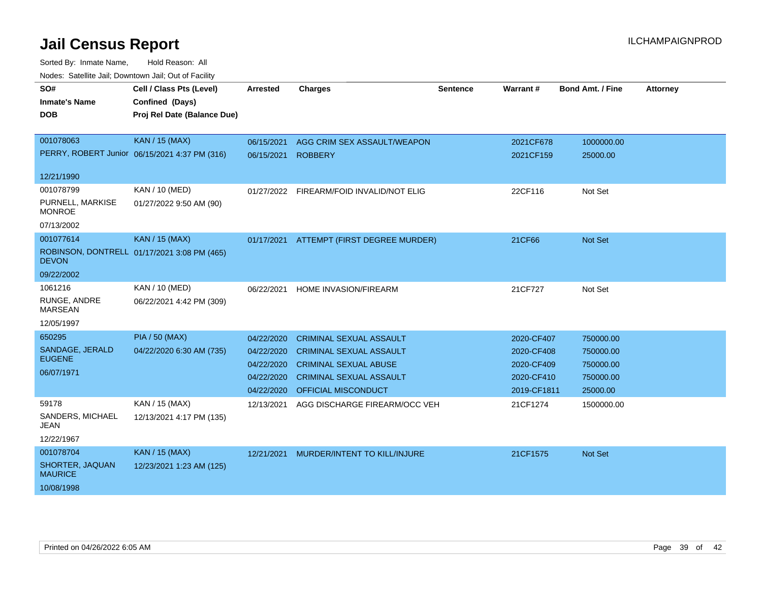# Jail Census Report

ILCHAMPAIGNPROD

Sorted By: Inmate Name, Hold Reason: All

Nodes: Satellite Jail; Downtown Jail; Out of Facility

| SO# / Inmate's Name / DOB | Cell / Class Pts (Level) / Confined (Days) / Proj Rel Date (Balance Due) | Arrested | Charges | Sentence | Warrant # | Bond Amt. / Fine | Attorney |
|---|---|---|---|---|---|---|---|
| 001078063<br>PERRY, ROBERT Junior<br>12/21/1990 | KAN / 15 (MAX)<br>06/15/2021 4:37 PM (316) | 06/15/2021 | AGG CRIM SEX ASSAULT/WEAPON | | 2021CF678 | 1000000.00 | |
| | | 06/15/2021 | ROBBERY | | 2021CF159 | 25000.00 | |
| 001078799<br>PURNELL, MARKISE MONROE<br>07/13/2002 | KAN / 10 (MED)<br>01/27/2022 9:50 AM (90) | 01/27/2022 | FIREARM/FOID INVALID/NOT ELIG | | 22CF116 | Not Set | |
| 001077614<br>ROBINSON, DONTRELL DEVON<br>09/22/2002 | KAN / 15 (MAX)<br>01/17/2021 3:08 PM (465) | 01/17/2021 | ATTEMPT (FIRST DEGREE MURDER) | | 21CF66 | Not Set | |
| 1061216<br>RUNGE, ANDRE MARSEAN<br>12/05/1997 | KAN / 10 (MED)<br>06/22/2021 4:42 PM (309) | 06/22/2021 | HOME INVASION/FIREARM | | 21CF727 | Not Set | |
| 650295<br>SANDAGE, JERALD EUGENE<br>06/07/1971 | PIA / 50 (MAX)<br>04/22/2020 6:30 AM (735) | 04/22/2020 | CRIMINAL SEXUAL ASSAULT | | 2020-CF407 | 750000.00 | |
| | | 04/22/2020 | CRIMINAL SEXUAL ASSAULT | | 2020-CF408 | 750000.00 | |
| | | 04/22/2020 | CRIMINAL SEXUAL ABUSE | | 2020-CF409 | 750000.00 | |
| | | 04/22/2020 | CRIMINAL SEXUAL ASSAULT | | 2020-CF410 | 750000.00 | |
| | | 04/22/2020 | OFFICIAL MISCONDUCT | | 2019-CF1811 | 25000.00 | |
| 59178<br>SANDERS, MICHAEL JEAN<br>12/22/1967 | KAN / 15 (MAX)<br>12/13/2021 4:17 PM (135) | 12/13/2021 | AGG DISCHARGE FIREARM/OCC VEH | | 21CF1274 | 1500000.00 | |
| 001078704<br>SHORTER, JAQUAN MAURICE<br>10/08/1998 | KAN / 15 (MAX)<br>12/23/2021 1:23 AM (125) | 12/21/2021 | MURDER/INTENT TO KILL/INJURE | | 21CF1575 | Not Set | |

Printed on 04/26/2022 6:05 AM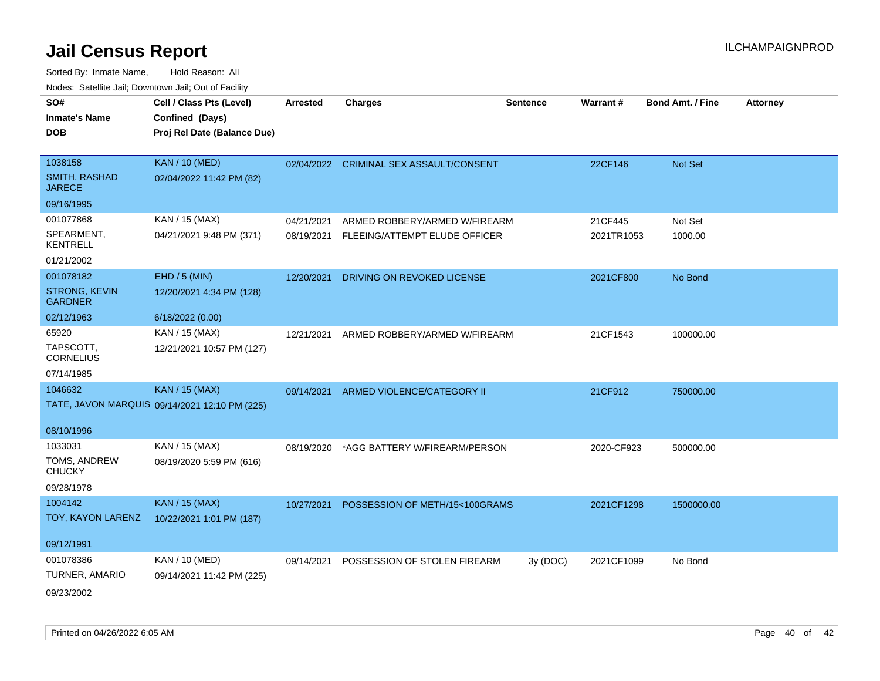# Jail Census Report

ILCHAMPAIGNPROD

Sorted By: Inmate Name, Hold Reason: All

Nodes: Satellite Jail; Downtown Jail; Out of Facility

| SO# / Inmate's Name / DOB | Cell / Class Pts (Level) / Confined (Days) / Proj Rel Date (Balance Due) | Arrested | Charges | Sentence | Warrant # | Bond Amt. / Fine | Attorney |
|---|---|---|---|---|---|---|---|
| 1038158<br>SMITH, RASHAD JARECE<br>09/16/1995 | KAN / 10 (MED)<br>02/04/2022 11:42 PM (82) | 02/04/2022 | CRIMINAL SEX ASSAULT/CONSENT | | 22CF146 | Not Set | |
| 001077868<br>SPEARMENT, KENTRELL<br>01/21/2002 | KAN / 15 (MAX)<br>04/21/2021 9:48 PM (371) | 04/21/2021 | ARMED ROBBERY/ARMED W/FIREARM | | 21CF445 | Not Set | |
| | | 08/19/2021 | FLEEING/ATTEMPT ELUDE OFFICER | | 2021TR1053 | 1000.00 | |
| 001078182<br>STRONG, KEVIN GARDNER<br>02/12/1963 | EHD / 5 (MIN)<br>12/20/2021 4:34 PM (128)<br>6/18/2022 (0.00) | 12/20/2021 | DRIVING ON REVOKED LICENSE | | 2021CF800 | No Bond | |
| 65920<br>TAPSCOTT, CORNELIUS<br>07/14/1985 | KAN / 15 (MAX)<br>12/21/2021 10:57 PM (127) | 12/21/2021 | ARMED ROBBERY/ARMED W/FIREARM | | 21CF1543 | 100000.00 | |
| 1046632<br>TATE, JAVON MARQUIS<br>08/10/1996 | KAN / 15 (MAX)<br>09/14/2021 12:10 PM (225) | 09/14/2021 | ARMED VIOLENCE/CATEGORY II | | 21CF912 | 750000.00 | |
| 1033031<br>TOMS, ANDREW CHUCKY<br>09/28/1978 | KAN / 15 (MAX)<br>08/19/2020 5:59 PM (616) | 08/19/2020 | *AGG BATTERY W/FIREARM/PERSON | | 2020-CF923 | 500000.00 | |
| 1004142<br>TOY, KAYON LARENZ<br>09/12/1991 | KAN / 15 (MAX)<br>10/22/2021 1:01 PM (187) | 10/27/2021 | POSSESSION OF METH/15<100GRAMS | | 2021CF1298 | 1500000.00 | |
| 001078386<br>TURNER, AMARIO<br>09/23/2002 | KAN / 10 (MED)<br>09/14/2021 11:42 PM (225) | 09/14/2021 | POSSESSION OF STOLEN FIREARM | 3y (DOC) | 2021CF1099 | No Bond | |

Printed on 04/26/2022 6:05 AM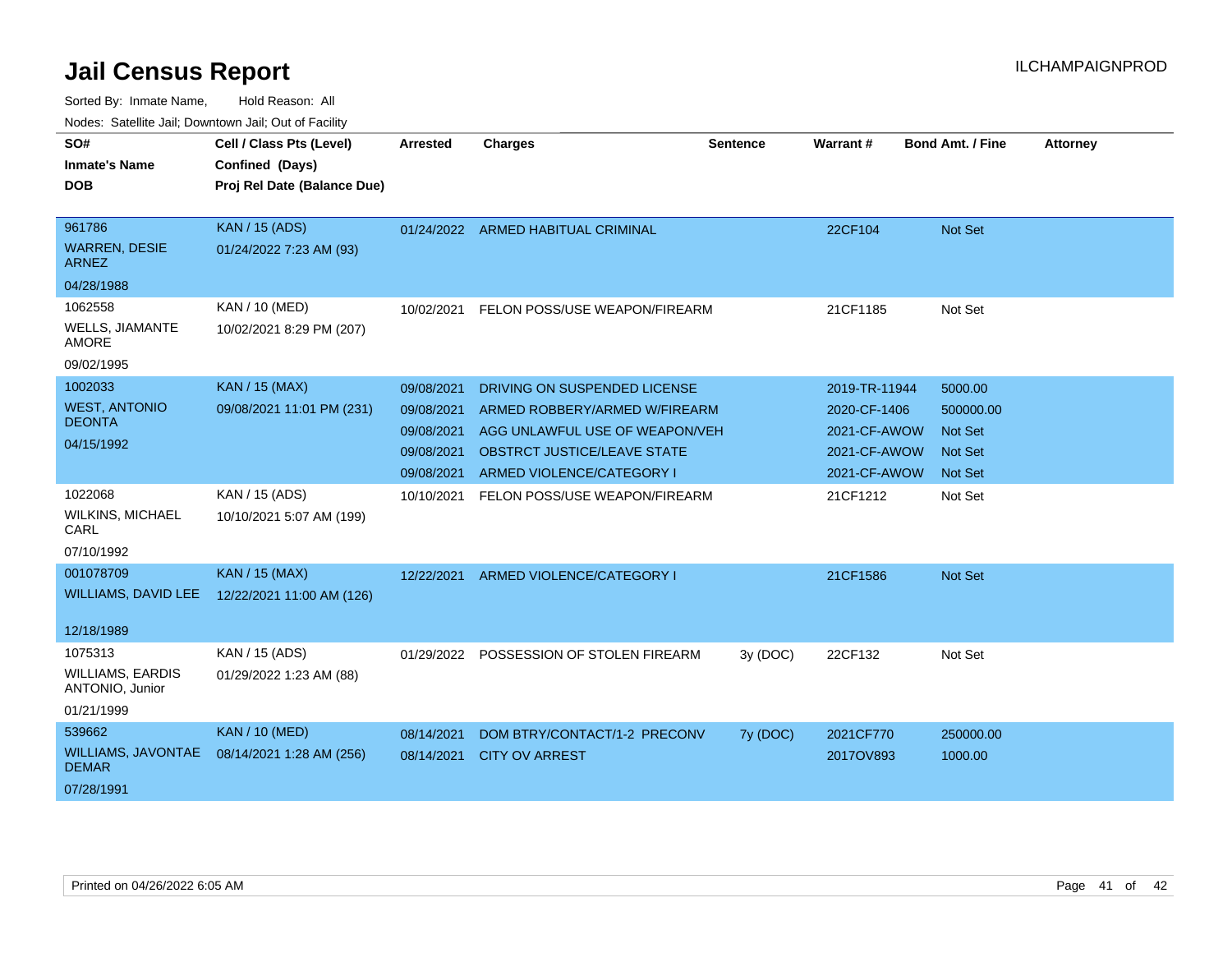# Jail Census Report

ILCHAMPAIGNPROD

Sorted By: Inmate Name, Hold Reason: All

Nodes: Satellite Jail; Downtown Jail; Out of Facility

| SO# / Inmate's Name / DOB | Cell / Class Pts (Level) / Confined (Days) / Proj Rel Date (Balance Due) | Arrested | Charges | Sentence | Warrant # | Bond Amt. / Fine | Attorney |
|---|---|---|---|---|---|---|---|
| 961786 WARREN, DESIE ARNEZ 04/28/1988 | KAN / 15 (ADS) 01/24/2022 7:23 AM (93) | 01/24/2022 | ARMED HABITUAL CRIMINAL | | 22CF104 | Not Set | |
| 1062558 WELLS, JIAMANTE AMORE 09/02/1995 | KAN / 10 (MED) 10/02/2021 8:29 PM (207) | 10/02/2021 | FELON POSS/USE WEAPON/FIREARM | | 21CF1185 | Not Set | |
| 1002033 WEST, ANTONIO DEONTA 04/15/1992 | KAN / 15 (MAX) 09/08/2021 11:01 PM (231) | 09/08/2021 | DRIVING ON SUSPENDED LICENSE | | 2019-TR-11944 | 5000.00 | |
| | | 09/08/2021 | ARMED ROBBERY/ARMED W/FIREARM | | 2020-CF-1406 | 500000.00 | |
| | | 09/08/2021 | AGG UNLAWFUL USE OF WEAPON/VEH | | 2021-CF-AWOW | Not Set | |
| | | 09/08/2021 | OBSTRCT JUSTICE/LEAVE STATE | | 2021-CF-AWOW | Not Set | |
| | | 09/08/2021 | ARMED VIOLENCE/CATEGORY I | | 2021-CF-AWOW | Not Set | |
| 1022068 WILKINS, MICHAEL CARL 07/10/1992 | KAN / 15 (ADS) 10/10/2021 5:07 AM (199) | 10/10/2021 | FELON POSS/USE WEAPON/FIREARM | | 21CF1212 | Not Set | |
| 001078709 WILLIAMS, DAVID LEE 12/18/1989 | KAN / 15 (MAX) 12/22/2021 11:00 AM (126) | 12/22/2021 | ARMED VIOLENCE/CATEGORY I | | 21CF1586 | Not Set | |
| 1075313 WILLIAMS, EARDIS ANTONIO, Junior 01/21/1999 | KAN / 15 (ADS) 01/29/2022 1:23 AM (88) | 01/29/2022 | POSSESSION OF STOLEN FIREARM | 3y (DOC) | 22CF132 | Not Set | |
| 539662 WILLIAMS, JAVONTAE DEMAR 07/28/1991 | KAN / 10 (MED) 08/14/2021 1:28 AM (256) | 08/14/2021 | DOM BTRY/CONTACT/1-2 PRECONV | 7y (DOC) | 2021CF770 | 250000.00 | |
| | | 08/14/2021 | CITY OV ARREST | | 2017OV893 | 1000.00 | |

Printed on 04/26/2022 6:05 AM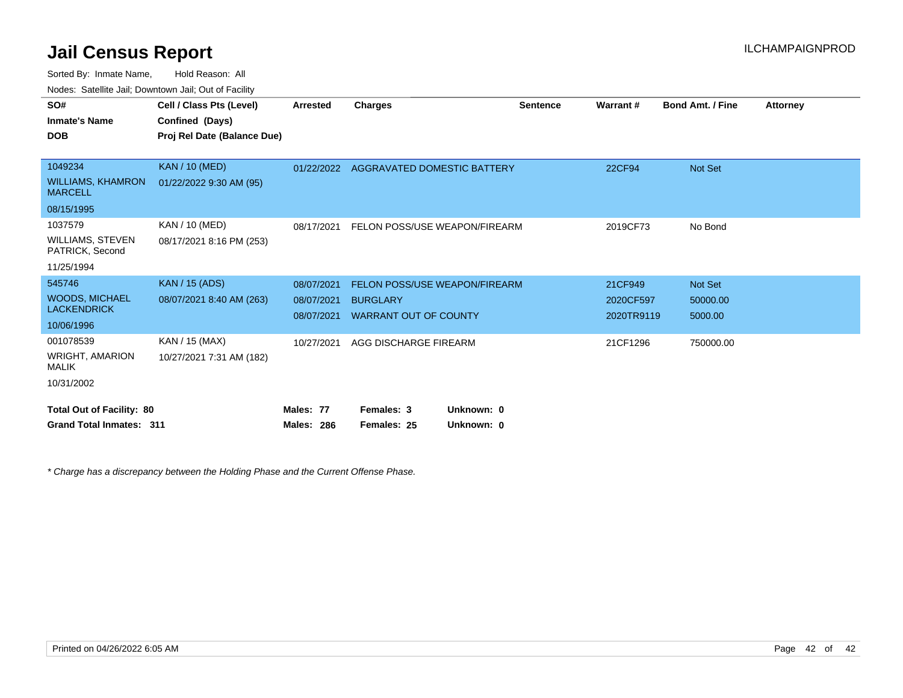# Jail Census Report

ILCHAMPAIGNPROD

Sorted By: Inmate Name, Hold Reason: All

Nodes: Satellite Jail; Downtown Jail; Out of Facility

| SO# / Inmate's Name / DOB | Cell / Class Pts (Level) / Confined (Days) / Proj Rel Date (Balance Due) | Arrested | Charges | Sentence | Warrant # | Bond Amt. / Fine | Attorney |
|---|---|---|---|---|---|---|---|
| 1049234<br>WILLIAMS, KHAMRON MARCELL<br>08/15/1995 | KAN / 10 (MED)<br>01/22/2022 9:30 AM (95) | 01/22/2022 | AGGRAVATED DOMESTIC BATTERY | | 22CF94 | Not Set | |
| 1037579<br>WILLIAMS, STEVEN PATRICK, Second<br>11/25/1994 | KAN / 10 (MED)<br>08/17/2021 8:16 PM (253) | 08/17/2021 | FELON POSS/USE WEAPON/FIREARM | | 2019CF73 | No Bond | |
| 545746<br>WOODS, MICHAEL LACKENDRICK<br>10/06/1996 | KAN / 15 (ADS)<br>08/07/2021 8:40 AM (263) | 08/07/2021<br>08/07/2021<br>08/07/2021 | FELON POSS/USE WEAPON/FIREARM<br>BURGLARY<br>WARRANT OUT OF COUNTY | | 21CF949<br>2020CF597<br>2020TR9119 | Not Set<br>50000.00<br>5000.00 | |
| 001078539<br>WRIGHT, AMARION MALIK<br>10/31/2002 | KAN / 15 (MAX)<br>10/27/2021 7:31 AM (182) | 10/27/2021 | AGG DISCHARGE FIREARM | | 21CF1296 | 750000.00 | |

**Total Out of Facility: 80** **Males: 77** **Females: 3** **Unknown: 0**

**Grand Total Inmates: 311** **Males: 286** **Females: 25** **Unknown: 0**

*\* Charge has a discrepancy between the Holding Phase and the Current Offense Phase.*

Printed on 04/26/2022 6:05 AM